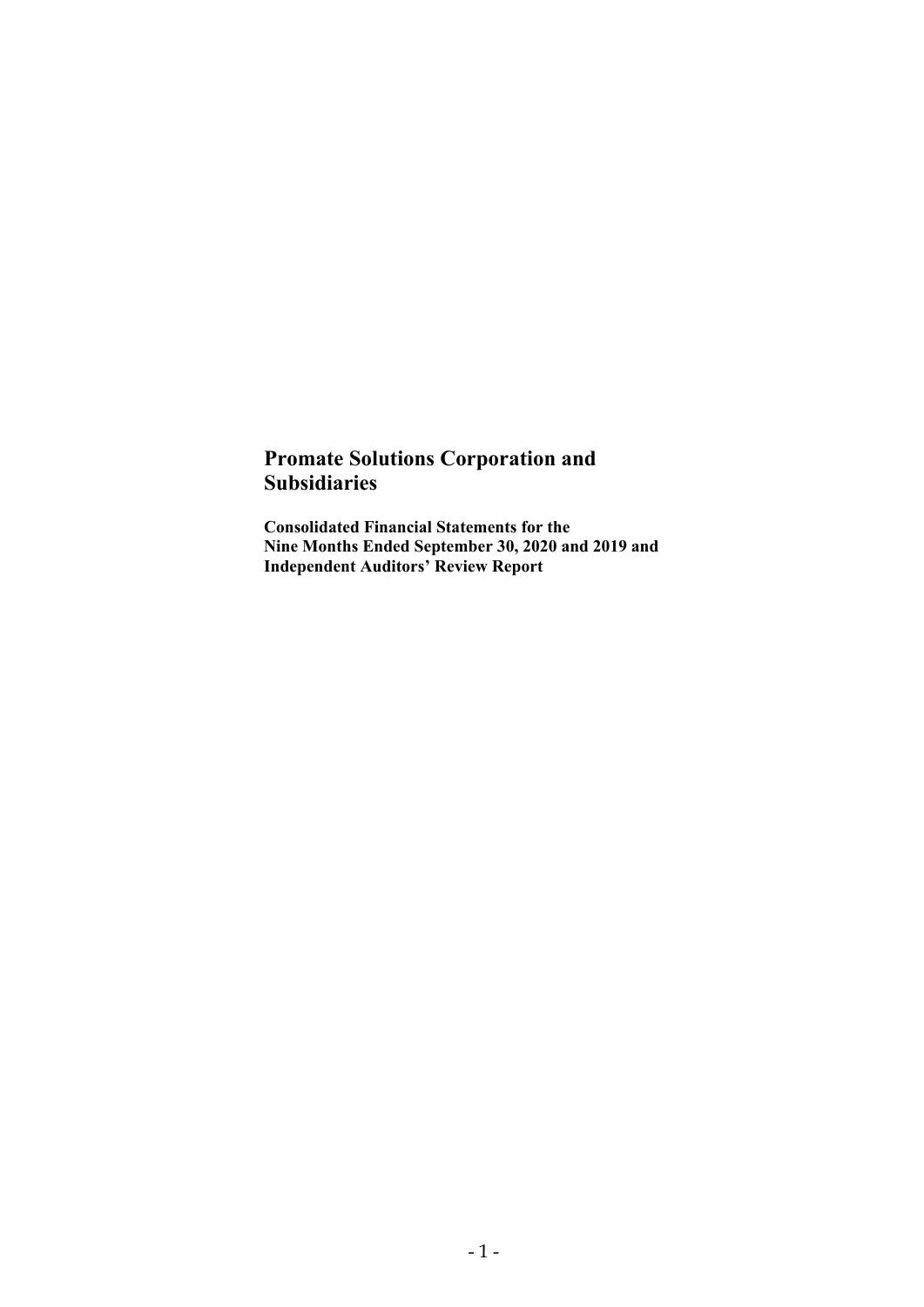# Promate Solutions Corporation and Subsidiaries

**Consolidated Financial Statements for the Nine Months Ended September 30, 2020 and 2019 and Independent Auditors' Review Report**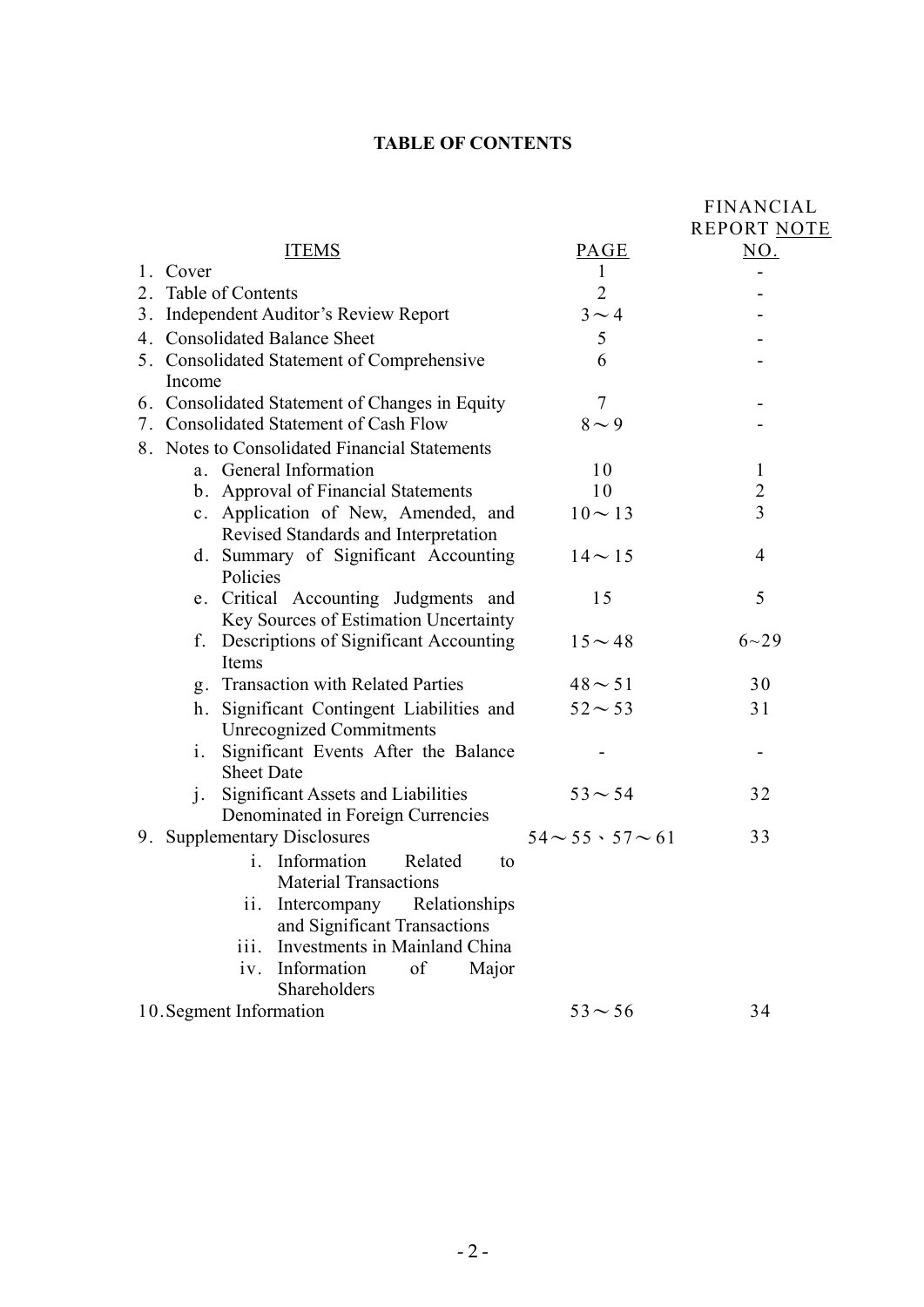# TABLE OF CONTENTS

| ITEMS | PAGE | FINANCIAL REPORT NOTE NO. |
|---|---|---|
| 1. Cover | 1 | - |
| 2. Table of Contents | 2 | - |
| 3. Independent Auditor's Review Report | 3～4 | - |
| 4. Consolidated Balance Sheet | 5 | - |
| 5. Consolidated Statement of Comprehensive Income | 6 | - |
| 6. Consolidated Statement of Changes in Equity | 7 | - |
| 7. Consolidated Statement of Cash Flow | 8～9 | - |
| 8. Notes to Consolidated Financial Statements | | |
| a. General Information | 10 | 1 |
| b. Approval of Financial Statements | 10 | 2 |
| c. Application of New, Amended, and Revised Standards and Interpretation | 10～13 | 3 |
| d. Summary of Significant Accounting Policies | 14～15 | 4 |
| e. Critical Accounting Judgments and Key Sources of Estimation Uncertainty | 15 | 5 |
| f. Descriptions of Significant Accounting Items | 15～48 | 6~29 |
| g. Transaction with Related Parties | 48～51 | 30 |
| h. Significant Contingent Liabilities and Unrecognized Commitments | 52～53 | 31 |
| i. Significant Events After the Balance Sheet Date | - | - |
| j. Significant Assets and Liabilities Denominated in Foreign Currencies | 53～54 | 32 |
| 9. Supplementary Disclosures | 54～55、57～61 | 33 |
| i. Information Related to Material Transactions | | |
| ii. Intercompany Relationships and Significant Transactions | | |
| iii. Investments in Mainland China | | |
| iv. Information of Major Shareholders | | |
| 10. Segment Information | 53～56 | 34 |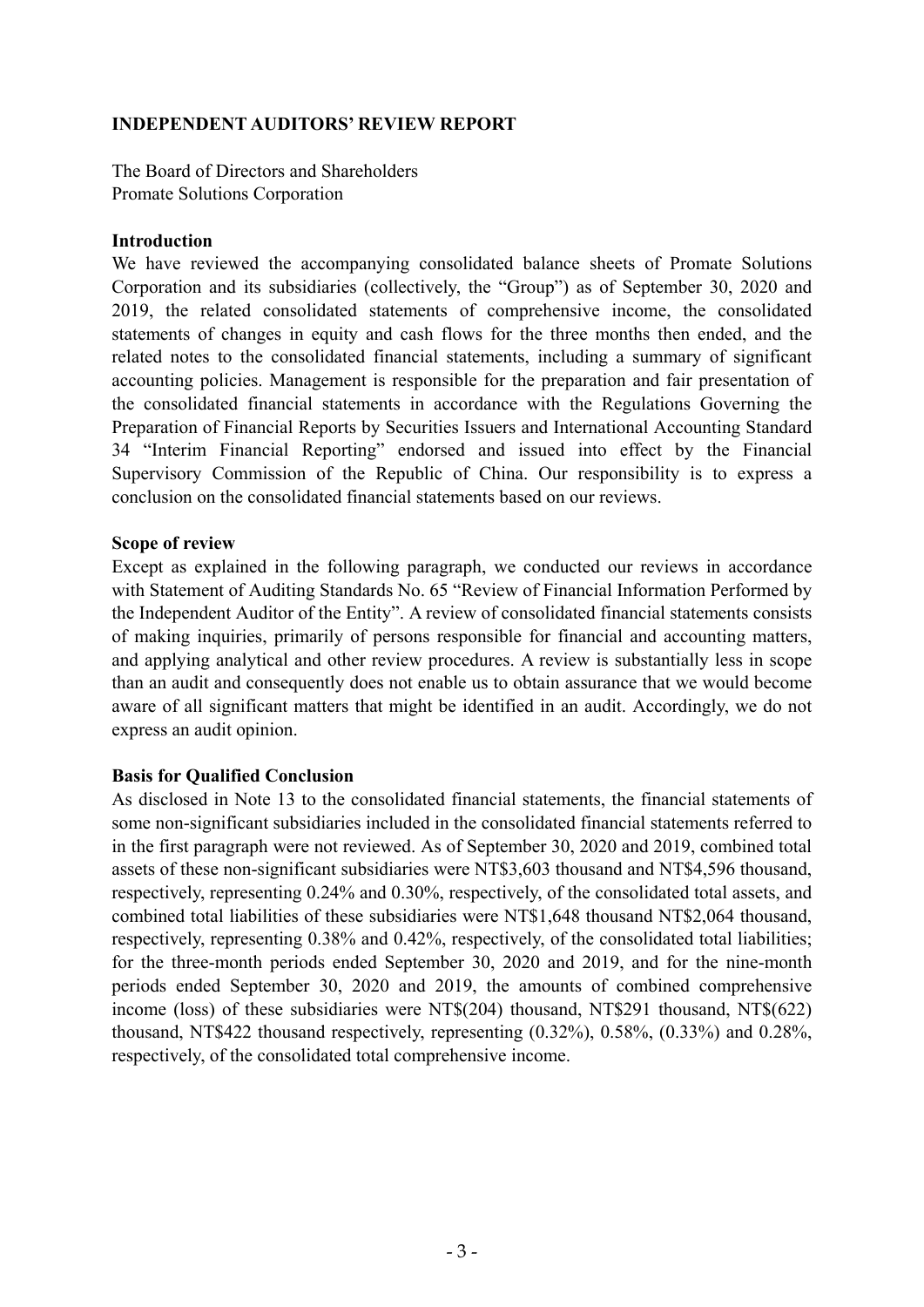**INDEPENDENT AUDITORS' REVIEW REPORT**

The Board of Directors and Shareholders
Promate Solutions Corporation

**Introduction**

We have reviewed the accompanying consolidated balance sheets of Promate Solutions Corporation and its subsidiaries (collectively, the "Group") as of September 30, 2020 and 2019, the related consolidated statements of comprehensive income, the consolidated statements of changes in equity and cash flows for the three months then ended, and the related notes to the consolidated financial statements, including a summary of significant accounting policies. Management is responsible for the preparation and fair presentation of the consolidated financial statements in accordance with the Regulations Governing the Preparation of Financial Reports by Securities Issuers and International Accounting Standard 34 "Interim Financial Reporting" endorsed and issued into effect by the Financial Supervisory Commission of the Republic of China. Our responsibility is to express a conclusion on the consolidated financial statements based on our reviews.

**Scope of review**

Except as explained in the following paragraph, we conducted our reviews in accordance with Statement of Auditing Standards No. 65 "Review of Financial Information Performed by the Independent Auditor of the Entity". A review of consolidated financial statements consists of making inquiries, primarily of persons responsible for financial and accounting matters, and applying analytical and other review procedures. A review is substantially less in scope than an audit and consequently does not enable us to obtain assurance that we would become aware of all significant matters that might be identified in an audit. Accordingly, we do not express an audit opinion.

**Basis for Qualified Conclusion**

As disclosed in Note 13 to the consolidated financial statements, the financial statements of some non-significant subsidiaries included in the consolidated financial statements referred to in the first paragraph were not reviewed. As of September 30, 2020 and 2019, combined total assets of these non-significant subsidiaries were NT$3,603 thousand and NT$4,596 thousand, respectively, representing 0.24% and 0.30%, respectively, of the consolidated total assets, and combined total liabilities of these subsidiaries were NT$1,648 thousand NT$2,064 thousand, respectively, representing 0.38% and 0.42%, respectively, of the consolidated total liabilities; for the three-month periods ended September 30, 2020 and 2019, and for the nine-month periods ended September 30, 2020 and 2019, the amounts of combined comprehensive income (loss) of these subsidiaries were NT$(204) thousand, NT$291 thousand, NT$(622) thousand, NT$422 thousand respectively, representing (0.32%), 0.58%, (0.33%) and 0.28%, respectively, of the consolidated total comprehensive income.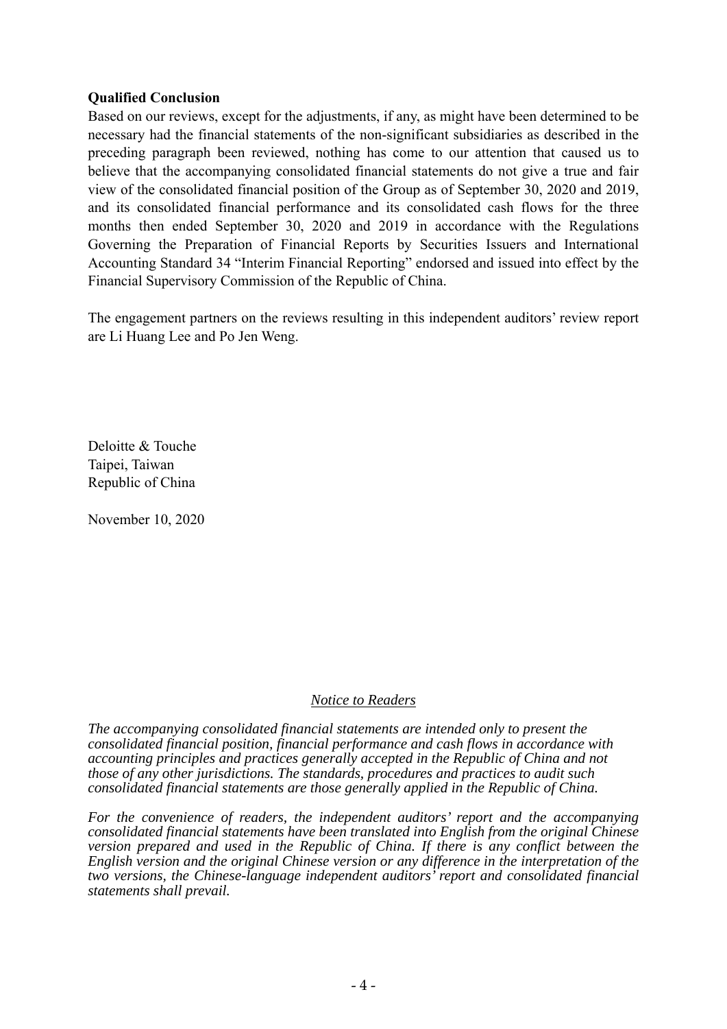**Qualified Conclusion**

Based on our reviews, except for the adjustments, if any, as might have been determined to be necessary had the financial statements of the non-significant subsidiaries as described in the preceding paragraph been reviewed, nothing has come to our attention that caused us to believe that the accompanying consolidated financial statements do not give a true and fair view of the consolidated financial position of the Group as of September 30, 2020 and 2019, and its consolidated financial performance and its consolidated cash flows for the three months then ended September 30, 2020 and 2019 in accordance with the Regulations Governing the Preparation of Financial Reports by Securities Issuers and International Accounting Standard 34 “Interim Financial Reporting” endorsed and issued into effect by the Financial Supervisory Commission of the Republic of China.

The engagement partners on the reviews resulting in this independent auditors’ review report are Li Huang Lee and Po Jen Weng.

Deloitte & Touche
Taipei, Taiwan
Republic of China

November 10, 2020

*Notice to Readers*

*The accompanying consolidated financial statements are intended only to present the consolidated financial position, financial performance and cash flows in accordance with accounting principles and practices generally accepted in the Republic of China and not those of any other jurisdictions. The standards, procedures and practices to audit such consolidated financial statements are those generally applied in the Republic of China.*

*For the convenience of readers, the independent auditors’ report and the accompanying consolidated financial statements have been translated into English from the original Chinese version prepared and used in the Republic of China. If there is any conflict between the English version and the original Chinese version or any difference in the interpretation of the two versions, the Chinese-language independent auditors’ report and consolidated financial statements shall prevail.*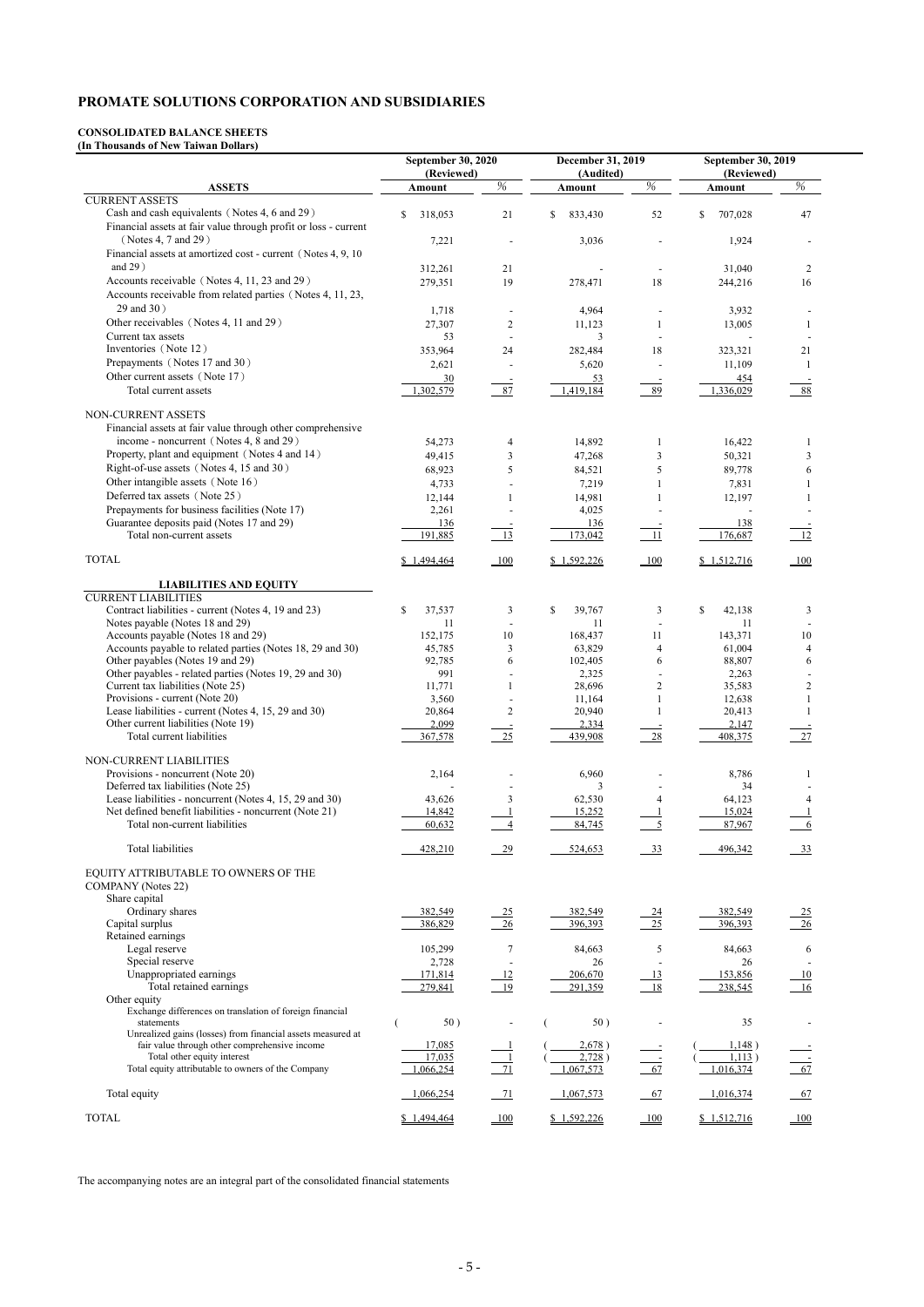# PROMATE SOLUTIONS CORPORATION AND SUBSIDIARIES

**CONSOLIDATED BALANCE SHEETS**
**(In Thousands of New Taiwan Dollars)**

| | September 30, 2020 (Reviewed) | | December 31, 2019 (Audited) | | September 30, 2019 (Reviewed) | |
|---|---|---|---|---|---|---|
| **ASSETS** | **Amount** | **%** | **Amount** | **%** | **Amount** | **%** |
| CURRENT ASSETS | | | | | | |
| Cash and cash equivalents（Notes 4, 6 and 29） | $ 318,053 | 21 | $ 833,430 | 52 | $ 707,028 | 47 |
| Financial assets at fair value through profit or loss - current（Notes 4, 7 and 29） | 7,221 | - | 3,036 | - | 1,924 | - |
| Financial assets at amortized cost - current（Notes 4, 9, 10 and 29） | 312,261 | 21 | - | - | 31,040 | 2 |
| Accounts receivable（Notes 4, 11, 23 and 29） | 279,351 | 19 | 278,471 | 18 | 244,216 | 16 |
| Accounts receivable from related parties（Notes 4, 11, 23, 29 and 30） | 1,718 | - | 4,964 | - | 3,932 | - |
| Other receivables（Notes 4, 11 and 29） | 27,307 | 2 | 11,123 | 1 | 13,005 | 1 |
| Current tax assets | 53 | - | 3 | - | - | - |
| Inventories（Note 12） | 353,964 | 24 | 282,484 | 18 | 323,321 | 21 |
| Prepayments（Notes 17 and 30） | 2,621 | - | 5,620 | - | 11,109 | 1 |
| Other current assets（Note 17） | 30 | - | 53 | - | 454 | - |
| Total current assets | 1,302,579 | 87 | 1,419,184 | 89 | 1,336,029 | 88 |
| NON-CURRENT ASSETS | | | | | | |
| Financial assets at fair value through other comprehensive income - noncurrent（Notes 4, 8 and 29） | 54,273 | 4 | 14,892 | 1 | 16,422 | 1 |
| Property, plant and equipment（Notes 4 and 14） | 49,415 | 3 | 47,268 | 3 | 50,321 | 3 |
| Right-of-use assets（Notes 4, 15 and 30） | 68,923 | 5 | 84,521 | 5 | 89,778 | 6 |
| Other intangible assets（Note 16） | 4,733 | - | 7,219 | 1 | 7,831 | 1 |
| Deferred tax assets（Note 25） | 12,144 | 1 | 14,981 | 1 | 12,197 | 1 |
| Prepayments for business facilities (Note 17) | 2,261 | - | 4,025 | - | - | - |
| Guarantee deposits paid (Notes 17 and 29) | 136 | - | 136 | - | 138 | - |
| Total non-current assets | 191,885 | 13 | 173,042 | 11 | 176,687 | 12 |
| TOTAL | $ 1,494,464 | 100 | $ 1,592,226 | 100 | $ 1,512,716 | 100 |
| **LIABILITIES AND EQUITY** | | | | | | |
| CURRENT LIABILITIES | | | | | | |
| Contract liabilities - current (Notes 4, 19 and 23) | $ 37,537 | 3 | $ 39,767 | 3 | $ 42,138 | 3 |
| Notes payable (Notes 18 and 29) | 11 | - | 11 | - | 11 | - |
| Accounts payable (Notes 18 and 29) | 152,175 | 10 | 168,437 | 11 | 143,371 | 10 |
| Accounts payable to related parties (Notes 18, 29 and 30) | 45,785 | 3 | 63,829 | 4 | 61,004 | 4 |
| Other payables (Notes 19 and 29) | 92,785 | 6 | 102,405 | 6 | 88,807 | 6 |
| Other payables - related parties (Notes 19, 29 and 30) | 991 | - | 2,325 | - | 2,263 | - |
| Current tax liabilities (Note 25) | 11,771 | 1 | 28,696 | 2 | 35,583 | 2 |
| Provisions - current (Note 20) | 3,560 | - | 11,164 | 1 | 12,638 | 1 |
| Lease liabilities - current (Notes 4, 15, 29 and 30) | 20,864 | 2 | 20,940 | 1 | 20,413 | 1 |
| Other current liabilities (Note 19) | 2,099 | - | 2,334 | - | 2,147 | - |
| Total current liabilities | 367,578 | 25 | 439,908 | 28 | 408,375 | 27 |
| NON-CURRENT LIABILITIES | | | | | | |
| Provisions - noncurrent (Note 20) | 2,164 | - | 6,960 | - | 8,786 | 1 |
| Deferred tax liabilities (Note 25) | - | - | 3 | - | 34 | - |
| Lease liabilities - noncurrent (Notes 4, 15, 29 and 30) | 43,626 | 3 | 62,530 | 4 | 64,123 | 4 |
| Net defined benefit liabilities - noncurrent (Note 21) | 14,842 | 1 | 15,252 | 1 | 15,024 | 1 |
| Total non-current liabilities | 60,632 | 4 | 84,745 | 5 | 87,967 | 6 |
| Total liabilities | 428,210 | 29 | 524,653 | 33 | 496,342 | 33 |
| EQUITY ATTRIBUTABLE TO OWNERS OF THE COMPANY (Notes 22) | | | | | | |
| Share capital | | | | | | |
| Ordinary shares | 382,549 | 25 | 382,549 | 24 | 382,549 | 25 |
| Capital surplus | 386,829 | 26 | 396,393 | 25 | 396,393 | 26 |
| Retained earnings | | | | | | |
| Legal reserve | 105,299 | 7 | 84,663 | 5 | 84,663 | 6 |
| Special reserve | 2,728 | - | 26 | - | 26 | - |
| Unappropriated earnings | 171,814 | 12 | 206,670 | 13 | 153,856 | 10 |
| Total retained earnings | 279,841 | 19 | 291,359 | 18 | 238,545 | 16 |
| Other equity | | | | | | |
| Exchange differences on translation of foreign financial statements | ( 50 ) | - | ( 50 ) | - | 35 | - |
| Unrealized gains (losses) from financial assets measured at fair value through other comprehensive income | 17,085 | 1 | ( 2,678 ) | - | ( 1,148 ) | - |
| Total other equity interest | 17,035 | 1 | ( 2,728 ) | - | ( 1,113 ) | - |
| Total equity attributable to owners of the Company | 1,066,254 | 71 | 1,067,573 | 67 | 1,016,374 | 67 |
| Total equity | 1,066,254 | 71 | 1,067,573 | 67 | 1,016,374 | 67 |
| TOTAL | $ 1,494,464 | 100 | $ 1,592,226 | 100 | $ 1,512,716 | 100 |

The accompanying notes are an integral part of the consolidated financial statements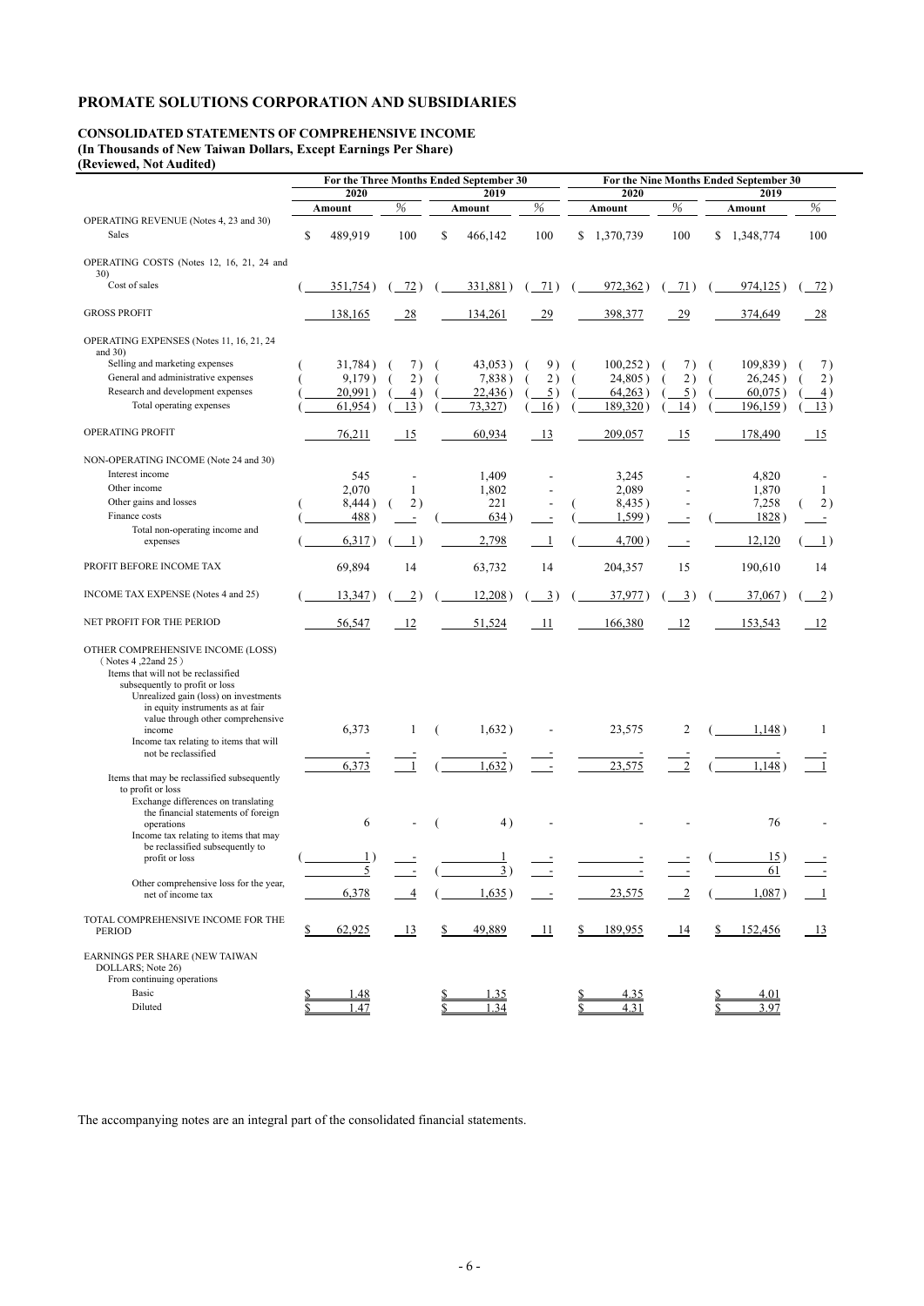# PROMATE SOLUTIONS CORPORATION AND SUBSIDIARIES

**CONSOLIDATED STATEMENTS OF COMPREHENSIVE INCOME**
**(In Thousands of New Taiwan Dollars, Except Earnings Per Share)**
**(Reviewed, Not Audited)**

| | For the Three Months Ended September 30 | | | | For the Nine Months Ended September 30 | | | |
|---|---|---|---|---|---|---|---|---|
| | 2020 | | 2019 | | 2020 | | 2019 | |
| | Amount | % | Amount | % | Amount | % | Amount | % |
| OPERATING REVENUE (Notes 4, 23 and 30) | | | | | | | | |
| Sales | $ 489,919 | 100 | $ 466,142 | 100 | $ 1,370,739 | 100 | $ 1,348,774 | 100 |
| OPERATING COSTS (Notes 12, 16, 21, 24 and 30) | | | | | | | | |
| Cost of sales | ( 351,754 ) | ( 72 ) | ( 331,881 ) | ( 71 ) | ( 972,362 ) | ( 71 ) | ( 974,125 ) | ( 72 ) |
| GROSS PROFIT | 138,165 | 28 | 134,261 | 29 | 398,377 | 29 | 374,649 | 28 |
| OPERATING EXPENSES (Notes 11, 16, 21, 24 and 30) | | | | | | | | |
| Selling and marketing expenses | ( 31,784 ) | ( 7 ) | ( 43,053 ) | ( 9 ) | ( 100,252 ) | ( 7 ) | ( 109,839 ) | ( 7 ) |
| General and administrative expenses | ( 9,179 ) | ( 2 ) | ( 7,838 ) | ( 2 ) | ( 24,805 ) | ( 2 ) | ( 26,245 ) | ( 2 ) |
| Research and development expenses | ( 20,991 ) | ( 4 ) | ( 22,436 ) | ( 5 ) | ( 64,263 ) | ( 5 ) | ( 60,075 ) | ( 4 ) |
| Total operating expenses | ( 61,954 ) | ( 13 ) | ( 73,327) | ( 16 ) | ( 189,320 ) | ( 14 ) | ( 196,159 ) | ( 13 ) |
| OPERATING PROFIT | 76,211 | 15 | 60,934 | 13 | 209,057 | 15 | 178,490 | 15 |
| NON-OPERATING INCOME (Note 24 and 30) | | | | | | | | |
| Interest income | 545 | - | 1,409 | - | 3,245 | - | 4,820 | - |
| Other income | 2,070 | 1 | 1,802 | - | 2,089 | - | 1,870 | 1 |
| Other gains and losses | ( 8,444 ) | ( 2 ) | 221 | - | ( 8,435 ) | - | 7,258 | ( 2 ) |
| Finance costs | ( 488 ) | - | ( 634 ) | - | ( 1,599 ) | - | ( 1828 ) | - |
| Total non-operating income and expenses | ( 6,317 ) | ( 1 ) | 2,798 | 1 | ( 4,700 ) | - | 12,120 | ( 1 ) |
| PROFIT BEFORE INCOME TAX | 69,894 | 14 | 63,732 | 14 | 204,357 | 15 | 190,610 | 14 |
| INCOME TAX EXPENSE (Notes 4 and 25) | ( 13,347 ) | ( 2 ) | ( 12,208 ) | ( 3 ) | ( 37,977 ) | ( 3 ) | ( 37,067 ) | ( 2 ) |
| NET PROFIT FOR THE PERIOD | 56,547 | 12 | 51,524 | 11 | 166,380 | 12 | 153,543 | 12 |
| OTHER COMPREHENSIVE INCOME (LOSS) ( Notes 4 ,22and 25 ) | | | | | | | | |
| Items that will not be reclassified subsequently to profit or loss | | | | | | | | |
| Unrealized gain (loss) on investments in equity instruments as at fair value through other comprehensive income | 6,373 | 1 | ( 1,632 ) | - | 23,575 | 2 | ( 1,148 ) | 1 |
| Income tax relating to items that will not be reclassified | - | - | - | - | - | - | - | - |
| | 6,373 | 1 | ( 1,632 ) | - | 23,575 | 2 | ( 1,148 ) | 1 |
| Items that may be reclassified subsequently to profit or loss | | | | | | | | |
| Exchange differences on translating the financial statements of foreign operations | 6 | - | ( 4 ) | - | - | - | 76 | - |
| Income tax relating to items that may be reclassified subsequently to profit or loss | ( 1 ) | - | 1 | - | - | - | ( 15 ) | - |
| | 5 | - | ( 3 ) | - | - | - | 61 | - |
| Other comprehensive loss for the year, net of income tax | 6,378 | 4 | ( 1,635 ) | - | 23,575 | 2 | ( 1,087 ) | 1 |
| TOTAL COMPREHENSIVE INCOME FOR THE PERIOD | $ 62,925 | 13 | $ 49,889 | 11 | $ 189,955 | 14 | $ 152,456 | 13 |
| EARNINGS PER SHARE (NEW TAIWAN DOLLARS; Note 26) | | | | | | | | |
| From continuing operations | | | | | | | | |
| Basic | $ 1.48 | | $ 1.35 | | $ 4.35 | | $ 4.01 | |
| Diluted | $ 1.47 | | $ 1.34 | | $ 4.31 | | $ 3.97 | |

The accompanying notes are an integral part of the consolidated financial statements.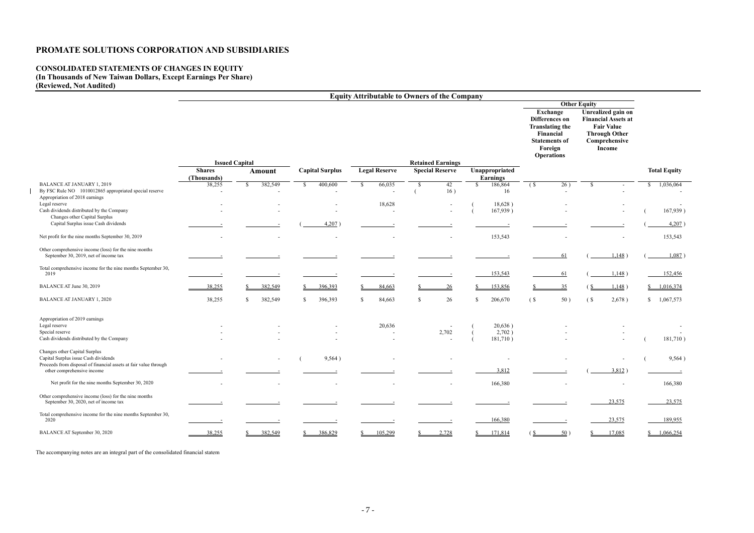# PROMATE SOLUTIONS CORPORATION AND SUBSIDIARIES

## CONSOLIDATED STATEMENTS OF CHANGES IN EQUITY
**(In Thousands of New Taiwan Dollars, Except Earnings Per Share)**
**(Reviewed, Not Audited)**

| | Equity Attributable to Owners of the Company | | | | | | | | | |
|---|---|---|---|---|---|---|---|---|---|
| | | | | | | | Other Equity | | |
| | Issued Capital | | | Retained Earnings | | | Exchange Differences on Translating the Financial Statements of Foreign Operations | Unrealized gain on Financial Assets at Fair Value Through Other Comprehensive Income | |
| | Shares (Thousands) | Amount | Capital Surplus | Legal Reserve | Special Reserve | Unappropriated Earnings | | | Total Equity |
| BALANCE AT JANUARY 1, 2019 | 38,255 | $ 382,549 | $ 400,600 | $ 66,035 | $ 42 | $ 186,864 | ( $ 26 ) | $ - | $ 1,036,064 |
| By FSC Rule NO 1010012865 appropriated special reserve | - | - | - | - | ( 16 ) | 16 | - | - | - |
| Appropriation of 2018 earnings | | | | | | | | | |
| Legal reserve | - | - | - | 18,628 | - | ( 18,628 ) | - | - | - |
| Cash dividends distributed by the Company | - | - | - | - | - | ( 167,939 ) | - | - | ( 167,939 ) |
| Changes other Capital Surplus | | | | | | | | | |
| Capital Surplus issue Cash dividends | - | - | ( 4,207 ) | - | - | - | - | - | ( 4,207 ) |
| Net profit for the nine months September 30, 2019 | - | - | - | - | - | 153,543 | - | - | 153,543 |
| Other comprehensive income (loss) for the nine months September 30, 2019, net of income tax | - | - | - | - | - | - | 61 | ( 1,148 ) | ( 1,087 ) |
| Total comprehensive income for the nine months September 30, 2019 | - | - | - | - | - | 153,543 | 61 | ( 1,148 ) | 152,456 |
| BALANCE AT June 30, 2019 | 38,255 | $ 382,549 | $ 396,393 | $ 84,663 | $ 26 | $ 153,856 | $ 35 | ( $ 1,148 ) | $ 1,016,374 |
| BALANCE AT JANUARY 1, 2020 | 38,255 | $ 382,549 | $ 396,393 | $ 84,663 | $ 26 | $ 206,670 | ( $ 50 ) | ( $ 2,678 ) | $ 1,067,573 |
| Appropriation of 2019 earnings | | | | | | | | | |
| Legal reserve | - | - | - | 20,636 | - | ( 20,636 ) | - | - | - |
| Special reserve | - | - | - | - | 2,702 | ( 2,702 ) | - | - | - |
| Cash dividends distributed by the Company | - | - | - | - | - | ( 181,710 ) | - | - | ( 181,710 ) |
| Changes other Capital Surplus | | | | | | | | | |
| Capital Surplus issue Cash dividends | - | - | ( 9,564 ) | - | - | - | - | - | ( 9,564 ) |
| Proceeds from disposal of financial assets at fair value through other comprehensive income | - | - | - | - | - | 3,812 | - | ( 3,812 ) | - |
| Net profit for the nine months September 30, 2020 | - | - | - | - | - | 166,380 | - | - | 166,380 |
| Other comprehensive income (loss) for the nine months September 30, 2020, net of income tax | - | - | - | - | - | - | - | 23,575 | 23,575 |
| Total comprehensive income for the nine months September 30, 2020 | - | - | - | - | - | 166,380 | - | 23,575 | 189,955 |
| BALANCE AT September 30, 2020 | 38,255 | $ 382,549 | $ 386,829 | $ 105,299 | $ 2,728 | $ 171,814 | ( $ 50 ) | $ 17,085 | $ 1,066,254 |

The accompanying notes are an integral part of the consolidated financial statem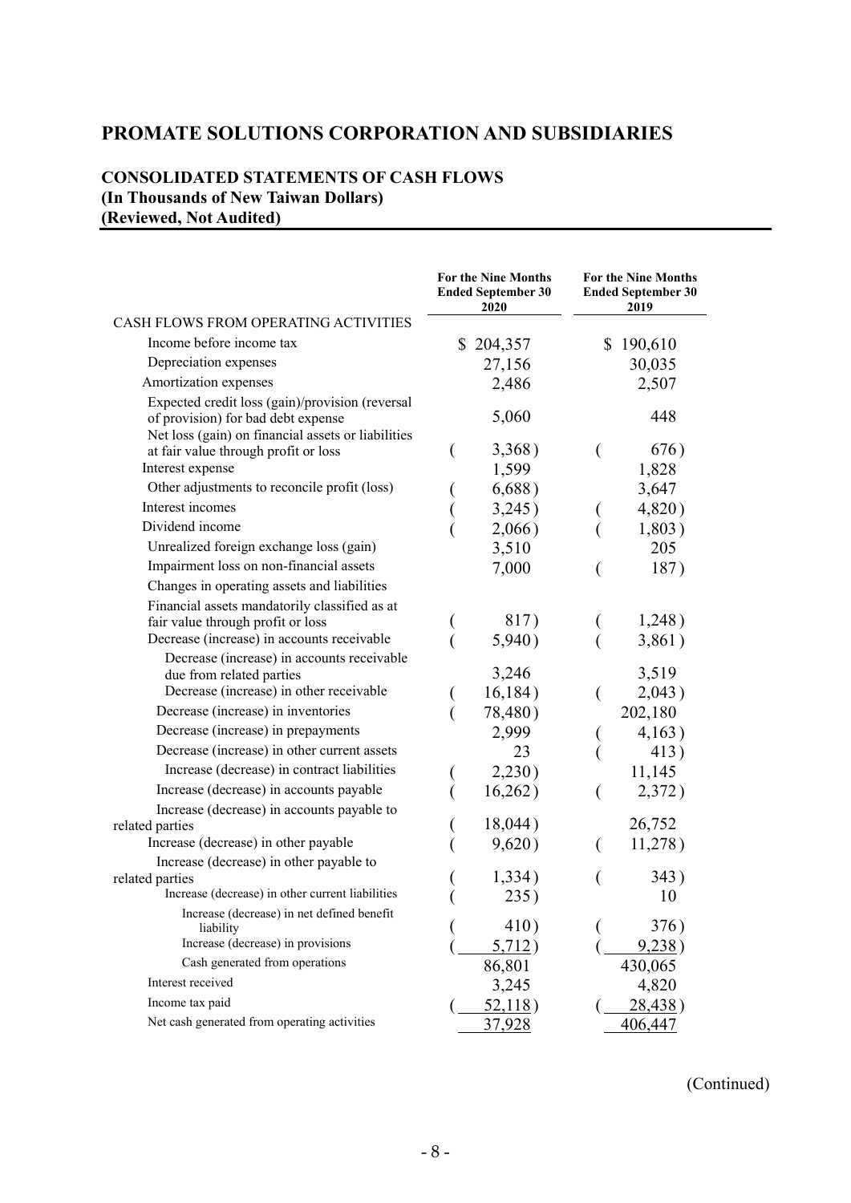# PROMATE SOLUTIONS CORPORATION AND SUBSIDIARIES

## CONSOLIDATED STATEMENTS OF CASH FLOWS
**(In Thousands of New Taiwan Dollars)**
**(Reviewed, Not Audited)**

| | For the Nine Months Ended September 30 2020 | For the Nine Months Ended September 30 2019 |
|---|---|---|
| CASH FLOWS FROM OPERATING ACTIVITIES | | |
| Income before income tax | $ 204,357 | $ 190,610 |
| Depreciation expenses | 27,156 | 30,035 |
| Amortization expenses | 2,486 | 2,507 |
| Expected credit loss (gain)/provision (reversal of provision) for bad debt expense | 5,060 | 448 |
| Net loss (gain) on financial assets or liabilities at fair value through profit or loss | ( 3,368 ) | ( 676 ) |
| Interest expense | 1,599 | 1,828 |
| Other adjustments to reconcile profit (loss) | ( 6,688 ) | 3,647 |
| Interest incomes | ( 3,245 ) | ( 4,820 ) |
| Dividend income | ( 2,066 ) | ( 1,803 ) |
| Unrealized foreign exchange loss (gain) | 3,510 | 205 |
| Impairment loss on non-financial assets | 7,000 | ( 187 ) |
| Changes in operating assets and liabilities | | |
| Financial assets mandatorily classified as at fair value through profit or loss | ( 817 ) | ( 1,248 ) |
| Decrease (increase) in accounts receivable | ( 5,940 ) | ( 3,861 ) |
| Decrease (increase) in accounts receivable due from related parties | 3,246 | 3,519 |
| Decrease (increase) in other receivable | ( 16,184 ) | ( 2,043 ) |
| Decrease (increase) in inventories | ( 78,480 ) | 202,180 |
| Decrease (increase) in prepayments | 2,999 | ( 4,163 ) |
| Decrease (increase) in other current assets | 23 | ( 413 ) |
| Increase (decrease) in contract liabilities | ( 2,230 ) | 11,145 |
| Increase (decrease) in accounts payable | ( 16,262 ) | ( 2,372 ) |
| Increase (decrease) in accounts payable to related parties | ( 18,044 ) | 26,752 |
| Increase (decrease) in other payable | ( 9,620 ) | ( 11,278 ) |
| Increase (decrease) in other payable to related parties | ( 1,334 ) | ( 343 ) |
| Increase (decrease) in other current liabilities | ( 235 ) | 10 |
| Increase (decrease) in net defined benefit liability | ( 410 ) | ( 376 ) |
| Increase (decrease) in provisions | ( 5,712 ) | ( 9,238 ) |
| Cash generated from operations | 86,801 | 430,065 |
| Interest received | 3,245 | 4,820 |
| Income tax paid | ( 52,118 ) | ( 28,438 ) |
| Net cash generated from operating activities | 37,928 | 406,447 |

(Continued)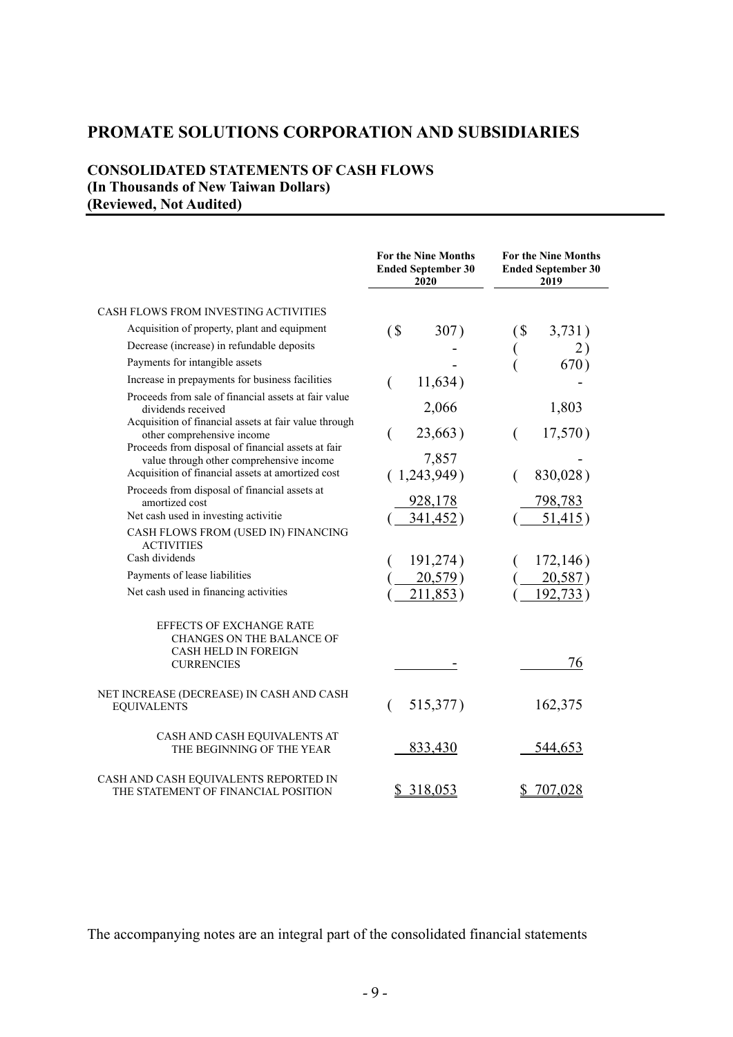# PROMATE SOLUTIONS CORPORATION AND SUBSIDIARIES

## CONSOLIDATED STATEMENTS OF CASH FLOWS
**(In Thousands of New Taiwan Dollars)**
**(Reviewed, Not Audited)**

| | For the Nine Months Ended September 30 2020 | For the Nine Months Ended September 30 2019 |
|---|---|---|
| CASH FLOWS FROM INVESTING ACTIVITIES | | |
| Acquisition of property, plant and equipment | ($ 307) | ($ 3,731) |
| Decrease (increase) in refundable deposits | - | ( 2) |
| Payments for intangible assets | - | ( 670) |
| Increase in prepayments for business facilities | ( 11,634) | - |
| Proceeds from sale of financial assets at fair value dividends received | 2,066 | 1,803 |
| Acquisition of financial assets at fair value through other comprehensive income | ( 23,663) | ( 17,570) |
| Proceeds from disposal of financial assets at fair value through other comprehensive income | 7,857 | - |
| Acquisition of financial assets at amortized cost | ( 1,243,949) | ( 830,028) |
| Proceeds from disposal of financial assets at amortized cost | 928,178 | 798,783 |
| Net cash used in investing activitie | ( 341,452) | ( 51,415) |
| CASH FLOWS FROM (USED IN) FINANCING ACTIVITIES | | |
| Cash dividends | ( 191,274) | ( 172,146) |
| Payments of lease liabilities | ( 20,579) | ( 20,587) |
| Net cash used in financing activities | ( 211,853) | ( 192,733) |
| EFFECTS OF EXCHANGE RATE CHANGES ON THE BALANCE OF CASH HELD IN FOREIGN CURRENCIES | - | 76 |
| NET INCREASE (DECREASE) IN CASH AND CASH EQUIVALENTS | ( 515,377) | 162,375 |
| CASH AND CASH EQUIVALENTS AT THE BEGINNING OF THE YEAR | 833,430 | 544,653 |
| CASH AND CASH EQUIVALENTS REPORTED IN THE STATEMENT OF FINANCIAL POSITION | $ 318,053 | $ 707,028 |

The accompanying notes are an integral part of the consolidated financial statements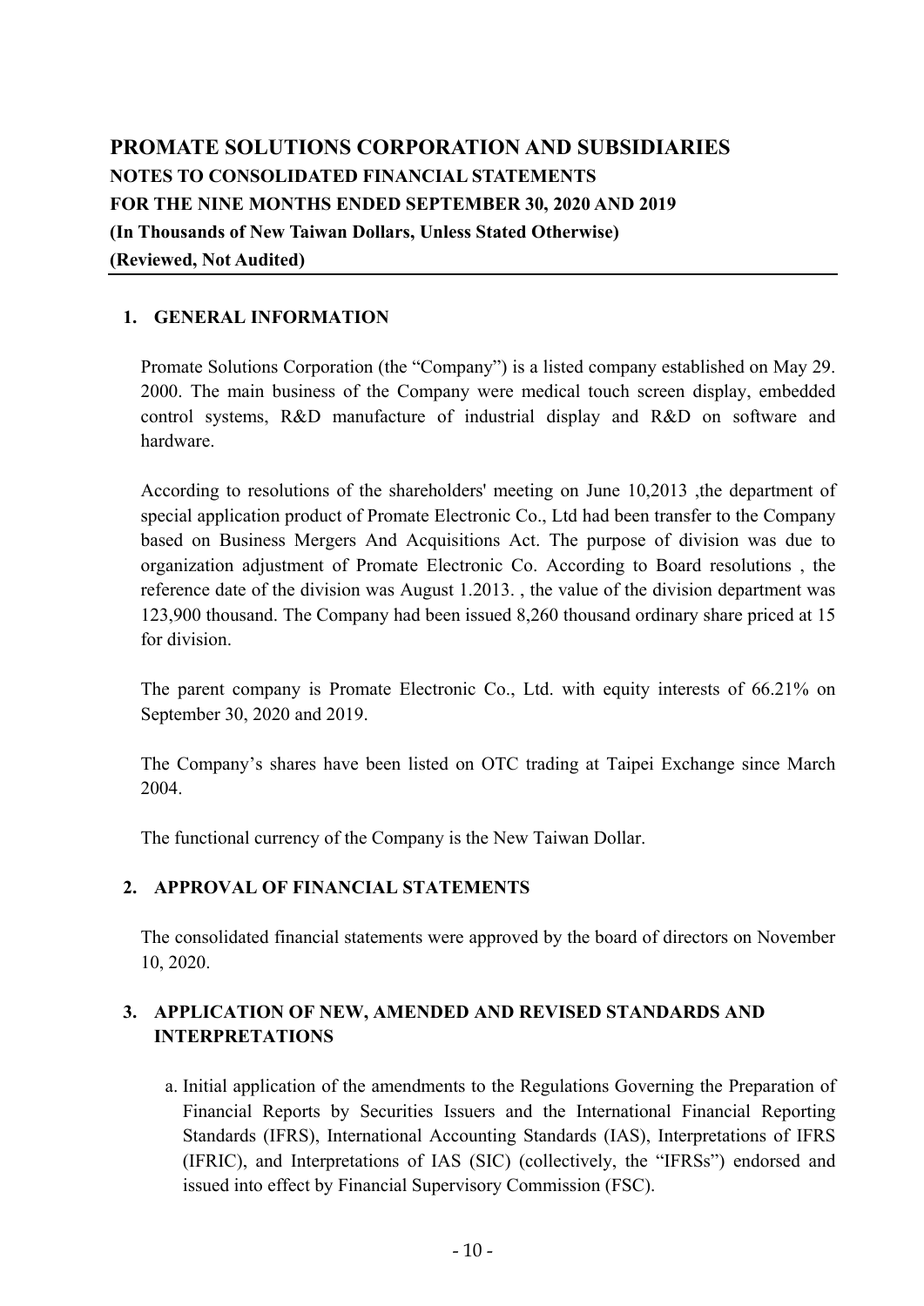# PROMATE SOLUTIONS CORPORATION AND SUBSIDIARIES

**NOTES TO CONSOLIDATED FINANCIAL STATEMENTS**
**FOR THE NINE MONTHS ENDED SEPTEMBER 30, 2020 AND 2019**
**(In Thousands of New Taiwan Dollars, Unless Stated Otherwise)**
**(Reviewed, Not Audited)**

## 1. GENERAL INFORMATION

Promate Solutions Corporation (the "Company") is a listed company established on May 29. 2000. The main business of the Company were medical touch screen display, embedded control systems, R&D manufacture of industrial display and R&D on software and hardware.

According to resolutions of the shareholders' meeting on June 10,2013 ,the department of special application product of Promate Electronic Co., Ltd had been transfer to the Company based on Business Mergers And Acquisitions Act. The purpose of division was due to organization adjustment of Promate Electronic Co. According to Board resolutions , the reference date of the division was August 1.2013. , the value of the division department was 123,900 thousand. The Company had been issued 8,260 thousand ordinary share priced at 15 for division.

The parent company is Promate Electronic Co., Ltd. with equity interests of 66.21% on September 30, 2020 and 2019.

The Company's shares have been listed on OTC trading at Taipei Exchange since March 2004.

The functional currency of the Company is the New Taiwan Dollar.

## 2. APPROVAL OF FINANCIAL STATEMENTS

The consolidated financial statements were approved by the board of directors on November 10, 2020.

## 3. APPLICATION OF NEW, AMENDED AND REVISED STANDARDS AND INTERPRETATIONS

a. Initial application of the amendments to the Regulations Governing the Preparation of Financial Reports by Securities Issuers and the International Financial Reporting Standards (IFRS), International Accounting Standards (IAS), Interpretations of IFRS (IFRIC), and Interpretations of IAS (SIC) (collectively, the "IFRSs") endorsed and issued into effect by Financial Supervisory Commission (FSC).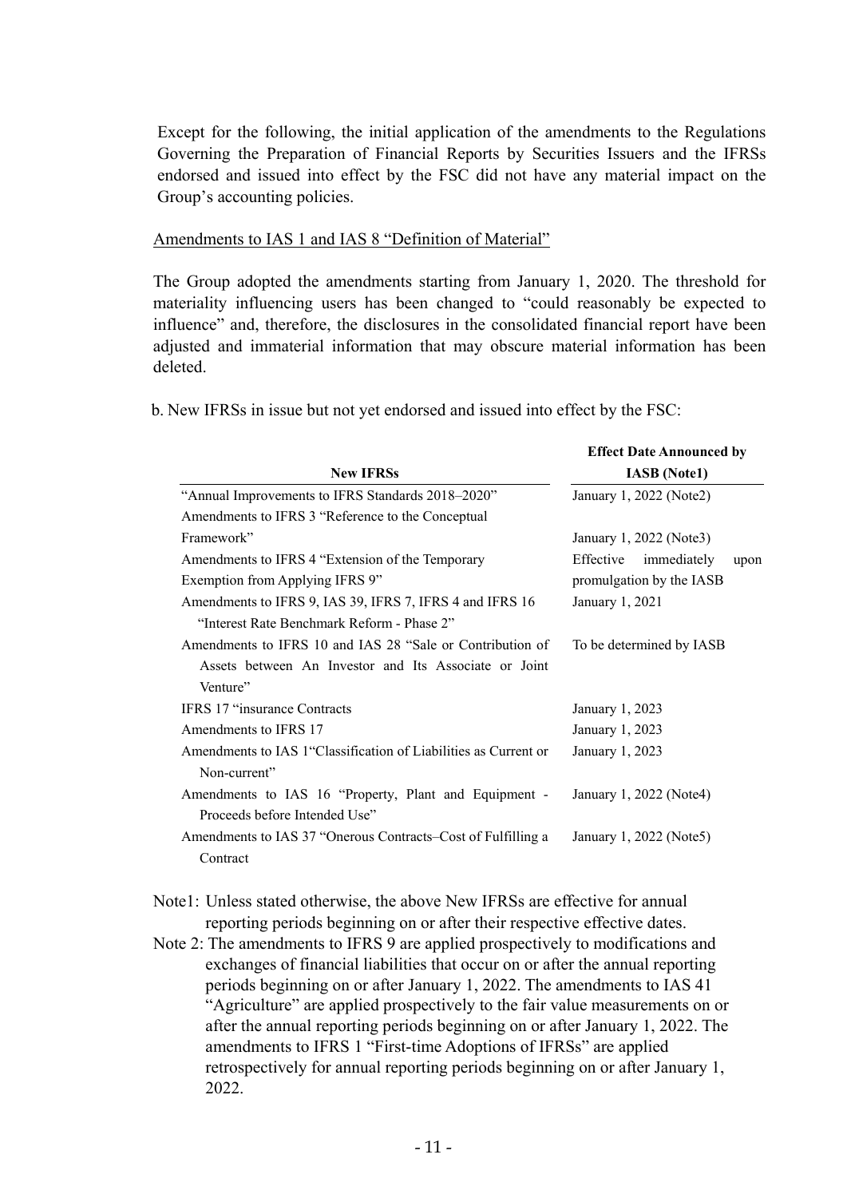Except for the following, the initial application of the amendments to the Regulations Governing the Preparation of Financial Reports by Securities Issuers and the IFRSs endorsed and issued into effect by the FSC did not have any material impact on the Group's accounting policies.

Amendments to IAS 1 and IAS 8 "Definition of Material"

The Group adopted the amendments starting from January 1, 2020. The threshold for materiality influencing users has been changed to "could reasonably be expected to influence" and, therefore, the disclosures in the consolidated financial report have been adjusted and immaterial information that may obscure material information has been deleted.

b. New IFRSs in issue but not yet endorsed and issued into effect by the FSC:

| New IFRSs | Effect Date Announced by IASB (Note1) |
|---|---|
| "Annual Improvements to IFRS Standards 2018–2020" | January 1, 2022 (Note2) |
| Amendments to IFRS 3 "Reference to the Conceptual Framework" | January 1, 2022 (Note3) |
| Amendments to IFRS 4 "Extension of the Temporary Exemption from Applying IFRS 9" | Effective immediately upon promulgation by the IASB |
| Amendments to IFRS 9, IAS 39, IFRS 7, IFRS 4 and IFRS 16 "Interest Rate Benchmark Reform - Phase 2" | January 1, 2021 |
| Amendments to IFRS 10 and IAS 28 "Sale or Contribution of Assets between An Investor and Its Associate or Joint Venture" | To be determined by IASB |
| IFRS 17 "insurance Contracts | January 1, 2023 |
| Amendments to IFRS 17 | January 1, 2023 |
| Amendments to IAS 1"Classification of Liabilities as Current or Non-current" | January 1, 2023 |
| Amendments to IAS 16 "Property, Plant and Equipment - Proceeds before Intended Use" | January 1, 2022 (Note4) |
| Amendments to IAS 37 "Onerous Contracts–Cost of Fulfilling a Contract | January 1, 2022 (Note5) |

Note1: Unless stated otherwise, the above New IFRSs are effective for annual reporting periods beginning on or after their respective effective dates.

Note 2: The amendments to IFRS 9 are applied prospectively to modifications and exchanges of financial liabilities that occur on or after the annual reporting periods beginning on or after January 1, 2022. The amendments to IAS 41 "Agriculture" are applied prospectively to the fair value measurements on or after the annual reporting periods beginning on or after January 1, 2022. The amendments to IFRS 1 "First-time Adoptions of IFRSs" are applied retrospectively for annual reporting periods beginning on or after January 1, 2022.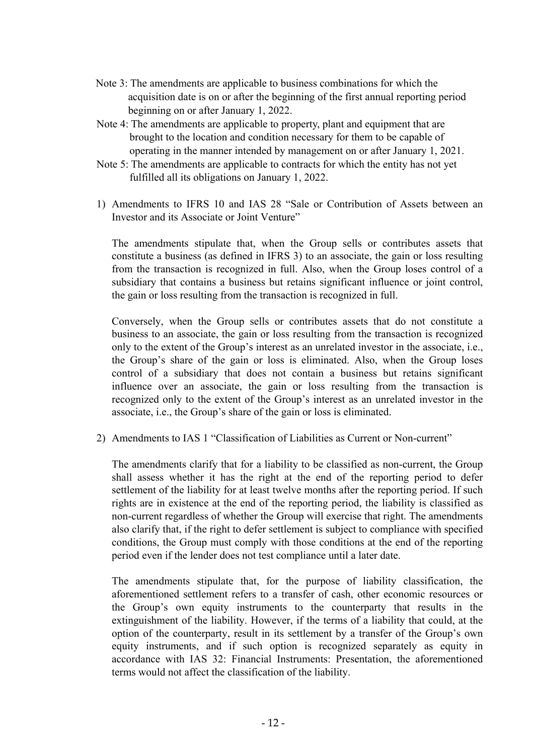Note 3: The amendments are applicable to business combinations for which the acquisition date is on or after the beginning of the first annual reporting period beginning on or after January 1, 2022.

Note 4: The amendments are applicable to property, plant and equipment that are brought to the location and condition necessary for them to be capable of operating in the manner intended by management on or after January 1, 2021.

Note 5: The amendments are applicable to contracts for which the entity has not yet fulfilled all its obligations on January 1, 2022.

1) Amendments to IFRS 10 and IAS 28 "Sale or Contribution of Assets between an Investor and its Associate or Joint Venture"

   The amendments stipulate that, when the Group sells or contributes assets that constitute a business (as defined in IFRS 3) to an associate, the gain or loss resulting from the transaction is recognized in full. Also, when the Group loses control of a subsidiary that contains a business but retains significant influence or joint control, the gain or loss resulting from the transaction is recognized in full.

   Conversely, when the Group sells or contributes assets that do not constitute a business to an associate, the gain or loss resulting from the transaction is recognized only to the extent of the Group's interest as an unrelated investor in the associate, i.e., the Group's share of the gain or loss is eliminated. Also, when the Group loses control of a subsidiary that does not contain a business but retains significant influence over an associate, the gain or loss resulting from the transaction is recognized only to the extent of the Group's interest as an unrelated investor in the associate, i.e., the Group's share of the gain or loss is eliminated.

2) Amendments to IAS 1 "Classification of Liabilities as Current or Non-current"

   The amendments clarify that for a liability to be classified as non-current, the Group shall assess whether it has the right at the end of the reporting period to defer settlement of the liability for at least twelve months after the reporting period. If such rights are in existence at the end of the reporting period, the liability is classified as non-current regardless of whether the Group will exercise that right. The amendments also clarify that, if the right to defer settlement is subject to compliance with specified conditions, the Group must comply with those conditions at the end of the reporting period even if the lender does not test compliance until a later date.

   The amendments stipulate that, for the purpose of liability classification, the aforementioned settlement refers to a transfer of cash, other economic resources or the Group's own equity instruments to the counterparty that results in the extinguishment of the liability. However, if the terms of a liability that could, at the option of the counterparty, result in its settlement by a transfer of the Group's own equity instruments, and if such option is recognized separately as equity in accordance with IAS 32: Financial Instruments: Presentation, the aforementioned terms would not affect the classification of the liability.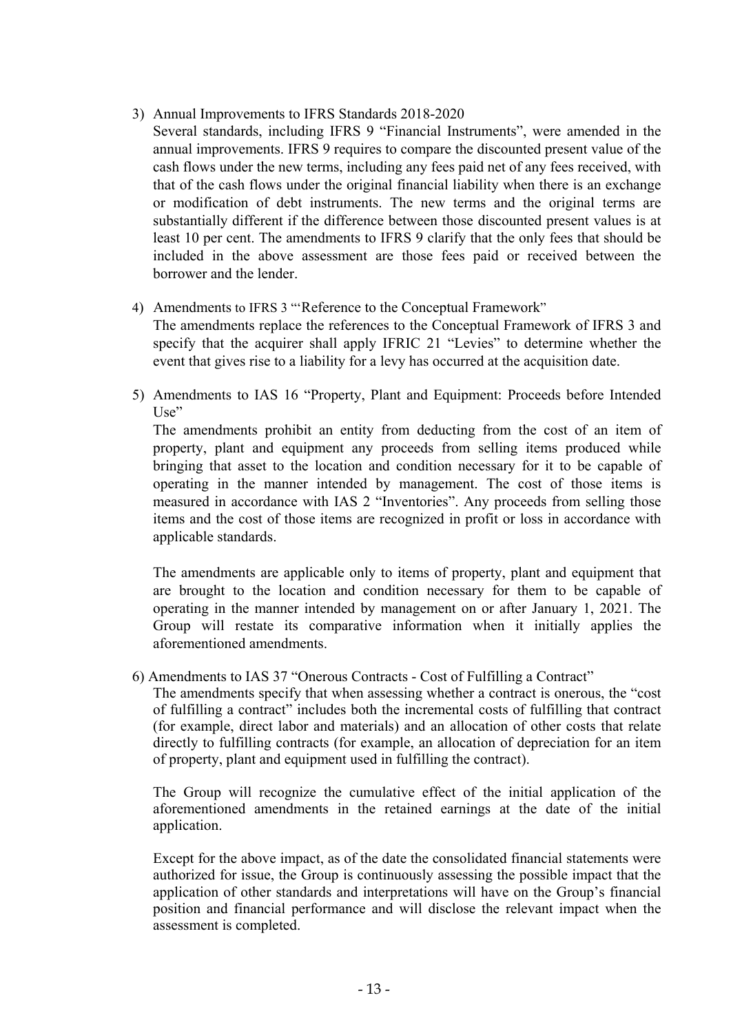3) Annual Improvements to IFRS Standards 2018-2020

   Several standards, including IFRS 9 "Financial Instruments", were amended in the annual improvements. IFRS 9 requires to compare the discounted present value of the cash flows under the new terms, including any fees paid net of any fees received, with that of the cash flows under the original financial liability when there is an exchange or modification of debt instruments. The new terms and the original terms are substantially different if the difference between those discounted present values is at least 10 per cent. The amendments to IFRS 9 clarify that the only fees that should be included in the above assessment are those fees paid or received between the borrower and the lender.

4) Amendments to IFRS 3 "'Reference to the Conceptual Framework"

   The amendments replace the references to the Conceptual Framework of IFRS 3 and specify that the acquirer shall apply IFRIC 21 "Levies" to determine whether the event that gives rise to a liability for a levy has occurred at the acquisition date.

5) Amendments to IAS 16 "Property, Plant and Equipment: Proceeds before Intended Use"

   The amendments prohibit an entity from deducting from the cost of an item of property, plant and equipment any proceeds from selling items produced while bringing that asset to the location and condition necessary for it to be capable of operating in the manner intended by management. The cost of those items is measured in accordance with IAS 2 "Inventories". Any proceeds from selling those items and the cost of those items are recognized in profit or loss in accordance with applicable standards.

   The amendments are applicable only to items of property, plant and equipment that are brought to the location and condition necessary for them to be capable of operating in the manner intended by management on or after January 1, 2021. The Group will restate its comparative information when it initially applies the aforementioned amendments.

6) Amendments to IAS 37 "Onerous Contracts - Cost of Fulfilling a Contract"

   The amendments specify that when assessing whether a contract is onerous, the "cost of fulfilling a contract" includes both the incremental costs of fulfilling that contract (for example, direct labor and materials) and an allocation of other costs that relate directly to fulfilling contracts (for example, an allocation of depreciation for an item of property, plant and equipment used in fulfilling the contract).

   The Group will recognize the cumulative effect of the initial application of the aforementioned amendments in the retained earnings at the date of the initial application.

   Except for the above impact, as of the date the consolidated financial statements were authorized for issue, the Group is continuously assessing the possible impact that the application of other standards and interpretations will have on the Group's financial position and financial performance and will disclose the relevant impact when the assessment is completed.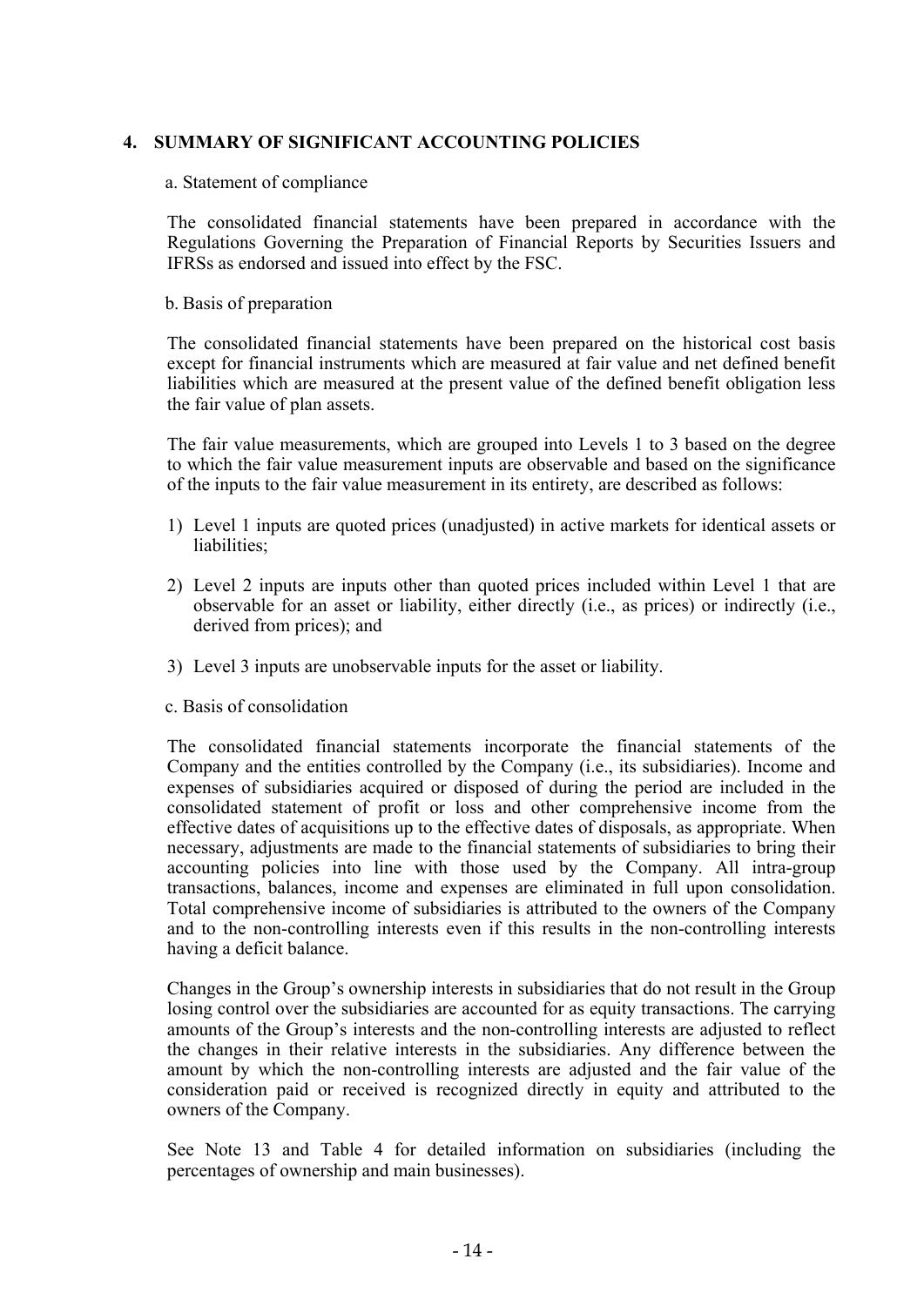## 4. SUMMARY OF SIGNIFICANT ACCOUNTING POLICIES

a. Statement of compliance

The consolidated financial statements have been prepared in accordance with the Regulations Governing the Preparation of Financial Reports by Securities Issuers and IFRSs as endorsed and issued into effect by the FSC.

b. Basis of preparation

The consolidated financial statements have been prepared on the historical cost basis except for financial instruments which are measured at fair value and net defined benefit liabilities which are measured at the present value of the defined benefit obligation less the fair value of plan assets.

The fair value measurements, which are grouped into Levels 1 to 3 based on the degree to which the fair value measurement inputs are observable and based on the significance of the inputs to the fair value measurement in its entirety, are described as follows:

1) Level 1 inputs are quoted prices (unadjusted) in active markets for identical assets or liabilities;

2) Level 2 inputs are inputs other than quoted prices included within Level 1 that are observable for an asset or liability, either directly (i.e., as prices) or indirectly (i.e., derived from prices); and

3) Level 3 inputs are unobservable inputs for the asset or liability.

c. Basis of consolidation

The consolidated financial statements incorporate the financial statements of the Company and the entities controlled by the Company (i.e., its subsidiaries). Income and expenses of subsidiaries acquired or disposed of during the period are included in the consolidated statement of profit or loss and other comprehensive income from the effective dates of acquisitions up to the effective dates of disposals, as appropriate. When necessary, adjustments are made to the financial statements of subsidiaries to bring their accounting policies into line with those used by the Company. All intra-group transactions, balances, income and expenses are eliminated in full upon consolidation. Total comprehensive income of subsidiaries is attributed to the owners of the Company and to the non-controlling interests even if this results in the non-controlling interests having a deficit balance.

Changes in the Group's ownership interests in subsidiaries that do not result in the Group losing control over the subsidiaries are accounted for as equity transactions. The carrying amounts of the Group's interests and the non-controlling interests are adjusted to reflect the changes in their relative interests in the subsidiaries. Any difference between the amount by which the non-controlling interests are adjusted and the fair value of the consideration paid or received is recognized directly in equity and attributed to the owners of the Company.

See Note 13 and Table 4 for detailed information on subsidiaries (including the percentages of ownership and main businesses).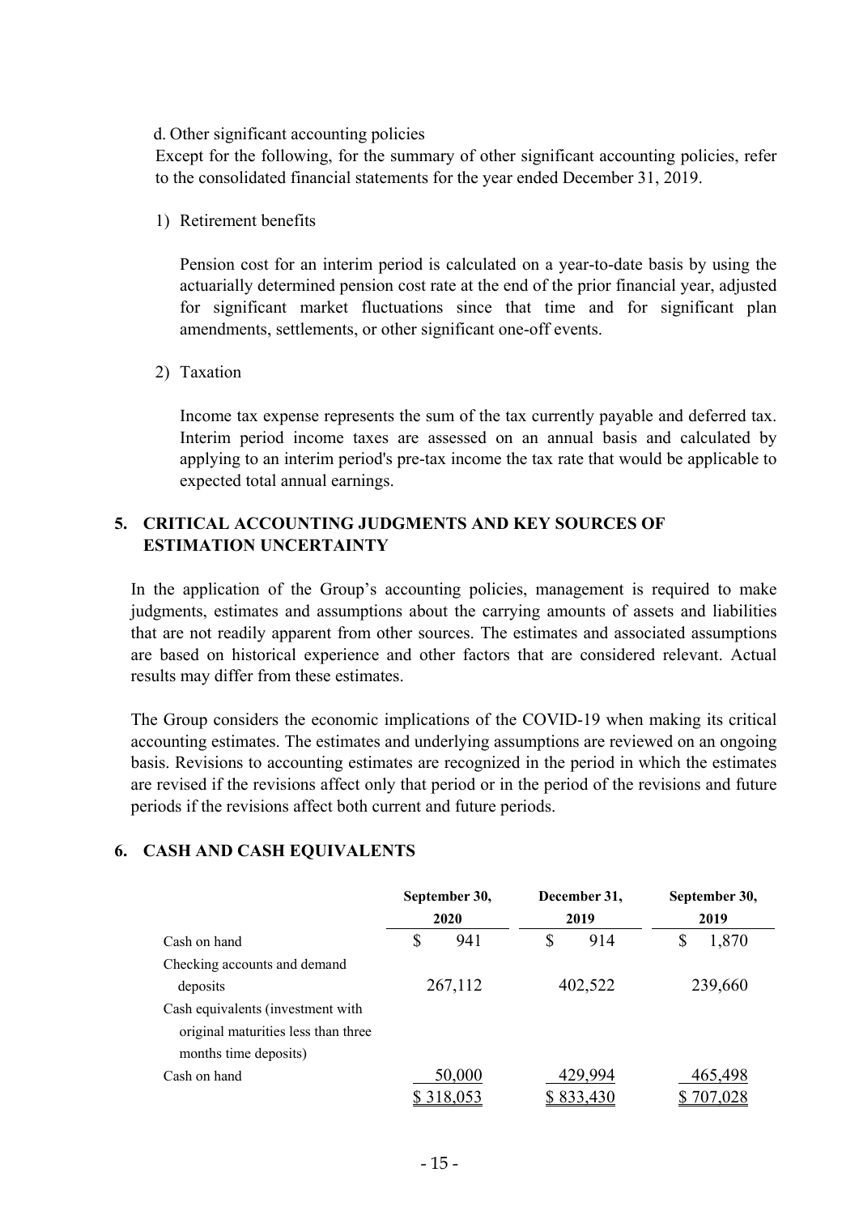d. Other significant accounting policies

Except for the following, for the summary of other significant accounting policies, refer to the consolidated financial statements for the year ended December 31, 2019.

1) Retirement benefits

Pension cost for an interim period is calculated on a year-to-date basis by using the actuarially determined pension cost rate at the end of the prior financial year, adjusted for significant market fluctuations since that time and for significant plan amendments, settlements, or other significant one-off events.

2) Taxation

Income tax expense represents the sum of the tax currently payable and deferred tax. Interim period income taxes are assessed on an annual basis and calculated by applying to an interim period's pre-tax income the tax rate that would be applicable to expected total annual earnings.

## 5. CRITICAL ACCOUNTING JUDGMENTS AND KEY SOURCES OF ESTIMATION UNCERTAINTY

In the application of the Group's accounting policies, management is required to make judgments, estimates and assumptions about the carrying amounts of assets and liabilities that are not readily apparent from other sources. The estimates and associated assumptions are based on historical experience and other factors that are considered relevant. Actual results may differ from these estimates.

The Group considers the economic implications of the COVID-19 when making its critical accounting estimates. The estimates and underlying assumptions are reviewed on an ongoing basis. Revisions to accounting estimates are recognized in the period in which the estimates are revised if the revisions affect only that period or in the period of the revisions and future periods if the revisions affect both current and future periods.

## 6. CASH AND CASH EQUIVALENTS

| | September 30, 2020 | December 31, 2019 | September 30, 2019 |
|---|---|---|---|
| Cash on hand | $ 941 | $ 914 | $ 1,870 |
| Checking accounts and demand deposits | 267,112 | 402,522 | 239,660 |
| Cash equivalents (investment with original maturities less than three months time deposits) | | | |
| Cash on hand | 50,000 | 429,994 | 465,498 |
| | $ 318,053 | $ 833,430 | $ 707,028 |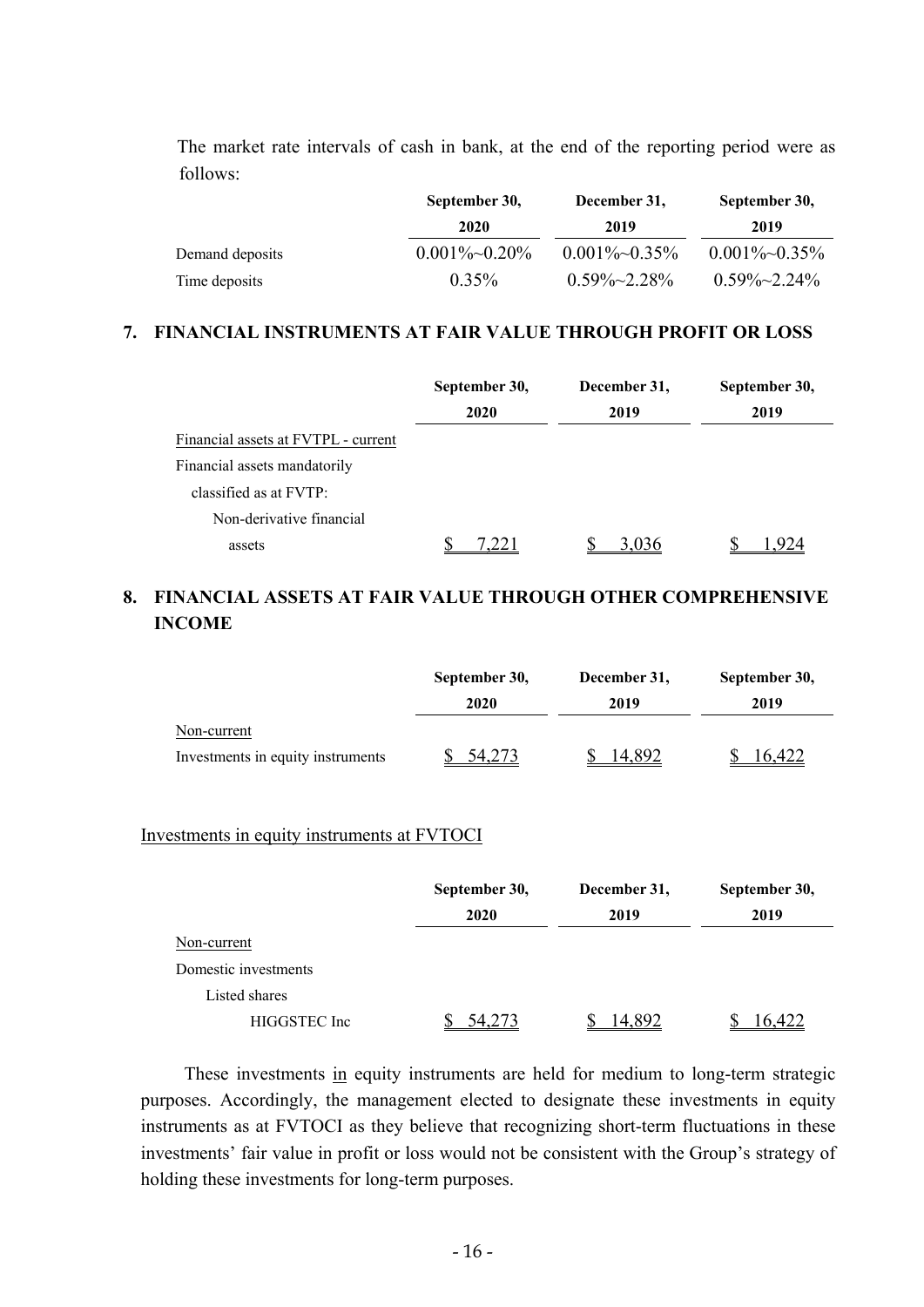The market rate intervals of cash in bank, at the end of the reporting period were as follows:

| | September 30, 2020 | December 31, 2019 | September 30, 2019 |
|---|---|---|---|
| Demand deposits | 0.001%~0.20% | 0.001%~0.35% | 0.001%~0.35% |
| Time deposits | 0.35% | 0.59%~2.28% | 0.59%~2.24% |

## 7. FINANCIAL INSTRUMENTS AT FAIR VALUE THROUGH PROFIT OR LOSS

| | September 30, 2020 | December 31, 2019 | September 30, 2019 |
|---|---|---|---|
| Financial assets at FVTPL - current | | | |
| Financial assets mandatorily classified as at FVTP: | | | |
| Non-derivative financial assets | $ 7,221 | $ 3,036 | $ 1,924 |

## 8. FINANCIAL ASSETS AT FAIR VALUE THROUGH OTHER COMPREHENSIVE INCOME

| | September 30, 2020 | December 31, 2019 | September 30, 2019 |
|---|---|---|---|
| Non-current | | | |
| Investments in equity instruments | $ 54,273 | $ 14,892 | $ 16,422 |

Investments in equity instruments at FVTOCI

| | September 30, 2020 | December 31, 2019 | September 30, 2019 |
|---|---|---|---|
| Non-current | | | |
| Domestic investments | | | |
| Listed shares | | | |
| HIGGSTEC Inc | $ 54,273 | $ 14,892 | $ 16,422 |

These investments in equity instruments are held for medium to long-term strategic purposes. Accordingly, the management elected to designate these investments in equity instruments as at FVTOCI as they believe that recognizing short-term fluctuations in these investments' fair value in profit or loss would not be consistent with the Group's strategy of holding these investments for long-term purposes.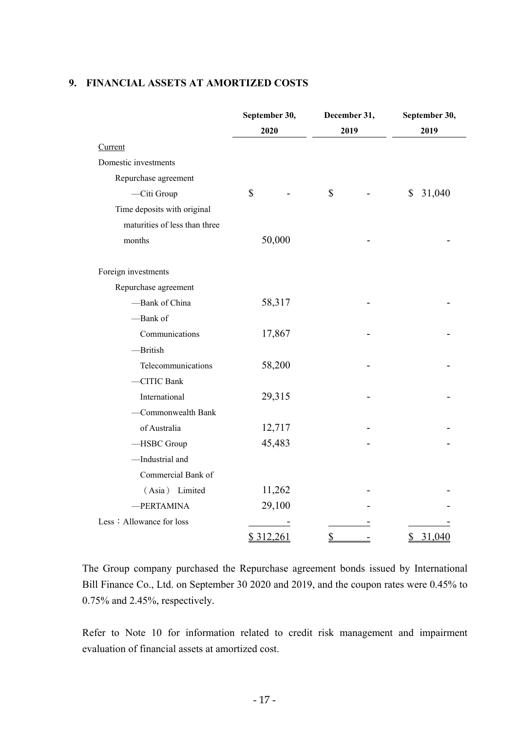## 9. FINANCIAL ASSETS AT AMORTIZED COSTS

| | September 30, 2020 | December 31, 2019 | September 30, 2019 |
|---|---|---|---|
| Current | | | |
| Domestic investments | | | |
| Repurchase agreement | | | |
| —Citi Group | $ - | $ - | $ 31,040 |
| Time deposits with original maturities of less than three months | 50,000 | - | - |
| Foreign investments | | | |
| Repurchase agreement | | | |
| —Bank of China | 58,317 | - | - |
| —Bank of Communications | 17,867 | - | - |
| —British Telecommunications | 58,200 | - | - |
| —CITIC Bank International | 29,315 | - | - |
| —Commonwealth Bank of Australia | 12,717 | - | - |
| —HSBC Group | 45,483 | - | - |
| —Industrial and Commercial Bank of （Asia） Limited | 11,262 | - | - |
| —PERTAMINA | 29,100 | - | - |
| Less：Allowance for loss | - | - | - |
| | $ 312,261 | $ - | $ 31,040 |

The Group company purchased the Repurchase agreement bonds issued by International Bill Finance Co., Ltd. on September 30 2020 and 2019, and the coupon rates were 0.45% to 0.75% and 2.45%, respectively.

Refer to Note 10 for information related to credit risk management and impairment evaluation of financial assets at amortized cost.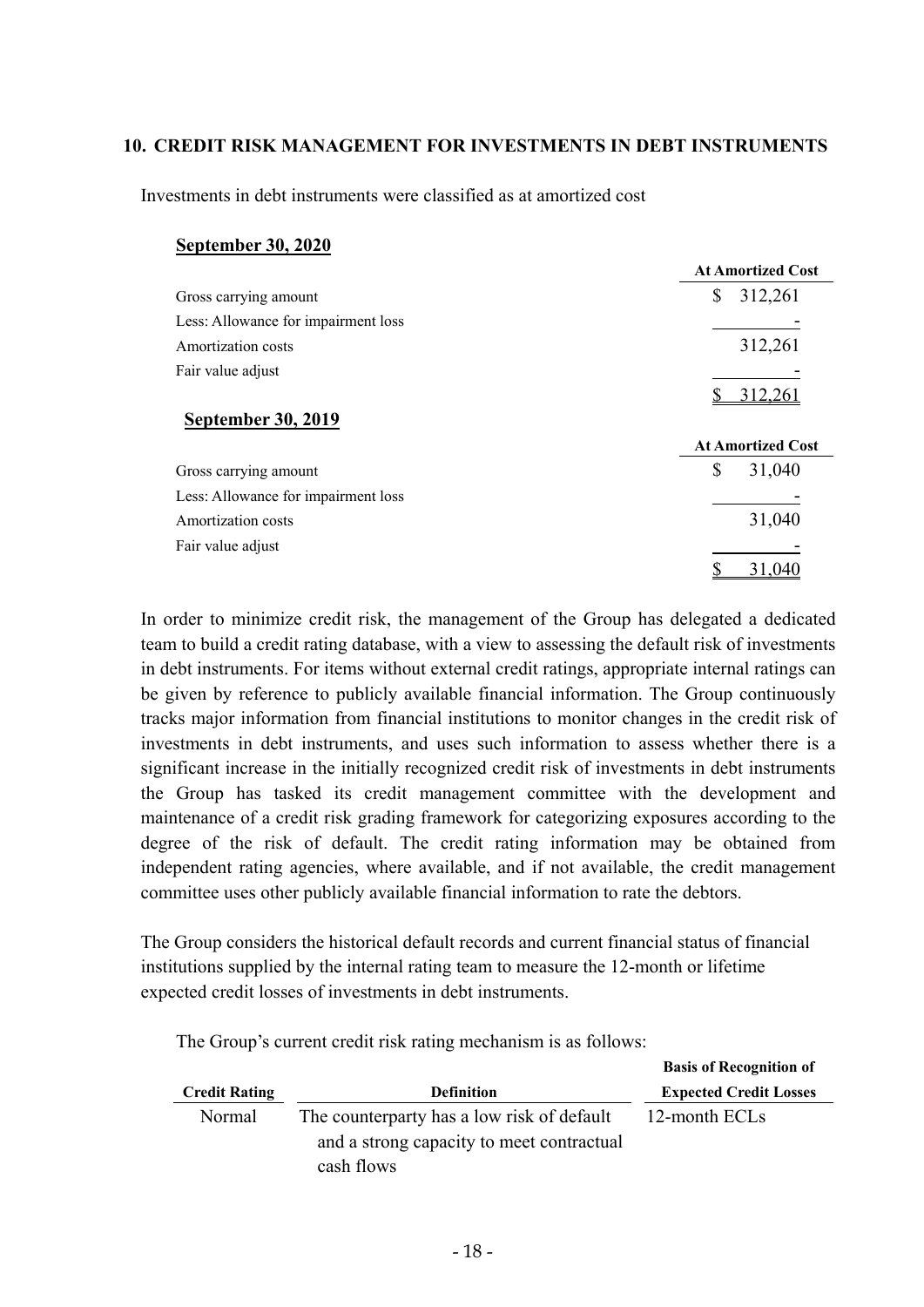## 10. CREDIT RISK MANAGEMENT FOR INVESTMENTS IN DEBT INSTRUMENTS

Investments in debt instruments were classified as at amortized cost

**September 30, 2020**

| | At Amortized Cost |
|---|---|
| Gross carrying amount | $ 312,261 |
| Less: Allowance for impairment loss | - |
| Amortization costs | 312,261 |
| Fair value adjust | - |
| | $ 312,261 |

**September 30, 2019**

| | At Amortized Cost |
|---|---|
| Gross carrying amount | $ 31,040 |
| Less: Allowance for impairment loss | - |
| Amortization costs | 31,040 |
| Fair value adjust | - |
| | $ 31,040 |

In order to minimize credit risk, the management of the Group has delegated a dedicated team to build a credit rating database, with a view to assessing the default risk of investments in debt instruments. For items without external credit ratings, appropriate internal ratings can be given by reference to publicly available financial information. The Group continuously tracks major information from financial institutions to monitor changes in the credit risk of investments in debt instruments, and uses such information to assess whether there is a significant increase in the initially recognized credit risk of investments in debt instruments the Group has tasked its credit management committee with the development and maintenance of a credit risk grading framework for categorizing exposures according to the degree of the risk of default. The credit rating information may be obtained from independent rating agencies, where available, and if not available, the credit management committee uses other publicly available financial information to rate the debtors.

The Group considers the historical default records and current financial status of financial institutions supplied by the internal rating team to measure the 12-month or lifetime expected credit losses of investments in debt instruments.

The Group's current credit risk rating mechanism is as follows:

| Credit Rating | Definition | Basis of Recognition of Expected Credit Losses |
|---|---|---|
| Normal | The counterparty has a low risk of default and a strong capacity to meet contractual cash flows | 12-month ECLs |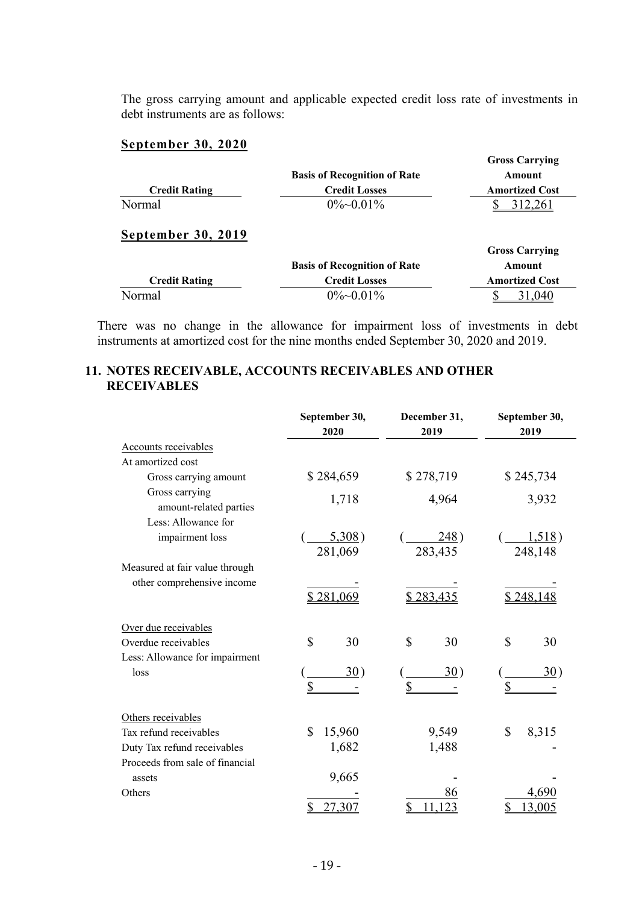The gross carrying amount and applicable expected credit loss rate of investments in debt instruments are as follows:

**September 30, 2020**

| Credit Rating | Basis of Recognition of Rate Credit Losses | Gross Carrying Amount Amortized Cost |
|---|---|---|
| Normal | 0%~0.01% | $ 312,261 |

**September 30, 2019**

| Credit Rating | Basis of Recognition of Rate Credit Losses | Gross Carrying Amount Amortized Cost |
|---|---|---|
| Normal | 0%~0.01% | $ 31,040 |

There was no change in the allowance for impairment loss of investments in debt instruments at amortized cost for the nine months ended September 30, 2020 and 2019.

## 11. NOTES RECEIVABLE, ACCOUNTS RECEIVABLES AND OTHER RECEIVABLES

| | September 30, 2020 | December 31, 2019 | September 30, 2019 |
|---|---|---|---|
| Accounts receivables | | | |
| At amortized cost | | | |
| Gross carrying amount | $ 284,659 | $ 278,719 | $ 245,734 |
| Gross carrying amount-related parties | 1,718 | 4,964 | 3,932 |
| Less: Allowance for impairment loss | ( 5,308 ) | ( 248 ) | ( 1,518 ) |
| | 281,069 | 283,435 | 248,148 |
| Measured at fair value through other comprehensive income | - | - | - |
| | $ 281,069 | $ 283,435 | $ 248,148 |
| Over due receivables | | | |
| Overdue receivables | $ 30 | $ 30 | $ 30 |
| Less: Allowance for impairment loss | ( 30 ) | ( 30 ) | ( 30 ) |
| | $ - | $ - | $ - |
| Others receivables | | | |
| Tax refund receivables | $ 15,960 | 9,549 | $ 8,315 |
| Duty Tax refund receivables | 1,682 | 1,488 | - |
| Proceeds from sale of financial assets | 9,665 | - | - |
| Others | - | 86 | 4,690 |
| | $ 27,307 | $ 11,123 | $ 13,005 |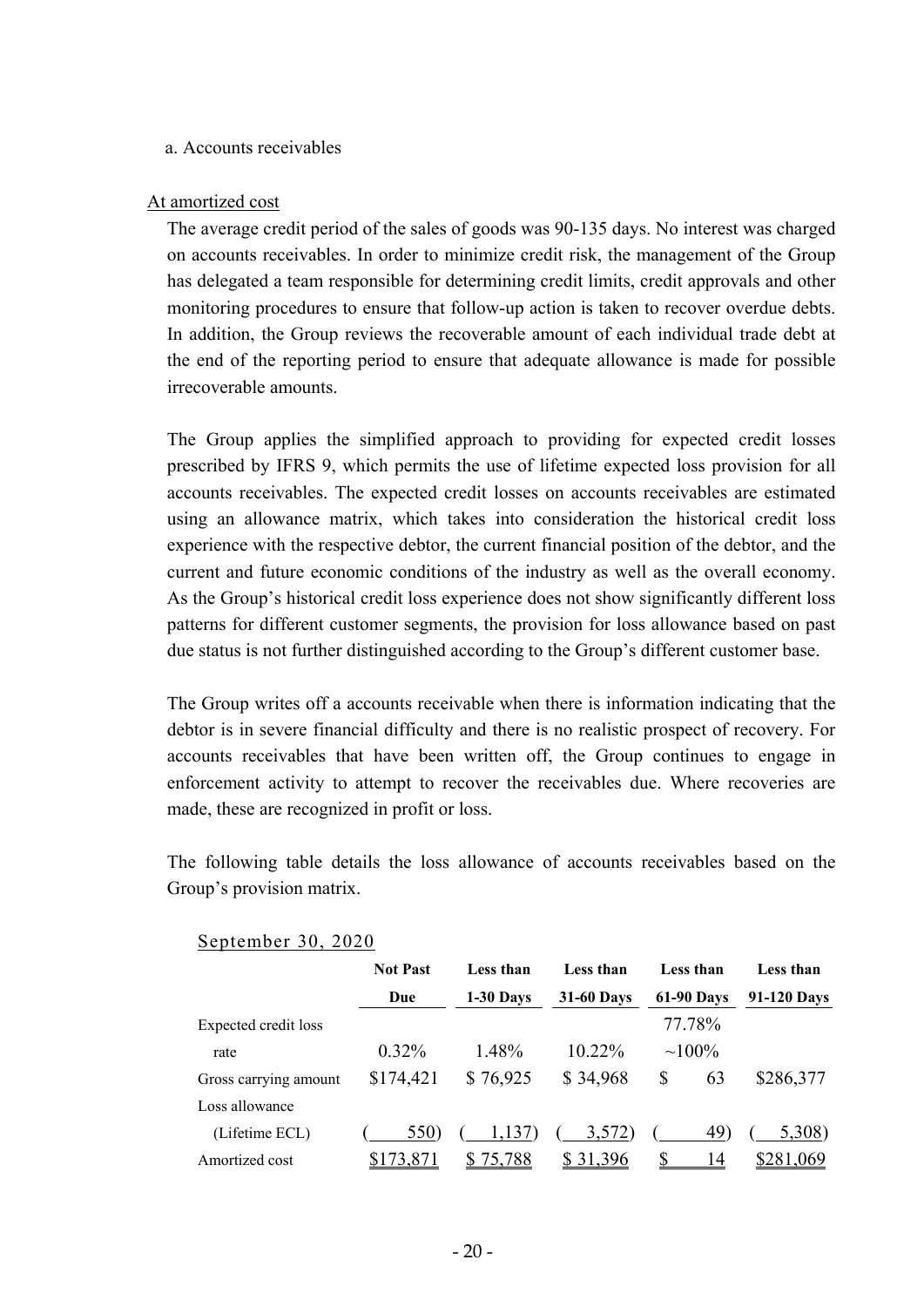a. Accounts receivables

At amortized cost

The average credit period of the sales of goods was 90-135 days. No interest was charged on accounts receivables. In order to minimize credit risk, the management of the Group has delegated a team responsible for determining credit limits, credit approvals and other monitoring procedures to ensure that follow-up action is taken to recover overdue debts. In addition, the Group reviews the recoverable amount of each individual trade debt at the end of the reporting period to ensure that adequate allowance is made for possible irrecoverable amounts.

The Group applies the simplified approach to providing for expected credit losses prescribed by IFRS 9, which permits the use of lifetime expected loss provision for all accounts receivables. The expected credit losses on accounts receivables are estimated using an allowance matrix, which takes into consideration the historical credit loss experience with the respective debtor, the current financial position of the debtor, and the current and future economic conditions of the industry as well as the overall economy. As the Group's historical credit loss experience does not show significantly different loss patterns for different customer segments, the provision for loss allowance based on past due status is not further distinguished according to the Group's different customer base.

The Group writes off a accounts receivable when there is information indicating that the debtor is in severe financial difficulty and there is no realistic prospect of recovery. For accounts receivables that have been written off, the Group continues to engage in enforcement activity to attempt to recover the receivables due. Where recoveries are made, these are recognized in profit or loss.

The following table details the loss allowance of accounts receivables based on the Group's provision matrix.

September 30, 2020

| | Not Past Due | Less than 1-30 Days | Less than 31-60 Days | Less than 61-90 Days | Less than 91-120 Days |
|---|---|---|---|---|---|
| Expected credit loss rate | 0.32% | 1.48% | 10.22% | 77.78% ~100% | |
| Gross carrying amount | $174,421 | $ 76,925 | $ 34,968 | $ 63 | $286,377 |
| Loss allowance (Lifetime ECL) | ( 550) | ( 1,137) | ( 3,572) | ( 49) | ( 5,308) |
| Amortized cost | $173,871 | $ 75,788 | $ 31,396 | $ 14 | $281,069 |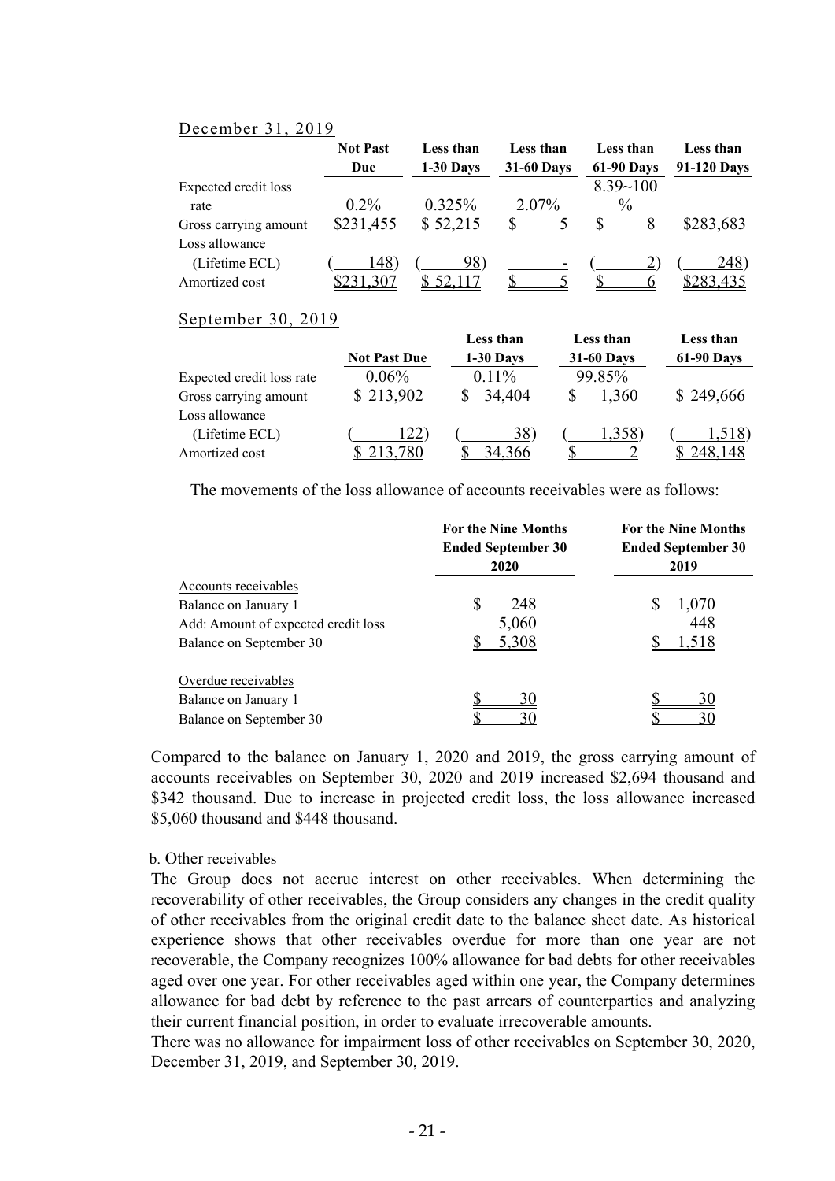December 31, 2019

| | Not Past Due | Less than 1-30 Days | Less than 31-60 Days | Less than 61-90 Days | Less than 91-120 Days |
|---|---|---|---|---|---|
| Expected credit loss rate | 0.2% | 0.325% | 2.07% | 8.39~100 % | |
| Gross carrying amount | $231,455 | $ 52,215 | $ 5 | $ 8 | $283,683 |
| Loss allowance (Lifetime ECL) | ( 148) | ( 98) | - | ( 2) | ( 248) |
| Amortized cost | $231,307 | $ 52,117 | $ 5 | $ 6 | $283,435 |

September 30, 2019

| | Not Past Due | Less than 1-30 Days | Less than 31-60 Days | Less than 61-90 Days |
|---|---|---|---|---|
| Expected credit loss rate | 0.06% | 0.11% | 99.85% | |
| Gross carrying amount | $ 213,902 | $ 34,404 | $ 1,360 | $ 249,666 |
| Loss allowance (Lifetime ECL) | ( 122) | ( 38) | ( 1,358) | ( 1,518) |
| Amortized cost | $ 213,780 | $ 34,366 | $ 2 | $ 248,148 |

The movements of the loss allowance of accounts receivables were as follows:

| | For the Nine Months Ended September 30 2020 | For the Nine Months Ended September 30 2019 |
|---|---|---|
| Accounts receivables | | |
| Balance on January 1 | $ 248 | $ 1,070 |
| Add: Amount of expected credit loss | 5,060 | 448 |
| Balance on September 30 | $ 5,308 | $ 1,518 |
| Overdue receivables | | |
| Balance on January 1 | $ 30 | $ 30 |
| Balance on September 30 | $ 30 | $ 30 |

Compared to the balance on January 1, 2020 and 2019, the gross carrying amount of accounts receivables on September 30, 2020 and 2019 increased $2,694 thousand and $342 thousand. Due to increase in projected credit loss, the loss allowance increased $5,060 thousand and $448 thousand.

b. Other receivables

The Group does not accrue interest on other receivables. When determining the recoverability of other receivables, the Group considers any changes in the credit quality of other receivables from the original credit date to the balance sheet date. As historical experience shows that other receivables overdue for more than one year are not recoverable, the Company recognizes 100% allowance for bad debts for other receivables aged over one year. For other receivables aged within one year, the Company determines allowance for bad debt by reference to the past arrears of counterparties and analyzing their current financial position, in order to evaluate irrecoverable amounts.

There was no allowance for impairment loss of other receivables on September 30, 2020, December 31, 2019, and September 30, 2019.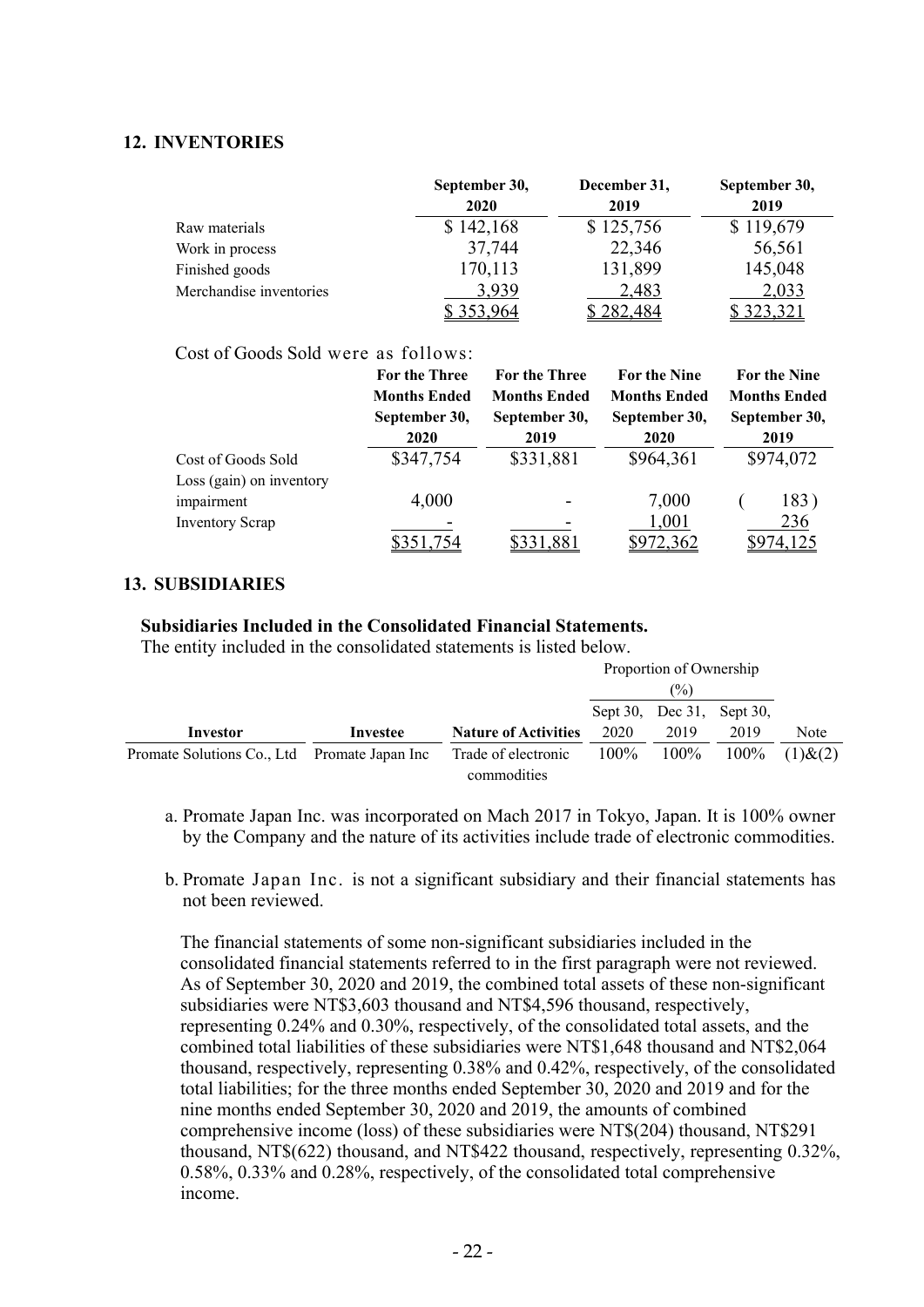## 12. INVENTORIES

| | September 30, 2020 | December 31, 2019 | September 30, 2019 |
|---|---|---|---|
| Raw materials | $ 142,168 | $ 125,756 | $ 119,679 |
| Work in process | 37,744 | 22,346 | 56,561 |
| Finished goods | 170,113 | 131,899 | 145,048 |
| Merchandise inventories | 3,939 | 2,483 | 2,033 |
| | $ 353,964 | $ 282,484 | $ 323,321 |

Cost of Goods Sold were as follows:

| | For the Three Months Ended September 30, 2020 | For the Three Months Ended September 30, 2019 | For the Nine Months Ended September 30, 2020 | For the Nine Months Ended September 30, 2019 |
|---|---|---|---|---|
| Cost of Goods Sold | $347,754 | $331,881 | $964,361 | $974,072 |
| Loss (gain) on inventory impairment | 4,000 | - | 7,000 | ( 183 ) |
| Inventory Scrap | - | - | 1,001 | 236 |
| | $351,754 | $331,881 | $972,362 | $974,125 |

## 13. SUBSIDIARIES

**Subsidiaries Included in the Consolidated Financial Statements.**

The entity included in the consolidated statements is listed below.

| | | | Proportion of Ownership (%) | | | |
|---|---|---|---|---|---|---|
| **Investor** | **Investee** | **Nature of Activities** | Sept 30, 2020 | Dec 31, 2019 | Sept 30, 2019 | Note |
| Promate Solutions Co., Ltd | Promate Japan Inc | Trade of electronic commodities | 100% | 100% | 100% | (1)&(2) |

a. Promate Japan Inc. was incorporated on Mach 2017 in Tokyo, Japan. It is 100% owner by the Company and the nature of its activities include trade of electronic commodities.

b. Promate Japan Inc. is not a significant subsidiary and their financial statements has not been reviewed.

The financial statements of some non-significant subsidiaries included in the consolidated financial statements referred to in the first paragraph were not reviewed. As of September 30, 2020 and 2019, the combined total assets of these non-significant subsidiaries were NT$3,603 thousand and NT$4,596 thousand, respectively, representing 0.24% and 0.30%, respectively, of the consolidated total assets, and the combined total liabilities of these subsidiaries were NT$1,648 thousand and NT$2,064 thousand, respectively, representing 0.38% and 0.42%, respectively, of the consolidated total liabilities; for the three months ended September 30, 2020 and 2019 and for the nine months ended September 30, 2020 and 2019, the amounts of combined comprehensive income (loss) of these subsidiaries were NT$(204) thousand, NT$291 thousand, NT$(622) thousand, and NT$422 thousand, respectively, representing 0.32%, 0.58%, 0.33% and 0.28%, respectively, of the consolidated total comprehensive income.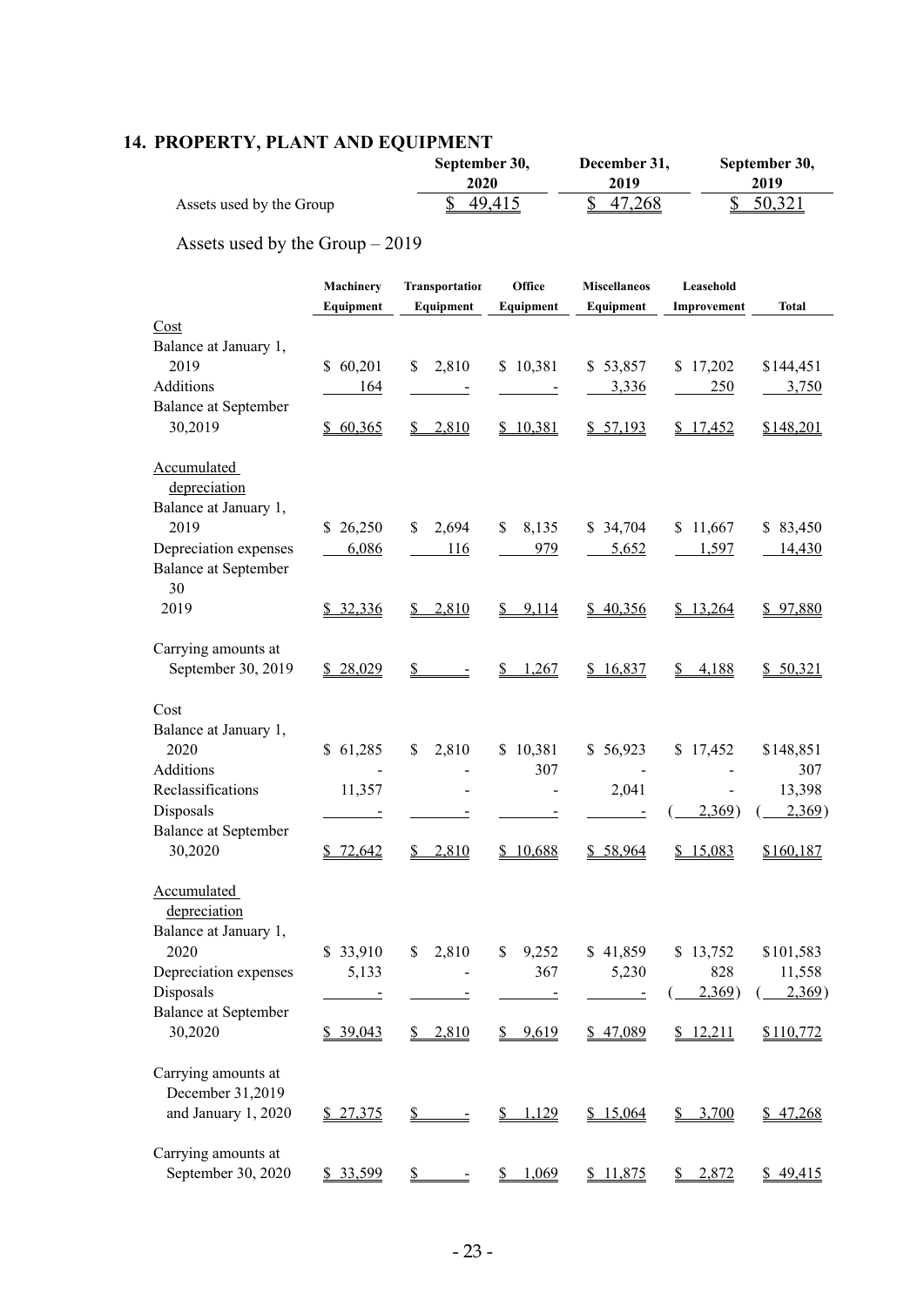## 14. PROPERTY, PLANT AND EQUIPMENT

| | September 30, 2020 | December 31, 2019 | September 30, 2019 |
|---|---|---|---|
| Assets used by the Group | $ 49,415 | $ 47,268 | $ 50,321 |

Assets used by the Group – 2019

| | Machinery Equipment | Transportation Equipment | Office Equipment | Miscellaneous Equipment | Leasehold Improvement | Total |
|---|---|---|---|---|---|---|
| Cost | | | | | | |
| Balance at January 1, 2019 | $ 60,201 | $ 2,810 | $ 10,381 | $ 53,857 | $ 17,202 | $144,451 |
| Additions | 164 | - | - | 3,336 | 250 | 3,750 |
| Balance at September 30,2019 | $ 60,365 | $ 2,810 | $ 10,381 | $ 57,193 | $ 17,452 | $148,201 |
| Accumulated depreciation | | | | | | |
| Balance at January 1, 2019 | $ 26,250 | $ 2,694 | $ 8,135 | $ 34,704 | $ 11,667 | $ 83,450 |
| Depreciation expenses | 6,086 | 116 | 979 | 5,652 | 1,597 | 14,430 |
| Balance at September 30 2019 | $ 32,336 | $ 2,810 | $ 9,114 | $ 40,356 | $ 13,264 | $ 97,880 |
| Carrying amounts at September 30, 2019 | $ 28,029 | $ - | $ 1,267 | $ 16,837 | $ 4,188 | $ 50,321 |
| Cost | | | | | | |
| Balance at January 1, 2020 | $ 61,285 | $ 2,810 | $ 10,381 | $ 56,923 | $ 17,452 | $148,851 |
| Additions | - | - | 307 | - | - | 307 |
| Reclassifications | 11,357 | - | - | 2,041 | - | 13,398 |
| Disposals | - | - | - | - | ( 2,369) | ( 2,369) |
| Balance at September 30,2020 | $ 72,642 | $ 2,810 | $ 10,688 | $ 58,964 | $ 15,083 | $160,187 |
| Accumulated depreciation | | | | | | |
| Balance at January 1, 2020 | $ 33,910 | $ 2,810 | $ 9,252 | $ 41,859 | $ 13,752 | $101,583 |
| Depreciation expenses | 5,133 | - | 367 | 5,230 | 828 | 11,558 |
| Disposals | - | - | - | - | ( 2,369) | ( 2,369) |
| Balance at September 30,2020 | $ 39,043 | $ 2,810 | $ 9,619 | $ 47,089 | $ 12,211 | $110,772 |
| Carrying amounts at December 31,2019 and January 1, 2020 | $ 27,375 | $ - | $ 1,129 | $ 15,064 | $ 3,700 | $ 47,268 |
| Carrying amounts at September 30, 2020 | $ 33,599 | $ - | $ 1,069 | $ 11,875 | $ 2,872 | $ 49,415 |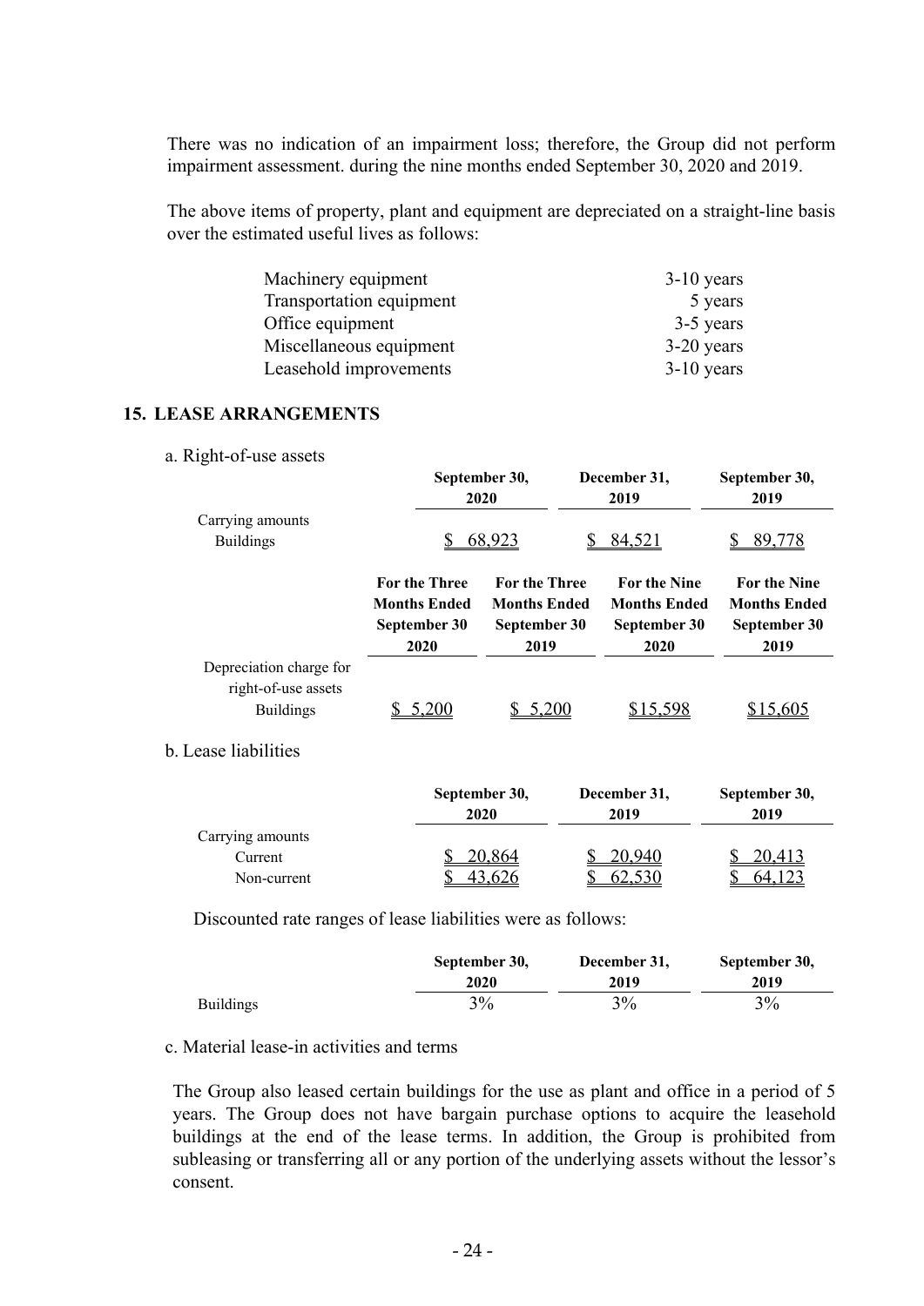There was no indication of an impairment loss; therefore, the Group did not perform impairment assessment. during the nine months ended September 30, 2020 and 2019.

The above items of property, plant and equipment are depreciated on a straight-line basis over the estimated useful lives as follows:

| | |
|---|---|
| Machinery equipment | 3-10 years |
| Transportation equipment | 5 years |
| Office equipment | 3-5 years |
| Miscellaneous equipment | 3-20 years |
| Leasehold improvements | 3-10 years |

## 15. LEASE ARRANGEMENTS

a. Right-of-use assets

| | September 30, 2020 | December 31, 2019 | September 30, 2019 |
|---|---|---|---|
| Carrying amounts | | | |
| Buildings | $ 68,923 | $ 84,521 | $ 89,778 |

| | For the Three Months Ended September 30 2020 | For the Three Months Ended September 30 2019 | For the Nine Months Ended September 30 2020 | For the Nine Months Ended September 30 2019 |
|---|---|---|---|---|
| Depreciation charge for right-of-use assets | | | | |
| Buildings | $ 5,200 | $ 5,200 | $15,598 | $15,605 |

b. Lease liabilities

| | September 30, 2020 | December 31, 2019 | September 30, 2019 |
|---|---|---|---|
| Carrying amounts | | | |
| Current | $ 20,864 | $ 20,940 | $ 20,413 |
| Non-current | $ 43,626 | $ 62,530 | $ 64,123 |

Discounted rate ranges of lease liabilities were as follows:

| | September 30, 2020 | December 31, 2019 | September 30, 2019 |
|---|---|---|---|
| Buildings | 3% | 3% | 3% |

c. Material lease-in activities and terms

The Group also leased certain buildings for the use as plant and office in a period of 5 years. The Group does not have bargain purchase options to acquire the leasehold buildings at the end of the lease terms. In addition, the Group is prohibited from subleasing or transferring all or any portion of the underlying assets without the lessor's consent.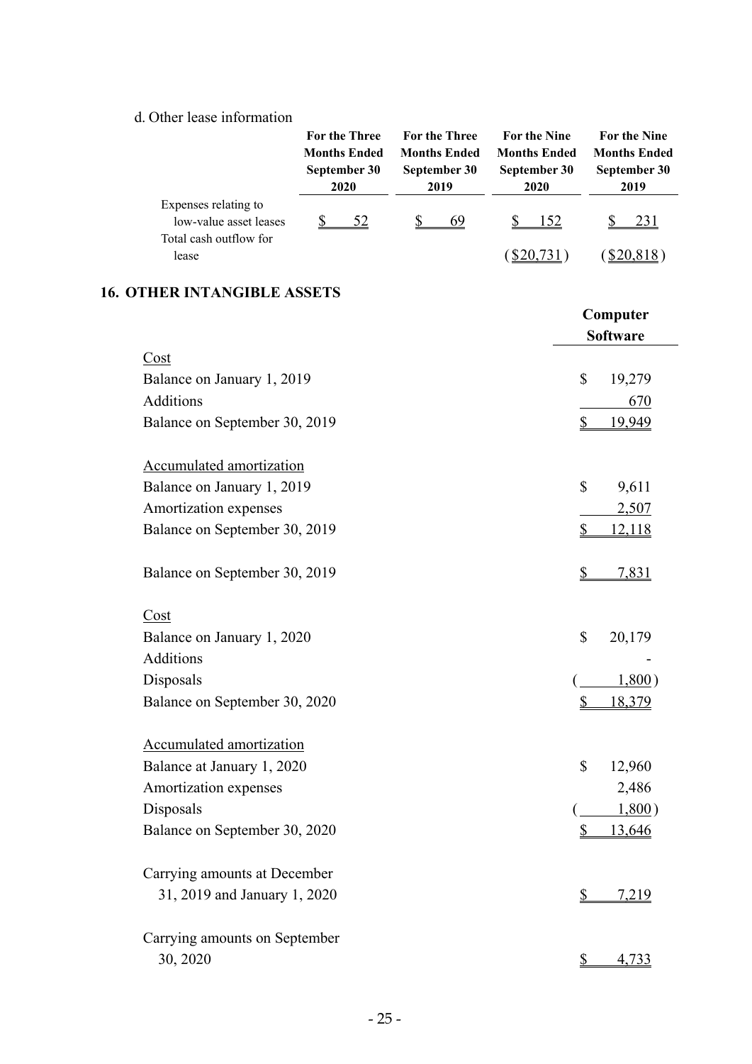d. Other lease information

| | For the Three Months Ended September 30 2020 | For the Three Months Ended September 30 2019 | For the Nine Months Ended September 30 2020 | For the Nine Months Ended September 30 2019 |
|---|---|---|---|---|
| Expenses relating to low-value asset leases | $ 52 | $ 69 | $ 152 | $ 231 |
| Total cash outflow for lease | | | ($20,731) | ($20,818) |

## 16. OTHER INTANGIBLE ASSETS

| | Computer Software |
|---|---|
| Cost | |
| Balance on January 1, 2019 | $ 19,279 |
| Additions | 670 |
| Balance on September 30, 2019 | $ 19,949 |
| | |
| Accumulated amortization | |
| Balance on January 1, 2019 | $ 9,611 |
| Amortization expenses | 2,507 |
| Balance on September 30, 2019 | $ 12,118 |
| | |
| Balance on September 30, 2019 | $ 7,831 |
| | |
| Cost | |
| Balance on January 1, 2020 | $ 20,179 |
| Additions | - |
| Disposals | ( 1,800) |
| Balance on September 30, 2020 | $ 18,379 |
| | |
| Accumulated amortization | |
| Balance at January 1, 2020 | $ 12,960 |
| Amortization expenses | 2,486 |
| Disposals | ( 1,800) |
| Balance on September 30, 2020 | $ 13,646 |
| | |
| Carrying amounts at December 31, 2019 and January 1, 2020 | $ 7,219 |
| | |
| Carrying amounts on September 30, 2020 | $ 4,733 |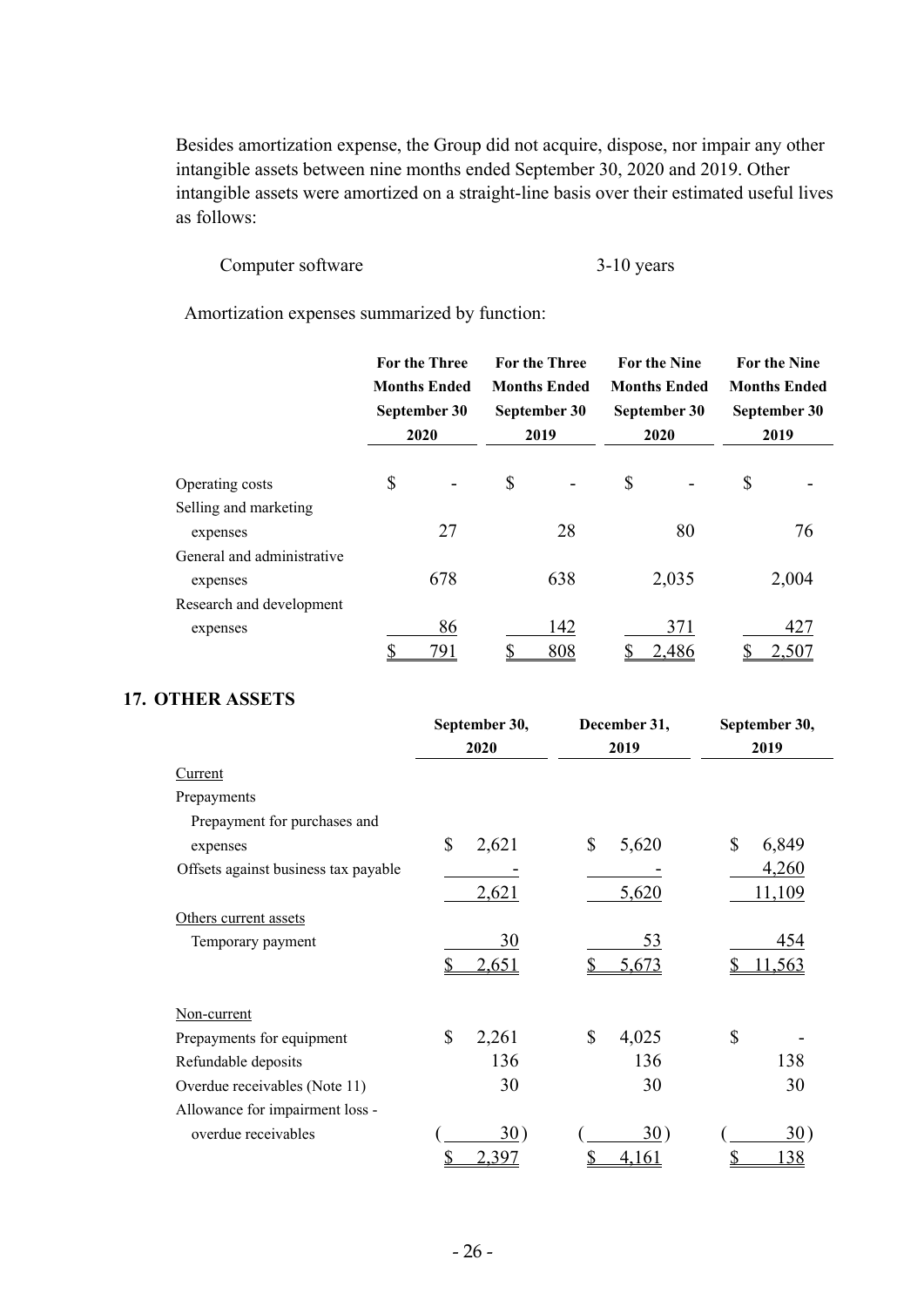Besides amortization expense, the Group did not acquire, dispose, nor impair any other intangible assets between nine months ended September 30, 2020 and 2019. Other intangible assets were amortized on a straight-line basis over their estimated useful lives as follows:

| | |
|---|---|
| Computer software | 3-10 years |

Amortization expenses summarized by function:

| | For the Three Months Ended September 30 2020 | For the Three Months Ended September 30 2019 | For the Nine Months Ended September 30 2020 | For the Nine Months Ended September 30 2019 |
|---|---|---|---|---|
| Operating costs | $ - | $ - | $ - | $ - |
| Selling and marketing expenses | 27 | 28 | 80 | 76 |
| General and administrative expenses | 678 | 638 | 2,035 | 2,004 |
| Research and development expenses | 86 | 142 | 371 | 427 |
| | $ 791 | $ 808 | $ 2,486 | $ 2,507 |

## 17. OTHER ASSETS

| | September 30, 2020 | December 31, 2019 | September 30, 2019 |
|---|---|---|---|
| Current | | | |
| Prepayments | | | |
| Prepayment for purchases and expenses | $ 2,621 | $ 5,620 | $ 6,849 |
| Offsets against business tax payable | - | - | 4,260 |
| | 2,621 | 5,620 | 11,109 |
| Others current assets | | | |
| Temporary payment | 30 | 53 | 454 |
| | $ 2,651 | $ 5,673 | $ 11,563 |
| | | | |
| Non-current | | | |
| Prepayments for equipment | $ 2,261 | $ 4,025 | $ - |
| Refundable deposits | 136 | 136 | 138 |
| Overdue receivables (Note 11) | 30 | 30 | 30 |
| Allowance for impairment loss - overdue receivables | ( 30) | ( 30) | ( 30) |
| | $ 2,397 | $ 4,161 | $ 138 |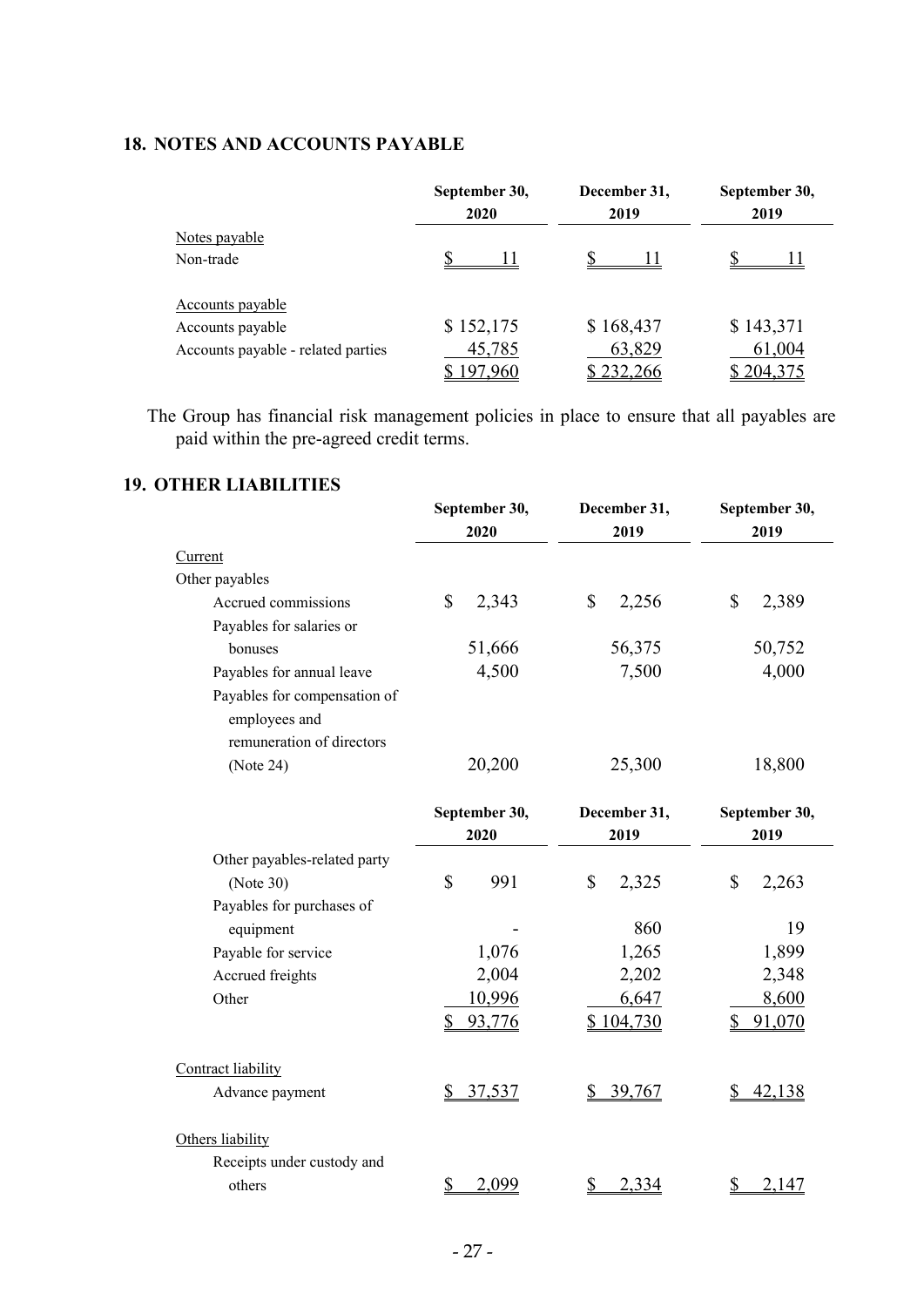## 18. NOTES AND ACCOUNTS PAYABLE

| | September 30, 2020 | December 31, 2019 | September 30, 2019 |
|---|---|---|---|
| Notes payable | | | |
| Non-trade | $ 11 | $ 11 | $ 11 |
| | | | |
| Accounts payable | | | |
| Accounts payable | $ 152,175 | $ 168,437 | $ 143,371 |
| Accounts payable - related parties | 45,785 | 63,829 | 61,004 |
| | $ 197,960 | $ 232,266 | $ 204,375 |

The Group has financial risk management policies in place to ensure that all payables are paid within the pre-agreed credit terms.

## 19. OTHER LIABILITIES

| | September 30, 2020 | December 31, 2019 | September 30, 2019 |
|---|---|---|---|
| Current | | | |
| Other payables | | | |
| Accrued commissions | $ 2,343 | $ 2,256 | $ 2,389 |
| Payables for salaries or bonuses | 51,666 | 56,375 | 50,752 |
| Payables for annual leave | 4,500 | 7,500 | 4,000 |
| Payables for compensation of employees and remuneration of directors (Note 24) | 20,200 | 25,300 | 18,800 |
| Other payables-related party (Note 30) | $ 991 | $ 2,325 | $ 2,263 |
| Payables for purchases of equipment | - | 860 | 19 |
| Payable for service | 1,076 | 1,265 | 1,899 |
| Accrued freights | 2,004 | 2,202 | 2,348 |
| Other | 10,996 | 6,647 | 8,600 |
| | $ 93,776 | $ 104,730 | $ 91,070 |
| | | | |
| Contract liability | | | |
| Advance payment | $ 37,537 | $ 39,767 | $ 42,138 |
| | | | |
| Others liability | | | |
| Receipts under custody and others | $ 2,099 | $ 2,334 | $ 2,147 |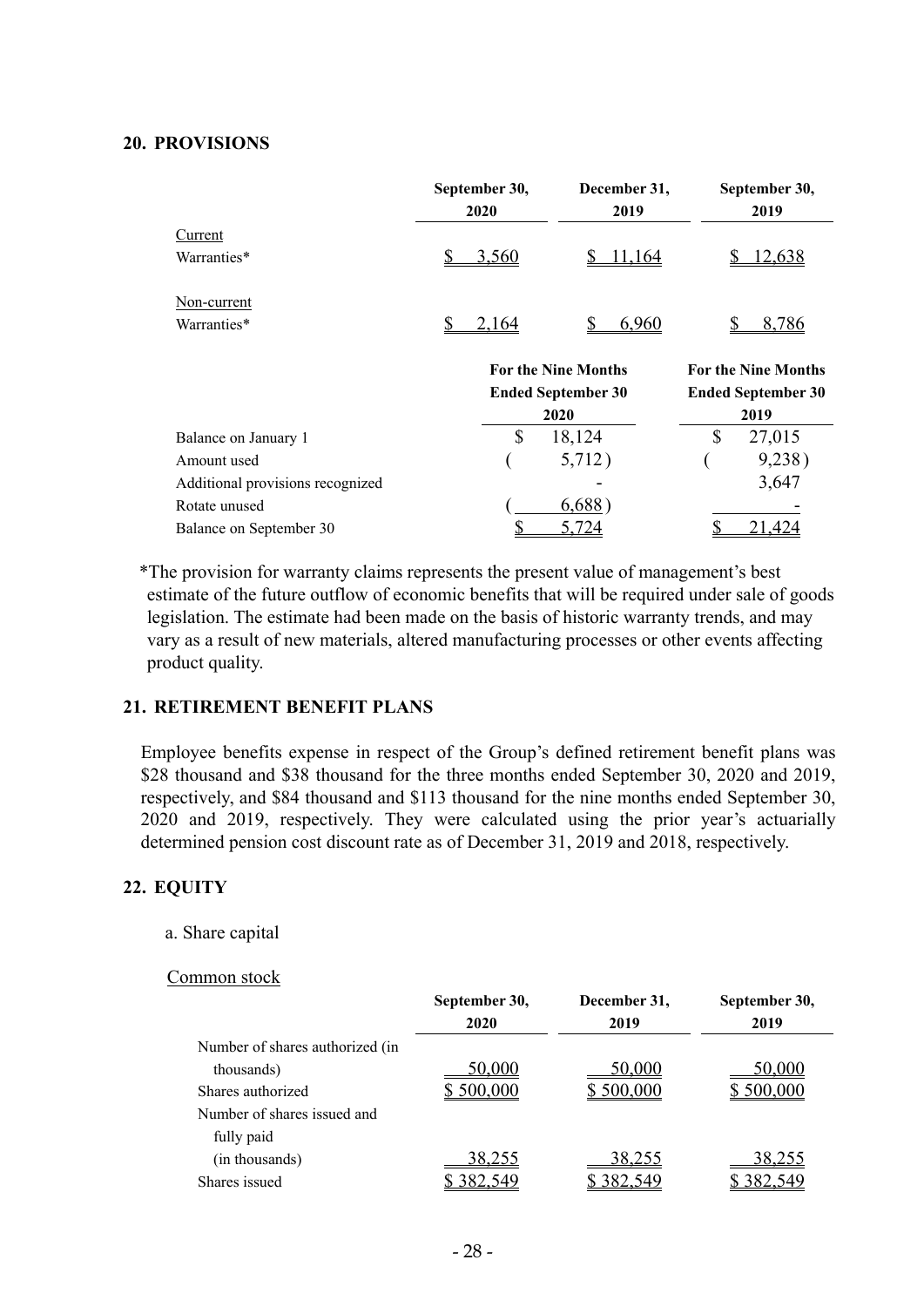## 20. PROVISIONS

| | September 30, 2020 | December 31, 2019 | September 30, 2019 |
|---|---|---|---|
| Current | | | |
| Warranties* | $ 3,560 | $ 11,164 | $ 12,638 |
| Non-current | | | |
| Warranties* | $ 2,164 | $ 6,960 | $ 8,786 |

| | For the Nine Months Ended September 30 2020 | For the Nine Months Ended September 30 2019 |
|---|---|---|
| Balance on January 1 | $ 18,124 | $ 27,015 |
| Amount used | ( 5,712 ) | ( 9,238 ) |
| Additional provisions recognized | - | 3,647 |
| Rotate unused | ( 6,688 ) | - |
| Balance on September 30 | $ 5,724 | $ 21,424 |

*The provision for warranty claims represents the present value of management's best estimate of the future outflow of economic benefits that will be required under sale of goods legislation. The estimate had been made on the basis of historic warranty trends, and may vary as a result of new materials, altered manufacturing processes or other events affecting product quality.

## 21. RETIREMENT BENEFIT PLANS

Employee benefits expense in respect of the Group's defined retirement benefit plans was $28 thousand and $38 thousand for the three months ended September 30, 2020 and 2019, respectively, and $84 thousand and $113 thousand for the nine months ended September 30, 2020 and 2019, respectively. They were calculated using the prior year's actuarially determined pension cost discount rate as of December 31, 2019 and 2018, respectively.

## 22. EQUITY

a. Share capital

Common stock

| | September 30, 2020 | December 31, 2019 | September 30, 2019 |
|---|---|---|---|
| Number of shares authorized (in thousands) | 50,000 | 50,000 | 50,000 |
| Shares authorized | $ 500,000 | $ 500,000 | $ 500,000 |
| Number of shares issued and fully paid (in thousands) | 38,255 | 38,255 | 38,255 |
| Shares issued | $ 382,549 | $ 382,549 | $ 382,549 |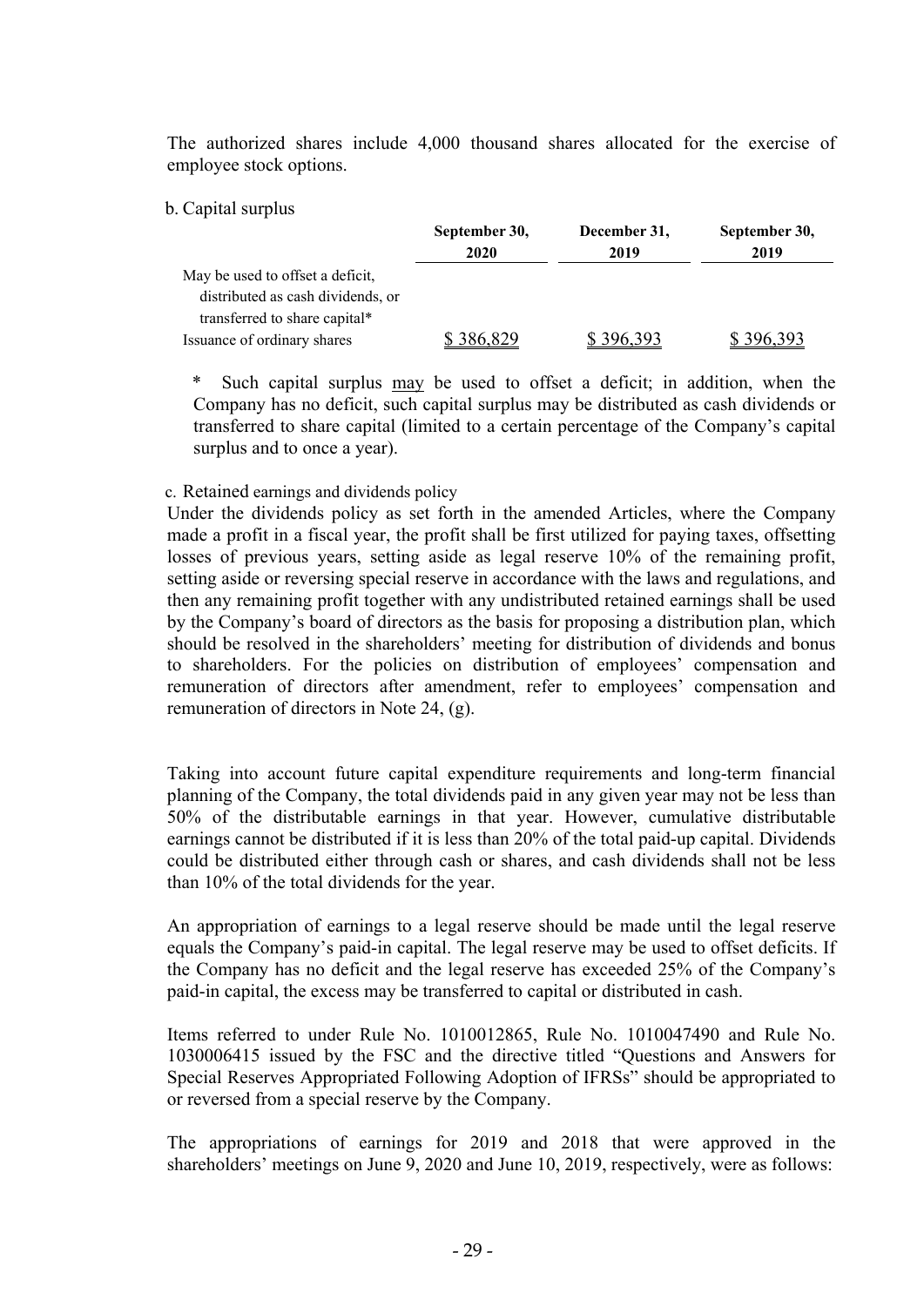The authorized shares include 4,000 thousand shares allocated for the exercise of employee stock options.

b. Capital surplus

| | September 30, 2020 | December 31, 2019 | September 30, 2019 |
|---|---|---|---|
| May be used to offset a deficit, distributed as cash dividends, or transferred to share capital* | | | |
| Issuance of ordinary shares | $ 386,829 | $ 396,393 | $ 396,393 |

\* Such capital surplus may be used to offset a deficit; in addition, when the Company has no deficit, such capital surplus may be distributed as cash dividends or transferred to share capital (limited to a certain percentage of the Company's capital surplus and to once a year).

c. Retained earnings and dividends policy

Under the dividends policy as set forth in the amended Articles, where the Company made a profit in a fiscal year, the profit shall be first utilized for paying taxes, offsetting losses of previous years, setting aside as legal reserve 10% of the remaining profit, setting aside or reversing special reserve in accordance with the laws and regulations, and then any remaining profit together with any undistributed retained earnings shall be used by the Company's board of directors as the basis for proposing a distribution plan, which should be resolved in the shareholders' meeting for distribution of dividends and bonus to shareholders. For the policies on distribution of employees' compensation and remuneration of directors after amendment, refer to employees' compensation and remuneration of directors in Note 24, (g).

Taking into account future capital expenditure requirements and long-term financial planning of the Company, the total dividends paid in any given year may not be less than 50% of the distributable earnings in that year. However, cumulative distributable earnings cannot be distributed if it is less than 20% of the total paid-up capital. Dividends could be distributed either through cash or shares, and cash dividends shall not be less than 10% of the total dividends for the year.

An appropriation of earnings to a legal reserve should be made until the legal reserve equals the Company's paid-in capital. The legal reserve may be used to offset deficits. If the Company has no deficit and the legal reserve has exceeded 25% of the Company's paid-in capital, the excess may be transferred to capital or distributed in cash.

Items referred to under Rule No. 1010012865, Rule No. 1010047490 and Rule No. 1030006415 issued by the FSC and the directive titled "Questions and Answers for Special Reserves Appropriated Following Adoption of IFRSs" should be appropriated to or reversed from a special reserve by the Company.

The appropriations of earnings for 2019 and 2018 that were approved in the shareholders' meetings on June 9, 2020 and June 10, 2019, respectively, were as follows: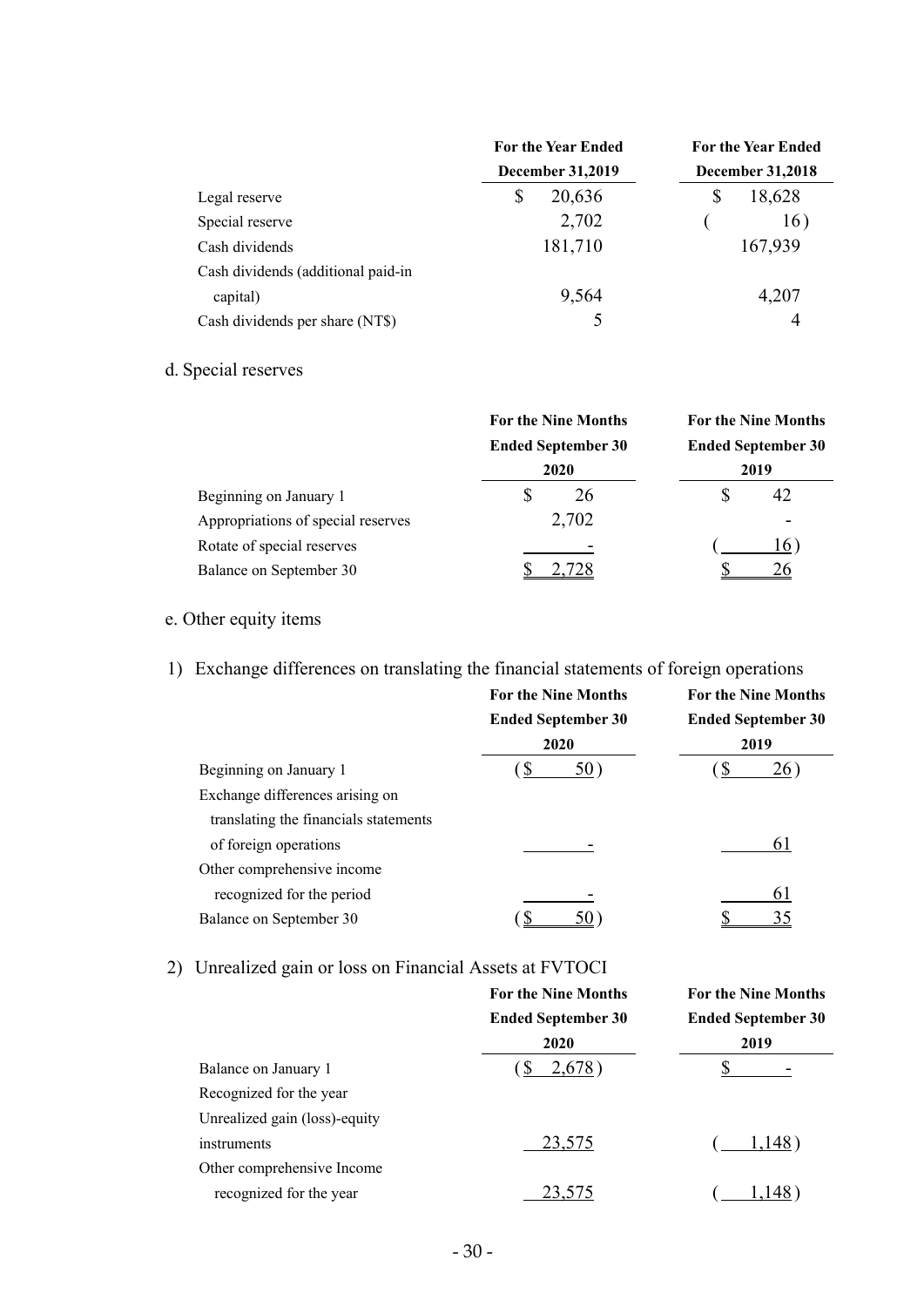| | For the Year Ended December 31,2019 | For the Year Ended December 31,2018 |
|---|---|---|
| Legal reserve | $ 20,636 | $ 18,628 |
| Special reserve | 2,702 | ( 16 ) |
| Cash dividends | 181,710 | 167,939 |
| Cash dividends (additional paid-in capital) | 9,564 | 4,207 |
| Cash dividends per share (NT$) | 5 | 4 |

d. Special reserves

| | For the Nine Months Ended September 30 2020 | For the Nine Months Ended September 30 2019 |
|---|---|---|
| Beginning on January 1 | $ 26 | $ 42 |
| Appropriations of special reserves | 2,702 | - |
| Rotate of special reserves | - | ( 16 ) |
| Balance on September 30 | $ 2,728 | $ 26 |

e. Other equity items

1) Exchange differences on translating the financial statements of foreign operations

| | For the Nine Months Ended September 30 2020 | For the Nine Months Ended September 30 2019 |
|---|---|---|
| Beginning on January 1 | ( $ 50 ) | ( $ 26 ) |
| Exchange differences arising on translating the financials statements of foreign operations | - | 61 |
| Other comprehensive income recognized for the period | - | 61 |
| Balance on September 30 | ( $ 50 ) | $ 35 |

2) Unrealized gain or loss on Financial Assets at FVTOCI

| | For the Nine Months Ended September 30 2020 | For the Nine Months Ended September 30 2019 |
|---|---|---|
| Balance on January 1 | ( $ 2,678 ) | $ - |
| Recognized for the year | | |
| Unrealized gain (loss)-equity instruments | 23,575 | ( 1,148 ) |
| Other comprehensive Income recognized for the year | 23,575 | ( 1,148 ) |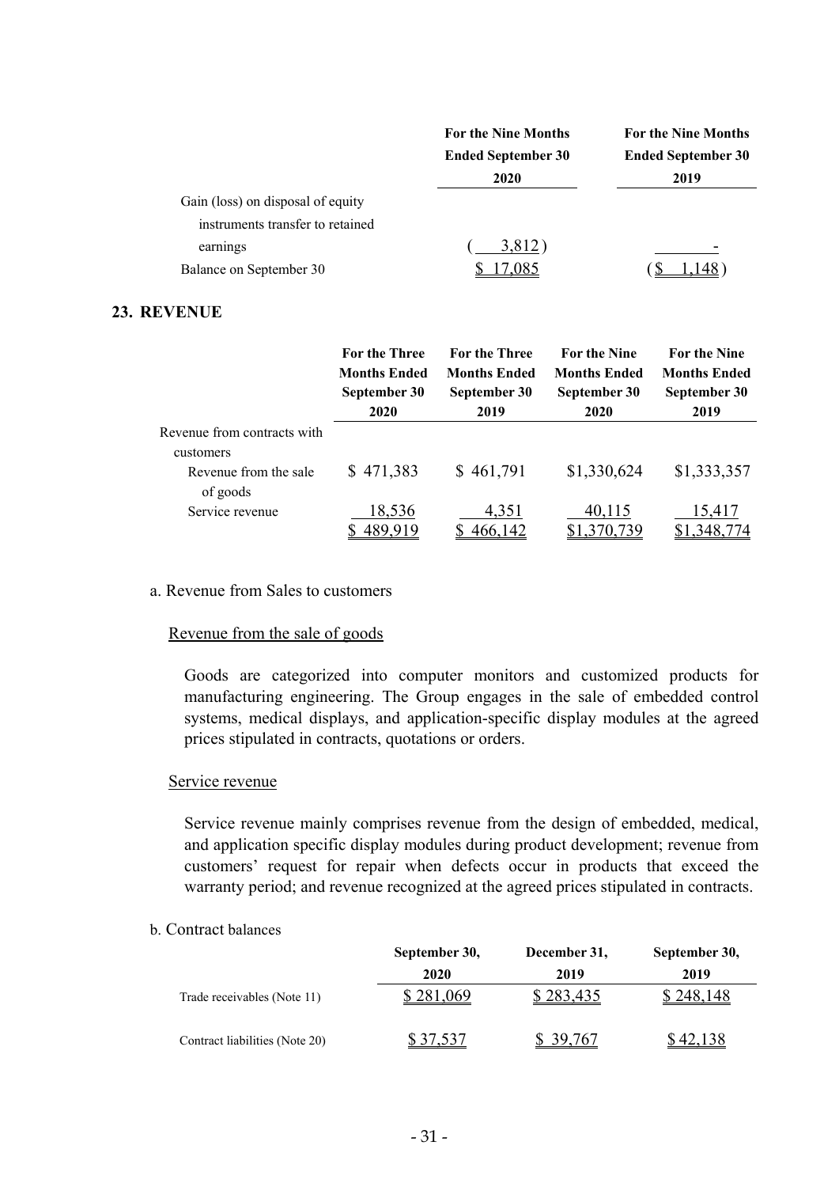| | For the Nine Months Ended September 30 2020 | For the Nine Months Ended September 30 2019 |
|---|---|---|
| Gain (loss) on disposal of equity instruments transfer to retained earnings | ( 3,812 ) | - |
| Balance on September 30 | $ 17,085 | ($ 1,148 ) |

## 23. REVENUE

| | For the Three Months Ended September 30 2020 | For the Three Months Ended September 30 2019 | For the Nine Months Ended September 30 2020 | For the Nine Months Ended September 30 2019 |
|---|---|---|---|---|
| Revenue from contracts with customers | | | | |
| Revenue from the sale of goods | $ 471,383 | $ 461,791 | $1,330,624 | $1,333,357 |
| Service revenue | 18,536 | 4,351 | 40,115 | 15,417 |
| | $ 489,919 | $ 466,142 | $1,370,739 | $1,348,774 |

a. Revenue from Sales to customers

Revenue from the sale of goods

Goods are categorized into computer monitors and customized products for manufacturing engineering. The Group engages in the sale of embedded control systems, medical displays, and application-specific display modules at the agreed prices stipulated in contracts, quotations or orders.

Service revenue

Service revenue mainly comprises revenue from the design of embedded, medical, and application specific display modules during product development; revenue from customers' request for repair when defects occur in products that exceed the warranty period; and revenue recognized at the agreed prices stipulated in contracts.

b. Contract balances

| | September 30, 2020 | December 31, 2019 | September 30, 2019 |
|---|---|---|---|
| Trade receivables (Note 11) | $ 281,069 | $ 283,435 | $ 248,148 |
| Contract liabilities (Note 20) | $ 37,537 | $ 39,767 | $ 42,138 |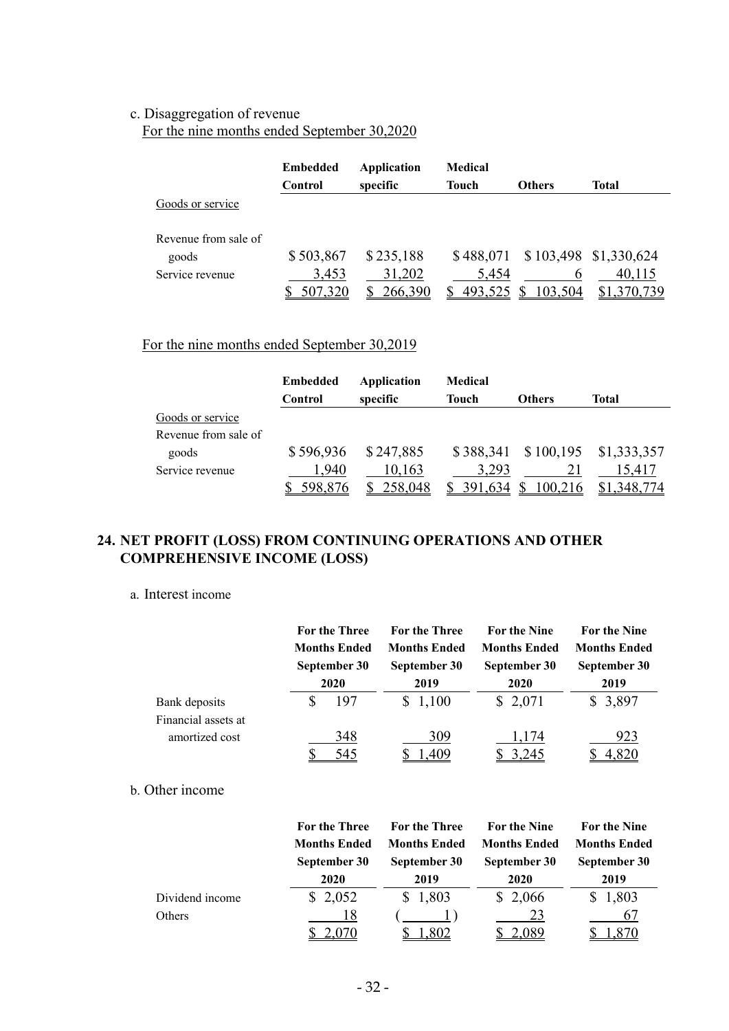c. Disaggregation of revenue

For the nine months ended September 30,2020

| | Embedded Control | Application specific | Medical Touch | Others | Total |
|---|---|---|---|---|---|
| Goods or service | | | | | |
| Revenue from sale of goods | $ 503,867 | $ 235,188 | $ 488,071 | $ 103,498 | $1,330,624 |
| Service revenue | 3,453 | 31,202 | 5,454 | 6 | 40,115 |
| | $ 507,320 | $ 266,390 | $ 493,525 | $ 103,504 | $1,370,739 |

For the nine months ended September 30,2019

| | Embedded Control | Application specific | Medical Touch | Others | Total |
|---|---|---|---|---|---|
| Goods or service | | | | | |
| Revenue from sale of goods | $ 596,936 | $ 247,885 | $ 388,341 | $ 100,195 | $1,333,357 |
| Service revenue | 1,940 | 10,163 | 3,293 | 21 | 15,417 |
| | $ 598,876 | $ 258,048 | $ 391,634 | $ 100,216 | $1,348,774 |

## 24. NET PROFIT (LOSS) FROM CONTINUING OPERATIONS AND OTHER COMPREHENSIVE INCOME (LOSS)

a. Interest income

| | For the Three Months Ended September 30 2020 | For the Three Months Ended September 30 2019 | For the Nine Months Ended September 30 2020 | For the Nine Months Ended September 30 2019 |
|---|---|---|---|---|
| Bank deposits | $ 197 | $ 1,100 | $ 2,071 | $ 3,897 |
| Financial assets at amortized cost | 348 | 309 | 1,174 | 923 |
| | $ 545 | $ 1,409 | $ 3,245 | $ 4,820 |

b. Other income

| | For the Three Months Ended September 30 2020 | For the Three Months Ended September 30 2019 | For the Nine Months Ended September 30 2020 | For the Nine Months Ended September 30 2019 |
|---|---|---|---|---|
| Dividend income | $ 2,052 | $ 1,803 | $ 2,066 | $ 1,803 |
| Others | 18 | ( 1 ) | 23 | 67 |
| | $ 2,070 | $ 1,802 | $ 2,089 | $ 1,870 |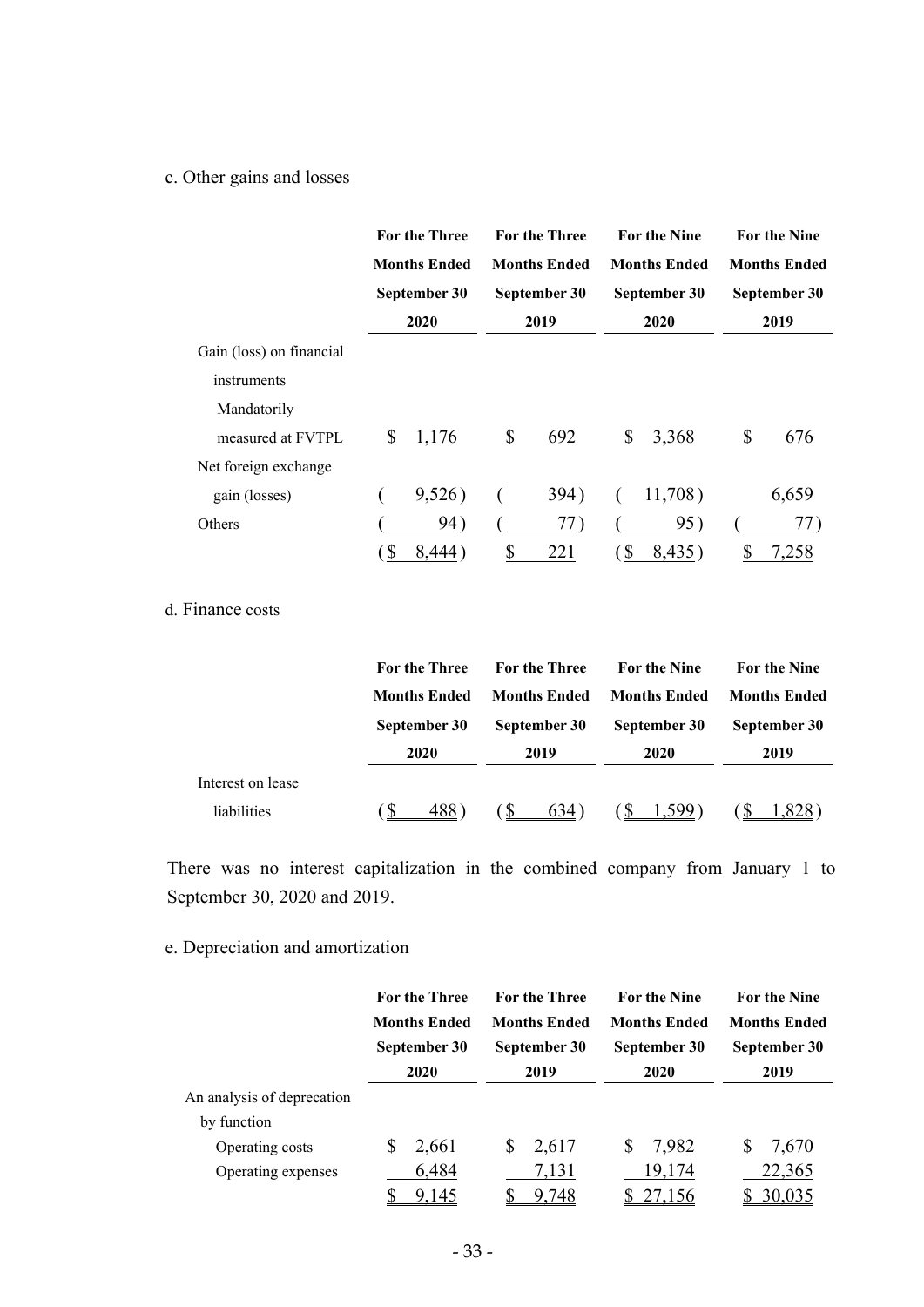c. Other gains and losses

| | For the Three Months Ended September 30 2020 | For the Three Months Ended September 30 2019 | For the Nine Months Ended September 30 2020 | For the Nine Months Ended September 30 2019 |
|---|---|---|---|---|
| Gain (loss) on financial instruments | | | | |
| Mandatorily measured at FVTPL | $ 1,176 | $ 692 | $ 3,368 | $ 676 |
| Net foreign exchange gain (losses) | ( 9,526 ) | ( 394 ) | ( 11,708 ) | 6,659 |
| Others | ( 94 ) | ( 77 ) | ( 95 ) | ( 77 ) |
| | ( $ 8,444 ) | $ 221 | ( $ 8,435 ) | $ 7,258 |

d. Finance costs

| | For the Three Months Ended September 30 2020 | For the Three Months Ended September 30 2019 | For the Nine Months Ended September 30 2020 | For the Nine Months Ended September 30 2019 |
|---|---|---|---|---|
| Interest on lease liabilities | ( $ 488 ) | ( $ 634 ) | ( $ 1,599 ) | ( $ 1,828 ) |

There was no interest capitalization in the combined company from January 1 to September 30, 2020 and 2019.

e. Depreciation and amortization

| | For the Three Months Ended September 30 2020 | For the Three Months Ended September 30 2019 | For the Nine Months Ended September 30 2020 | For the Nine Months Ended September 30 2019 |
|---|---|---|---|---|
| An analysis of deprecation by function | | | | |
| Operating costs | $ 2,661 | $ 2,617 | $ 7,982 | $ 7,670 |
| Operating expenses | 6,484 | 7,131 | 19,174 | 22,365 |
| | $ 9,145 | $ 9,748 | $ 27,156 | $ 30,035 |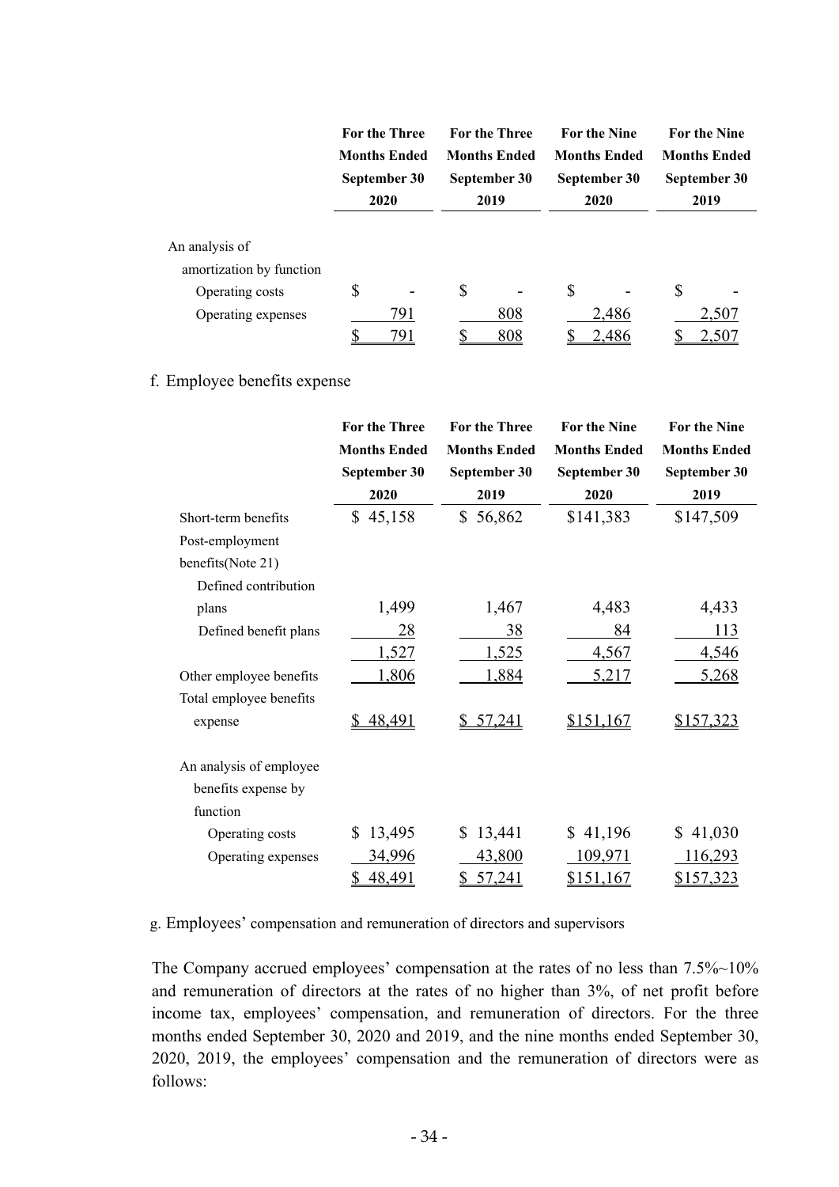| | For the Three Months Ended September 30 2020 | For the Three Months Ended September 30 2019 | For the Nine Months Ended September 30 2020 | For the Nine Months Ended September 30 2019 |
|---|---|---|---|---|
| An analysis of amortization by function | | | | |
| Operating costs | $ - | $ - | $ - | $ - |
| Operating expenses | 791 | 808 | 2,486 | 2,507 |
| | $ 791 | $ 808 | $ 2,486 | $ 2,507 |

f. Employee benefits expense

| | For the Three Months Ended September 30 2020 | For the Three Months Ended September 30 2019 | For the Nine Months Ended September 30 2020 | For the Nine Months Ended September 30 2019 |
|---|---|---|---|---|
| Short-term benefits | $ 45,158 | $ 56,862 | $141,383 | $147,509 |
| Post-employment benefits(Note 21) | | | | |
| Defined contribution plans | 1,499 | 1,467 | 4,483 | 4,433 |
| Defined benefit plans | 28 | 38 | 84 | 113 |
| | 1,527 | 1,525 | 4,567 | 4,546 |
| Other employee benefits | 1,806 | 1,884 | 5,217 | 5,268 |
| Total employee benefits expense | $ 48,491 | $ 57,241 | $151,167 | $157,323 |
| An analysis of employee benefits expense by function | | | | |
| Operating costs | $ 13,495 | $ 13,441 | $ 41,196 | $ 41,030 |
| Operating expenses | 34,996 | 43,800 | 109,971 | 116,293 |
| | $ 48,491 | $ 57,241 | $151,167 | $157,323 |

g. Employees' compensation and remuneration of directors and supervisors

The Company accrued employees' compensation at the rates of no less than 7.5%~10% and remuneration of directors at the rates of no higher than 3%, of net profit before income tax, employees' compensation, and remuneration of directors. For the three months ended September 30, 2020 and 2019, and the nine months ended September 30, 2020, 2019, the employees' compensation and the remuneration of directors were as follows: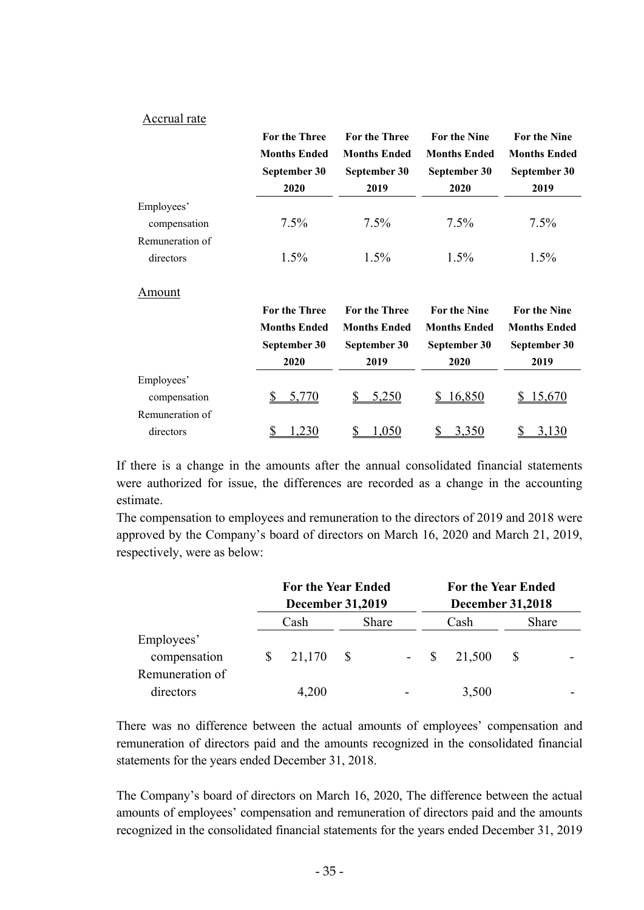Accrual rate

| | For the Three Months Ended September 30 2020 | For the Three Months Ended September 30 2019 | For the Nine Months Ended September 30 2020 | For the Nine Months Ended September 30 2019 |
|---|---|---|---|---|
| Employees' compensation | 7.5% | 7.5% | 7.5% | 7.5% |
| Remuneration of directors | 1.5% | 1.5% | 1.5% | 1.5% |

Amount

| | For the Three Months Ended September 30 2020 | For the Three Months Ended September 30 2019 | For the Nine Months Ended September 30 2020 | For the Nine Months Ended September 30 2019 |
|---|---|---|---|---|
| Employees' compensation | $ 5,770 | $ 5,250 | $ 16,850 | $ 15,670 |
| Remuneration of directors | $ 1,230 | $ 1,050 | $ 3,350 | $ 3,130 |

If there is a change in the amounts after the annual consolidated financial statements were authorized for issue, the differences are recorded as a change in the accounting estimate.

The compensation to employees and remuneration to the directors of 2019 and 2018 were approved by the Company's board of directors on March 16, 2020 and March 21, 2019, respectively, were as below:

| | For the Year Ended December 31,2019 | | For the Year Ended December 31,2018 | |
|---|---|---|---|---|
| | Cash | Share | Cash | Share |
| Employees' compensation | $ 21,170 | $ - | $ 21,500 | $ - |
| Remuneration of directors | 4,200 | - | 3,500 | - |

There was no difference between the actual amounts of employees' compensation and remuneration of directors paid and the amounts recognized in the consolidated financial statements for the years ended December 31, 2018.

The Company's board of directors on March 16, 2020, The difference between the actual amounts of employees' compensation and remuneration of directors paid and the amounts recognized in the consolidated financial statements for the years ended December 31, 2019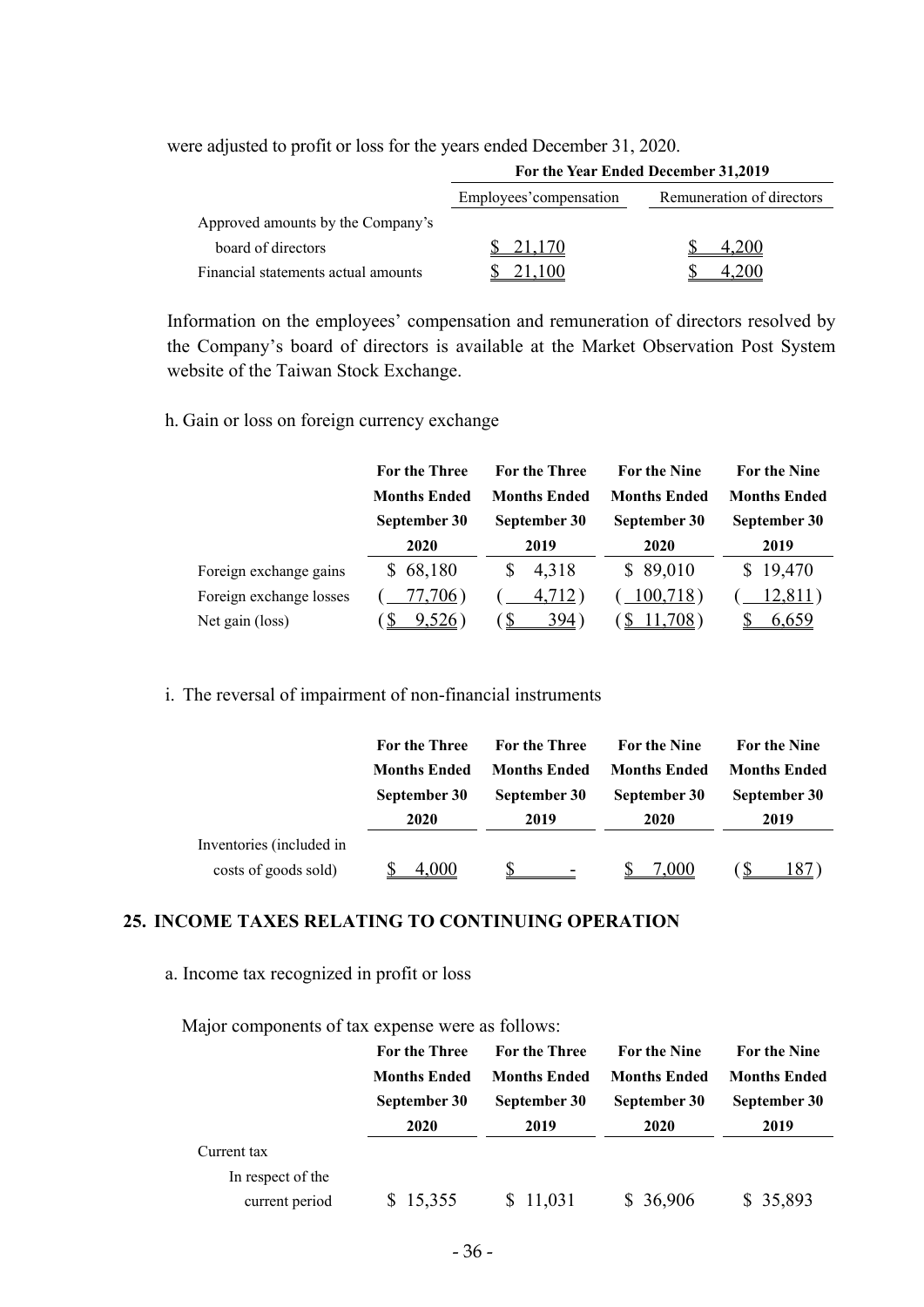were adjusted to profit or loss for the years ended December 31, 2020.

| | For the Year Ended December 31,2019 | |
|---|---|---|
| | Employees'compensation | Remuneration of directors |
| Approved amounts by the Company's board of directors | $ 21,170 | $ 4,200 |
| Financial statements actual amounts | $ 21,100 | $ 4,200 |

Information on the employees' compensation and remuneration of directors resolved by the Company's board of directors is available at the Market Observation Post System website of the Taiwan Stock Exchange.

h. Gain or loss on foreign currency exchange

| | For the Three Months Ended September 30 2020 | For the Three Months Ended September 30 2019 | For the Nine Months Ended September 30 2020 | For the Nine Months Ended September 30 2019 |
|---|---|---|---|---|
| Foreign exchange gains | $ 68,180 | $ 4,318 | $ 89,010 | $ 19,470 |
| Foreign exchange losses | ( 77,706 ) | ( 4,712 ) | ( 100,718 ) | ( 12,811 ) |
| Net gain (loss) | ( $ 9,526 ) | ( $ 394 ) | ( $ 11,708 ) | $ 6,659 |

i. The reversal of impairment of non-financial instruments

| | For the Three Months Ended September 30 2020 | For the Three Months Ended September 30 2019 | For the Nine Months Ended September 30 2020 | For the Nine Months Ended September 30 2019 |
|---|---|---|---|---|
| Inventories (included in costs of goods sold) | $ 4,000 | $ - | $ 7,000 | ( $ 187 ) |

## 25. INCOME TAXES RELATING TO CONTINUING OPERATION

a. Income tax recognized in profit or loss

Major components of tax expense were as follows:

| | For the Three Months Ended September 30 2020 | For the Three Months Ended September 30 2019 | For the Nine Months Ended September 30 2020 | For the Nine Months Ended September 30 2019 |
|---|---|---|---|---|
| Current tax | | | | |
| In respect of the current period | $ 15,355 | $ 11,031 | $ 36,906 | $ 35,893 |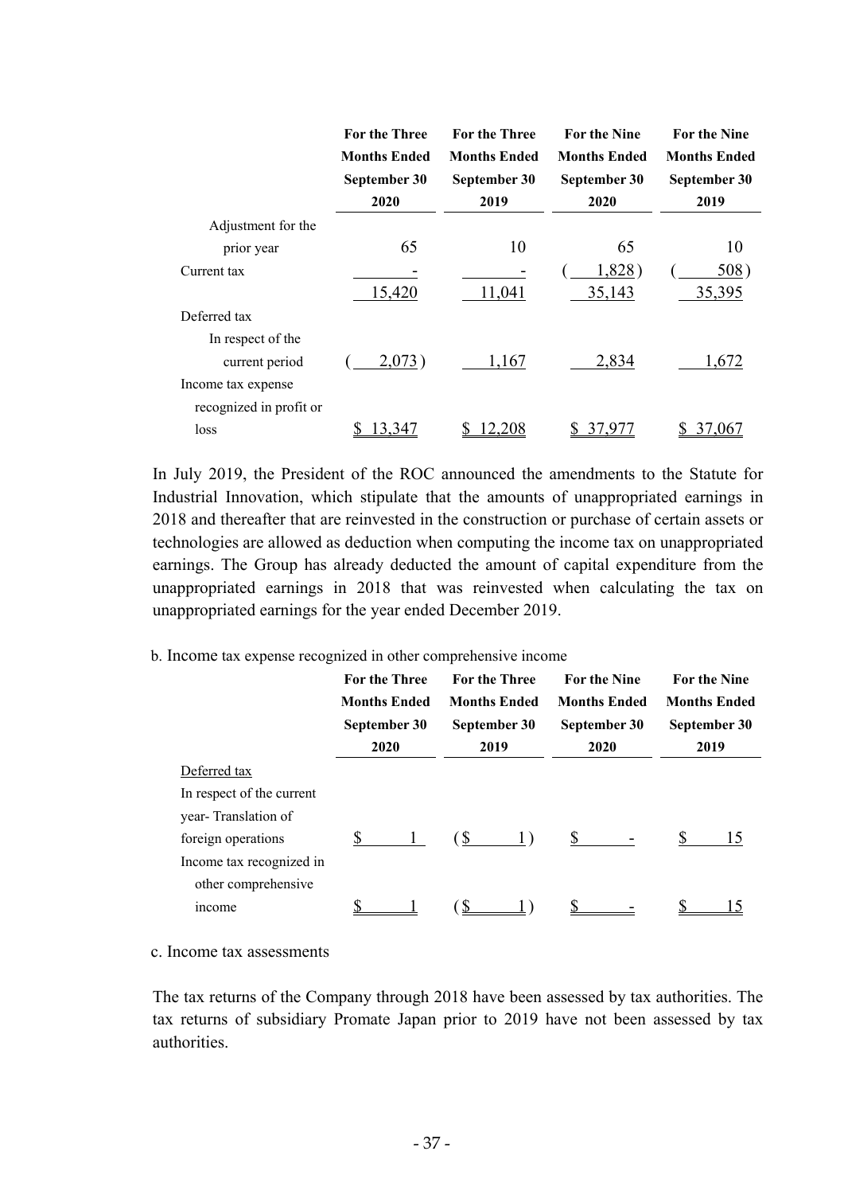| | For the Three Months Ended September 30 2020 | For the Three Months Ended September 30 2019 | For the Nine Months Ended September 30 2020 | For the Nine Months Ended September 30 2019 |
|---|---|---|---|---|
| Adjustment for the prior year | 65 | 10 | 65 | 10 |
| Current tax | - | - | ( 1,828 ) | ( 508 ) |
| | 15,420 | 11,041 | 35,143 | 35,395 |
| Deferred tax | | | | |
| In respect of the current period | ( 2,073 ) | 1,167 | 2,834 | 1,672 |
| Income tax expense recognized in profit or loss | $ 13,347 | $ 12,208 | $ 37,977 | $ 37,067 |

In July 2019, the President of the ROC announced the amendments to the Statute for Industrial Innovation, which stipulate that the amounts of unappropriated earnings in 2018 and thereafter that are reinvested in the construction or purchase of certain assets or technologies are allowed as deduction when computing the income tax on unappropriated earnings. The Group has already deducted the amount of capital expenditure from the unappropriated earnings in 2018 that was reinvested when calculating the tax on unappropriated earnings for the year ended December 2019.

b. Income tax expense recognized in other comprehensive income

| | For the Three Months Ended September 30 2020 | For the Three Months Ended September 30 2019 | For the Nine Months Ended September 30 2020 | For the Nine Months Ended September 30 2019 |
|---|---|---|---|---|
| Deferred tax | | | | |
| In respect of the current year- Translation of foreign operations | $ 1 | ( $ 1 ) | $ - | $ 15 |
| Income tax recognized in other comprehensive income | $ 1 | ( $ 1 ) | $ - | $ 15 |

c. Income tax assessments

The tax returns of the Company through 2018 have been assessed by tax authorities. The tax returns of subsidiary Promate Japan prior to 2019 have not been assessed by tax authorities.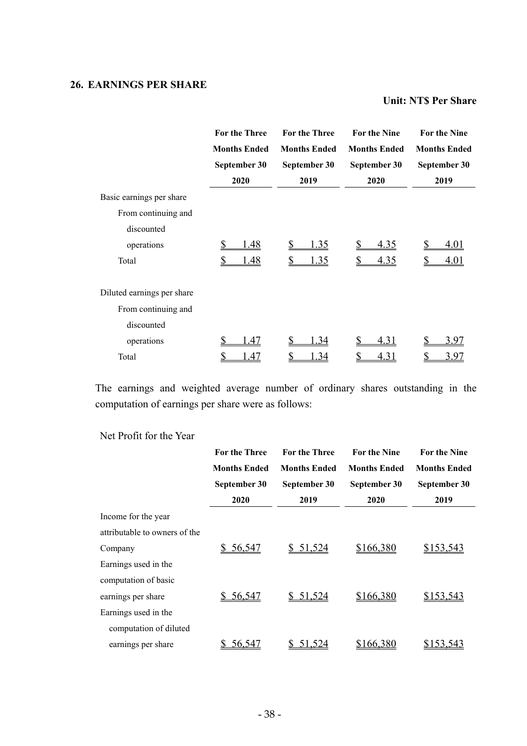## 26. EARNINGS PER SHARE

**Unit: NT$ Per Share**

| | For the Three Months Ended September 30 2020 | For the Three Months Ended September 30 2019 | For the Nine Months Ended September 30 2020 | For the Nine Months Ended September 30 2019 |
|---|---|---|---|---|
| Basic earnings per share | | | | |
| From continuing and discounted operations | $ 1.48 | $ 1.35 | $ 4.35 | $ 4.01 |
| Total | $ 1.48 | $ 1.35 | $ 4.35 | $ 4.01 |
| Diluted earnings per share | | | | |
| From continuing and discounted operations | $ 1.47 | $ 1.34 | $ 4.31 | $ 3.97 |
| Total | $ 1.47 | $ 1.34 | $ 4.31 | $ 3.97 |

The earnings and weighted average number of ordinary shares outstanding in the computation of earnings per share were as follows:

Net Profit for the Year

| | For the Three Months Ended September 30 2020 | For the Three Months Ended September 30 2019 | For the Nine Months Ended September 30 2020 | For the Nine Months Ended September 30 2019 |
|---|---|---|---|---|
| Income for the year attributable to owners of the Company | $ 56,547 | $ 51,524 | $166,380 | $153,543 |
| Earnings used in the computation of basic earnings per share | $ 56,547 | $ 51,524 | $166,380 | $153,543 |
| Earnings used in the computation of diluted earnings per share | $ 56,547 | $ 51,524 | $166,380 | $153,543 |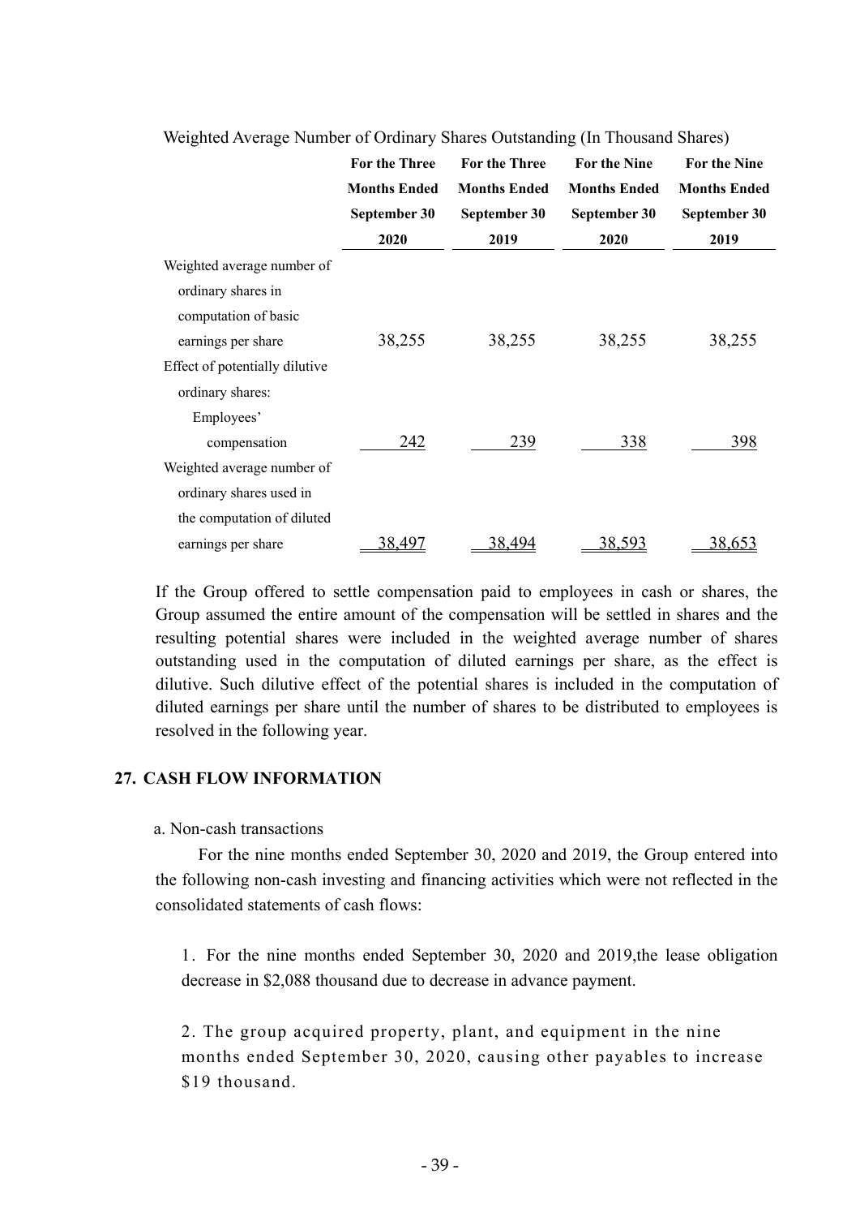Weighted Average Number of Ordinary Shares Outstanding (In Thousand Shares)

| | For the Three Months Ended September 30 2020 | For the Three Months Ended September 30 2019 | For the Nine Months Ended September 30 2020 | For the Nine Months Ended September 30 2019 |
|---|---|---|---|---|
| Weighted average number of ordinary shares in computation of basic earnings per share | 38,255 | 38,255 | 38,255 | 38,255 |
| Effect of potentially dilutive ordinary shares: | | | | |
| Employees' compensation | 242 | 239 | 338 | 398 |
| Weighted average number of ordinary shares used in the computation of diluted earnings per share | 38,497 | 38,494 | 38,593 | 38,653 |

If the Group offered to settle compensation paid to employees in cash or shares, the Group assumed the entire amount of the compensation will be settled in shares and the resulting potential shares were included in the weighted average number of shares outstanding used in the computation of diluted earnings per share, as the effect is dilutive. Such dilutive effect of the potential shares is included in the computation of diluted earnings per share until the number of shares to be distributed to employees is resolved in the following year.

## 27. CASH FLOW INFORMATION

a. Non-cash transactions

For the nine months ended September 30, 2020 and 2019, the Group entered into the following non-cash investing and financing activities which were not reflected in the consolidated statements of cash flows:

1. For the nine months ended September 30, 2020 and 2019,the lease obligation decrease in $2,088 thousand due to decrease in advance payment.

2. The group acquired property, plant, and equipment in the nine months ended September 30, 2020, causing other payables to increase $19 thousand.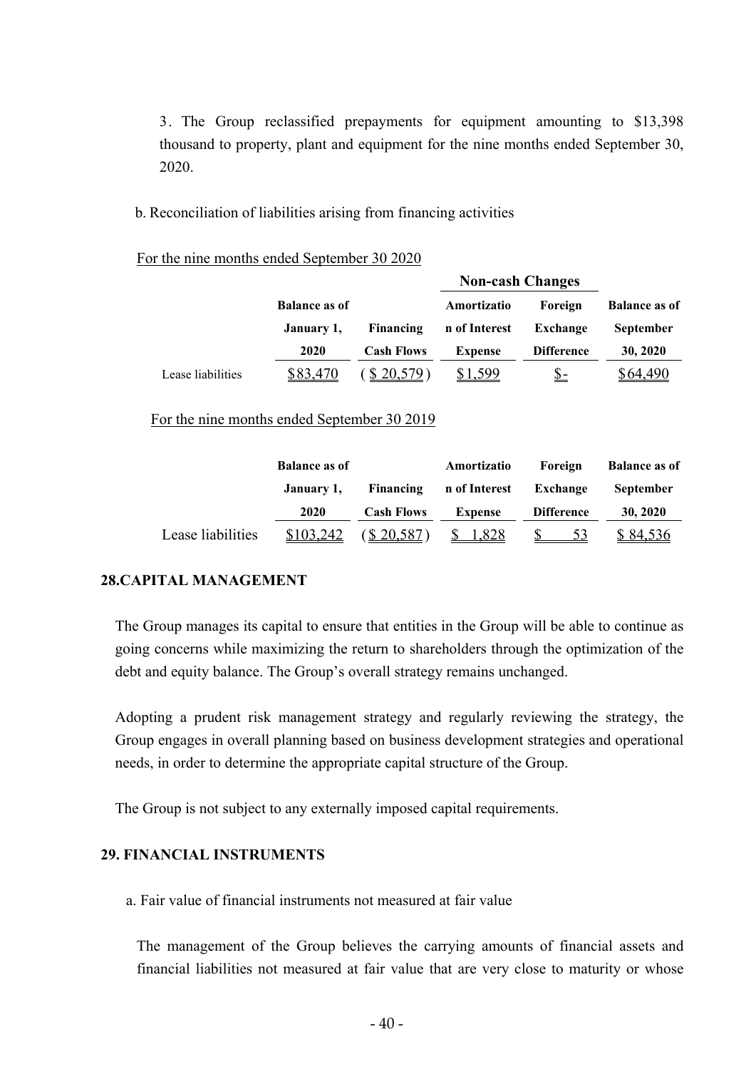3. The Group reclassified prepayments for equipment amounting to $13,398 thousand to property, plant and equipment for the nine months ended September 30, 2020.

b. Reconciliation of liabilities arising from financing activities

For the nine months ended September 30 2020

| | Balance as of January 1, 2020 | Financing Cash Flows | Non-cash Changes | | Balance as of September 30, 2020 |
|---|---|---|---|---|---|
| | | | Amortization of Interest Expense | Foreign Exchange Difference | |
| Lease liabilities | $83,470 | ( $ 20,579 ) | $1,599 | $ - | $64,490 |

For the nine months ended September 30 2019

| | Balance as of January 1, 2020 | Financing Cash Flows | Amortization of Interest Expense | Foreign Exchange Difference | Balance as of September 30, 2020 |
|---|---|---|---|---|---|
| Lease liabilities | $103,242 | ( $ 20,587 ) | $ 1,828 | $ 53 | $ 84,536 |

## 28.CAPITAL MANAGEMENT

The Group manages its capital to ensure that entities in the Group will be able to continue as going concerns while maximizing the return to shareholders through the optimization of the debt and equity balance. The Group's overall strategy remains unchanged.

Adopting a prudent risk management strategy and regularly reviewing the strategy, the Group engages in overall planning based on business development strategies and operational needs, in order to determine the appropriate capital structure of the Group.

The Group is not subject to any externally imposed capital requirements.

## 29. FINANCIAL INSTRUMENTS

a. Fair value of financial instruments not measured at fair value

The management of the Group believes the carrying amounts of financial assets and financial liabilities not measured at fair value that are very close to maturity or whose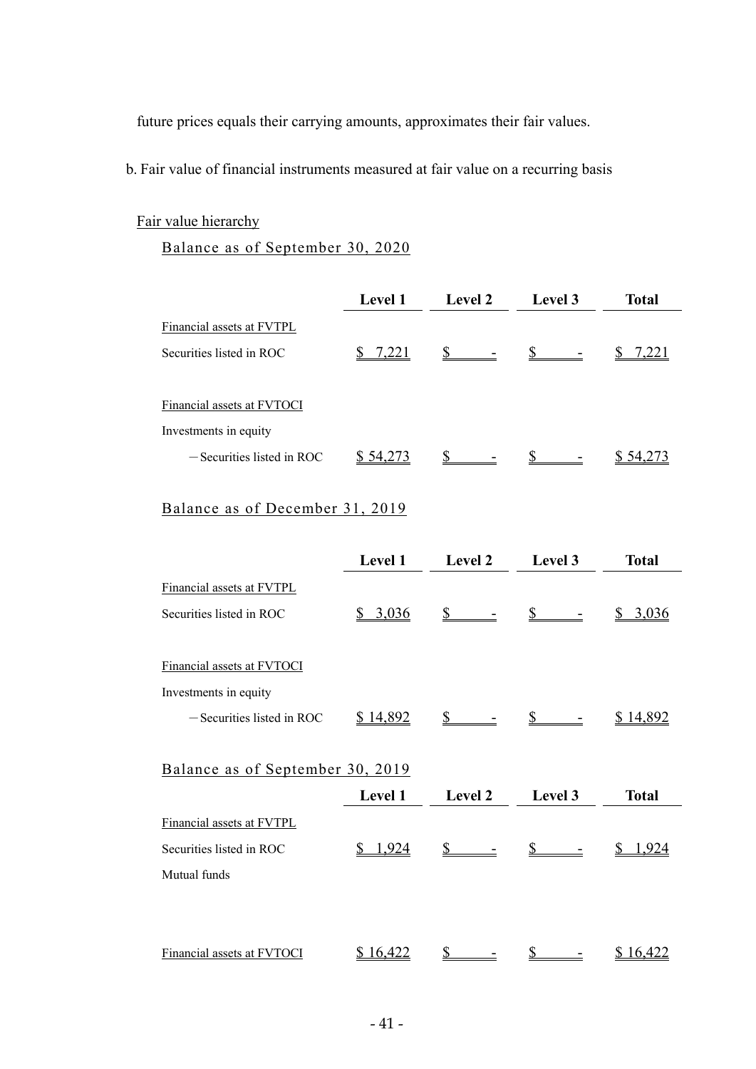future prices equals their carrying amounts, approximates their fair values.

b. Fair value of financial instruments measured at fair value on a recurring basis

Fair value hierarchy

Balance as of September 30, 2020

| | Level 1 | Level 2 | Level 3 | Total |
|---|---|---|---|---|
| Financial assets at FVTPL | | | | |
| Securities listed in ROC | $ 7,221 | $ - | $ - | $ 7,221 |
| | | | | |
| Financial assets at FVTOCI | | | | |
| Investments in equity | | | | |
| －Securities listed in ROC | $ 54,273 | $ - | $ - | $ 54,273 |

Balance as of December 31, 2019

| | Level 1 | Level 2 | Level 3 | Total |
|---|---|---|---|---|
| Financial assets at FVTPL | | | | |
| Securities listed in ROC | $ 3,036 | $ - | $ - | $ 3,036 |
| | | | | |
| Financial assets at FVTOCI | | | | |
| Investments in equity | | | | |
| －Securities listed in ROC | $ 14,892 | $ - | $ - | $ 14,892 |

Balance as of September 30, 2019

| | Level 1 | Level 2 | Level 3 | Total |
|---|---|---|---|---|
| Financial assets at FVTPL | | | | |
| Securities listed in ROC | $ 1,924 | $ - | $ - | $ 1,924 |
| Mutual funds | | | | |
| | | | | |
| Financial assets at FVTOCI | $ 16,422 | $ - | $ - | $ 16,422 |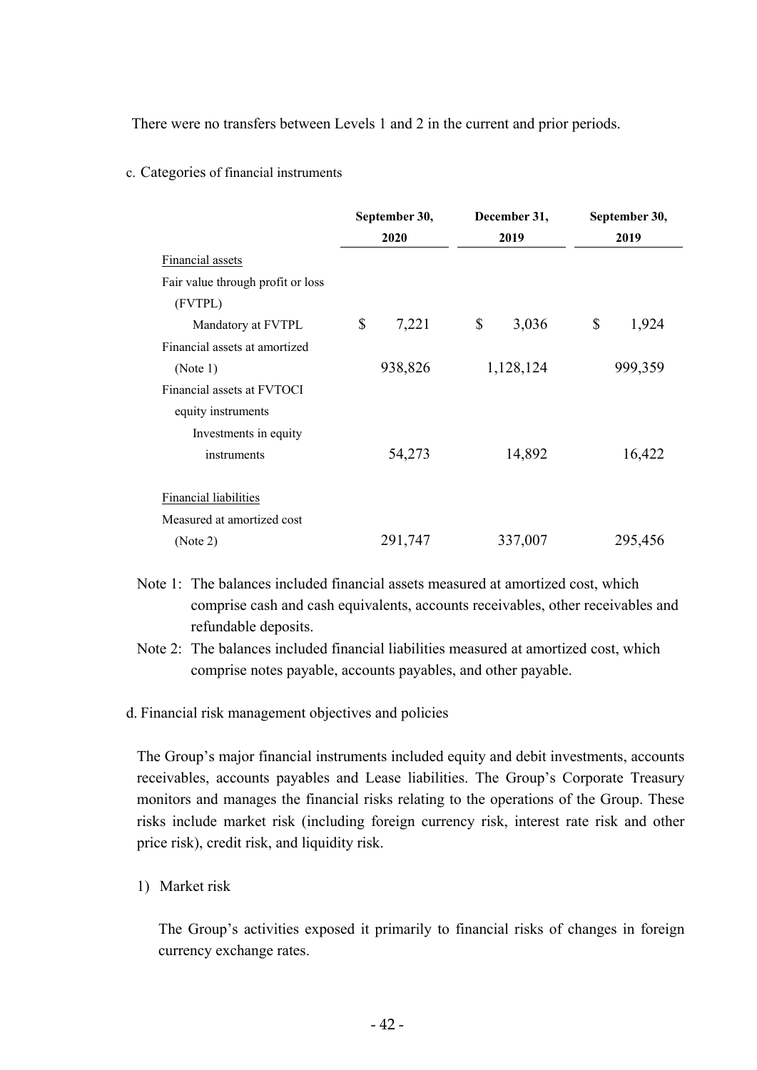There were no transfers between Levels 1 and 2 in the current and prior periods.

c. Categories of financial instruments

| | September 30, 2020 | December 31, 2019 | September 30, 2019 |
|---|---|---|---|
| Financial assets | | | |
| Fair value through profit or loss (FVTPL) | | | |
| Mandatory at FVTPL | $ 7,221 | $ 3,036 | $ 1,924 |
| Financial assets at amortized (Note 1) | 938,826 | 1,128,124 | 999,359 |
| Financial assets at FVTOCI equity instruments | | | |
| Investments in equity instruments | 54,273 | 14,892 | 16,422 |
| Financial liabilities | | | |
| Measured at amortized cost (Note 2) | 291,747 | 337,007 | 295,456 |

Note 1: The balances included financial assets measured at amortized cost, which comprise cash and cash equivalents, accounts receivables, other receivables and refundable deposits.

Note 2: The balances included financial liabilities measured at amortized cost, which comprise notes payable, accounts payables, and other payable.

d. Financial risk management objectives and policies

The Group's major financial instruments included equity and debit investments, accounts receivables, accounts payables and Lease liabilities. The Group's Corporate Treasury monitors and manages the financial risks relating to the operations of the Group. These risks include market risk (including foreign currency risk, interest rate risk and other price risk), credit risk, and liquidity risk.

1) Market risk

The Group's activities exposed it primarily to financial risks of changes in foreign currency exchange rates.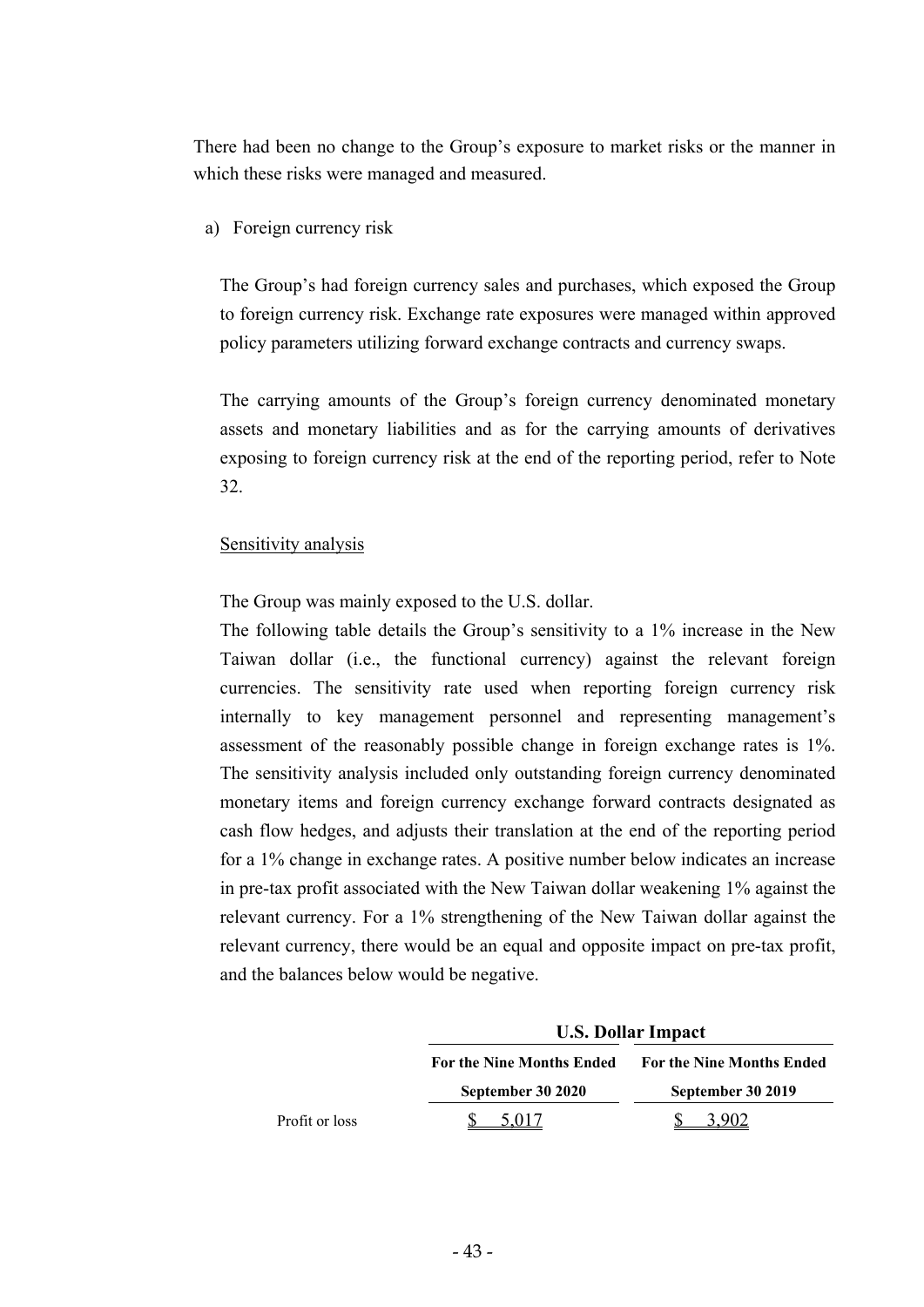There had been no change to the Group's exposure to market risks or the manner in which these risks were managed and measured.

a) Foreign currency risk

The Group's had foreign currency sales and purchases, which exposed the Group to foreign currency risk. Exchange rate exposures were managed within approved policy parameters utilizing forward exchange contracts and currency swaps.

The carrying amounts of the Group's foreign currency denominated monetary assets and monetary liabilities and as for the carrying amounts of derivatives exposing to foreign currency risk at the end of the reporting period, refer to Note 32.

Sensitivity analysis

The Group was mainly exposed to the U.S. dollar.

The following table details the Group's sensitivity to a 1% increase in the New Taiwan dollar (i.e., the functional currency) against the relevant foreign currencies. The sensitivity rate used when reporting foreign currency risk internally to key management personnel and representing management's assessment of the reasonably possible change in foreign exchange rates is 1%. The sensitivity analysis included only outstanding foreign currency denominated monetary items and foreign currency exchange forward contracts designated as cash flow hedges, and adjusts their translation at the end of the reporting period for a 1% change in exchange rates. A positive number below indicates an increase in pre-tax profit associated with the New Taiwan dollar weakening 1% against the relevant currency. For a 1% strengthening of the New Taiwan dollar against the relevant currency, there would be an equal and opposite impact on pre-tax profit, and the balances below would be negative.

| | **U.S. Dollar Impact** | |
|---|---|---|
| | **For the Nine Months Ended September 30 2020** | **For the Nine Months Ended September 30 2019** |
| Profit or loss | $ 5,017 | $ 3,902 |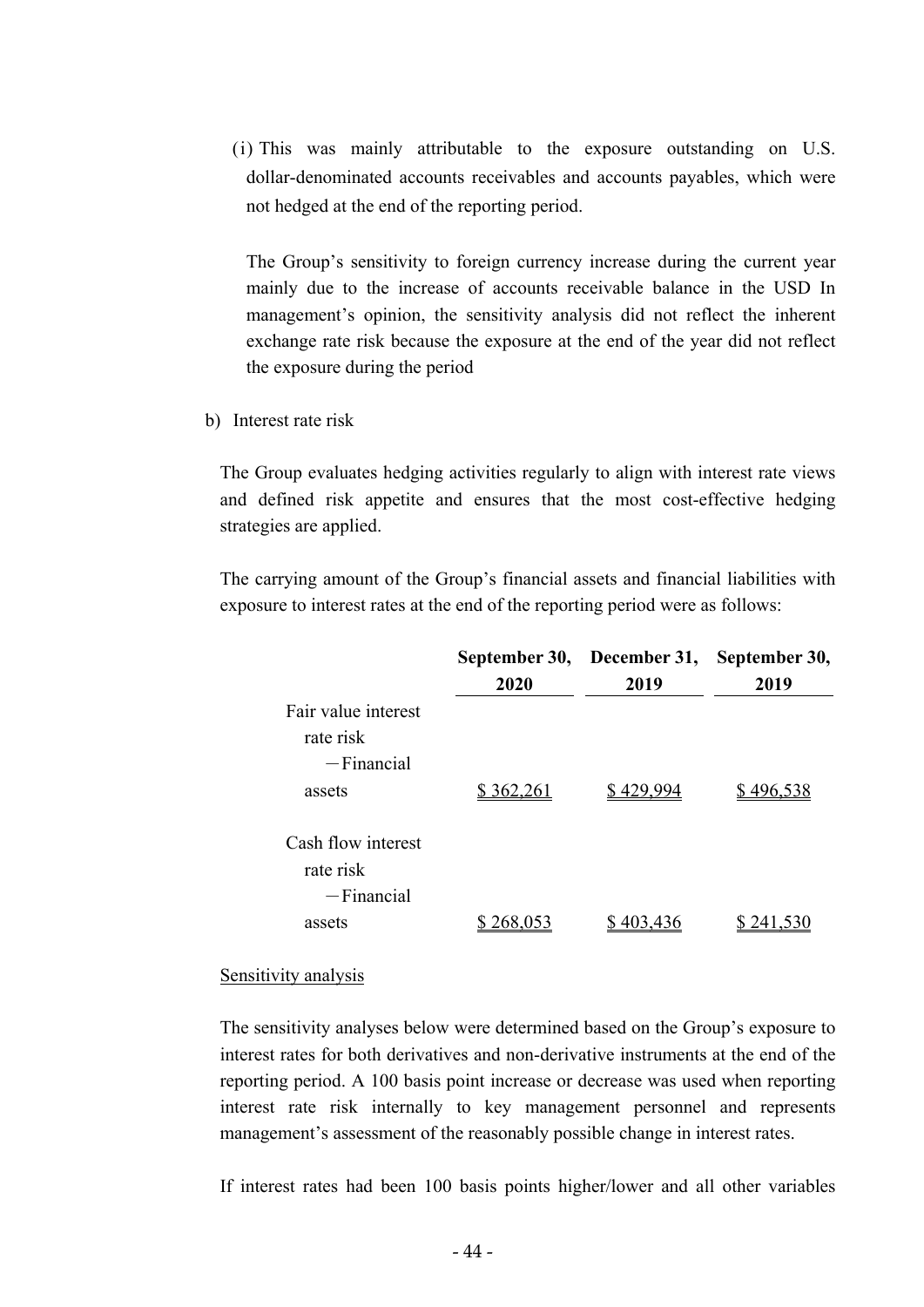(i) This was mainly attributable to the exposure outstanding on U.S. dollar-denominated accounts receivables and accounts payables, which were not hedged at the end of the reporting period.

The Group's sensitivity to foreign currency increase during the current year mainly due to the increase of accounts receivable balance in the USD In management's opinion, the sensitivity analysis did not reflect the inherent exchange rate risk because the exposure at the end of the year did not reflect the exposure during the period

b) Interest rate risk

The Group evaluates hedging activities regularly to align with interest rate views and defined risk appetite and ensures that the most cost-effective hedging strategies are applied.

The carrying amount of the Group's financial assets and financial liabilities with exposure to interest rates at the end of the reporting period were as follows:

| | September 30, 2020 | December 31, 2019 | September 30, 2019 |
|---|---|---|---|
| Fair value interest rate risk | | | |
| －Financial assets | $ 362,261 | $ 429,994 | $ 496,538 |
| Cash flow interest rate risk | | | |
| －Financial assets | $ 268,053 | $ 403,436 | $ 241,530 |

Sensitivity analysis

The sensitivity analyses below were determined based on the Group's exposure to interest rates for both derivatives and non-derivative instruments at the end of the reporting period. A 100 basis point increase or decrease was used when reporting interest rate risk internally to key management personnel and represents management's assessment of the reasonably possible change in interest rates.

If interest rates had been 100 basis points higher/lower and all other variables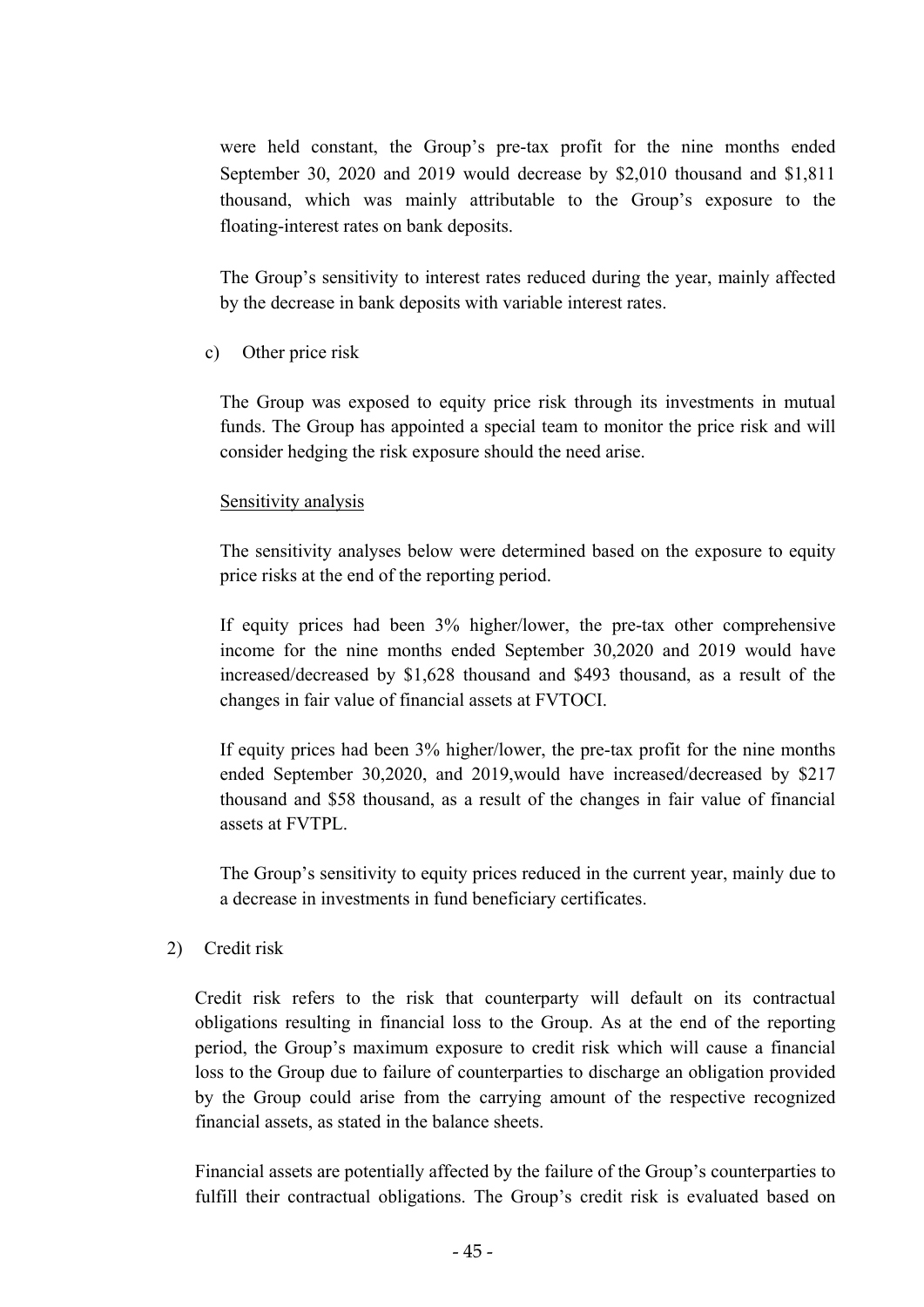were held constant, the Group's pre-tax profit for the nine months ended September 30, 2020 and 2019 would decrease by $2,010 thousand and $1,811 thousand, which was mainly attributable to the Group's exposure to the floating-interest rates on bank deposits.

The Group's sensitivity to interest rates reduced during the year, mainly affected by the decrease in bank deposits with variable interest rates.

c) Other price risk

The Group was exposed to equity price risk through its investments in mutual funds. The Group has appointed a special team to monitor the price risk and will consider hedging the risk exposure should the need arise.

Sensitivity analysis

The sensitivity analyses below were determined based on the exposure to equity price risks at the end of the reporting period.

If equity prices had been 3% higher/lower, the pre-tax other comprehensive income for the nine months ended September 30,2020 and 2019 would have increased/decreased by $1,628 thousand and $493 thousand, as a result of the changes in fair value of financial assets at FVTOCI.

If equity prices had been 3% higher/lower, the pre-tax profit for the nine months ended September 30,2020, and 2019,would have increased/decreased by $217 thousand and $58 thousand, as a result of the changes in fair value of financial assets at FVTPL.

The Group's sensitivity to equity prices reduced in the current year, mainly due to a decrease in investments in fund beneficiary certificates.

2) Credit risk

Credit risk refers to the risk that counterparty will default on its contractual obligations resulting in financial loss to the Group. As at the end of the reporting period, the Group's maximum exposure to credit risk which will cause a financial loss to the Group due to failure of counterparties to discharge an obligation provided by the Group could arise from the carrying amount of the respective recognized financial assets, as stated in the balance sheets.

Financial assets are potentially affected by the failure of the Group's counterparties to fulfill their contractual obligations. The Group's credit risk is evaluated based on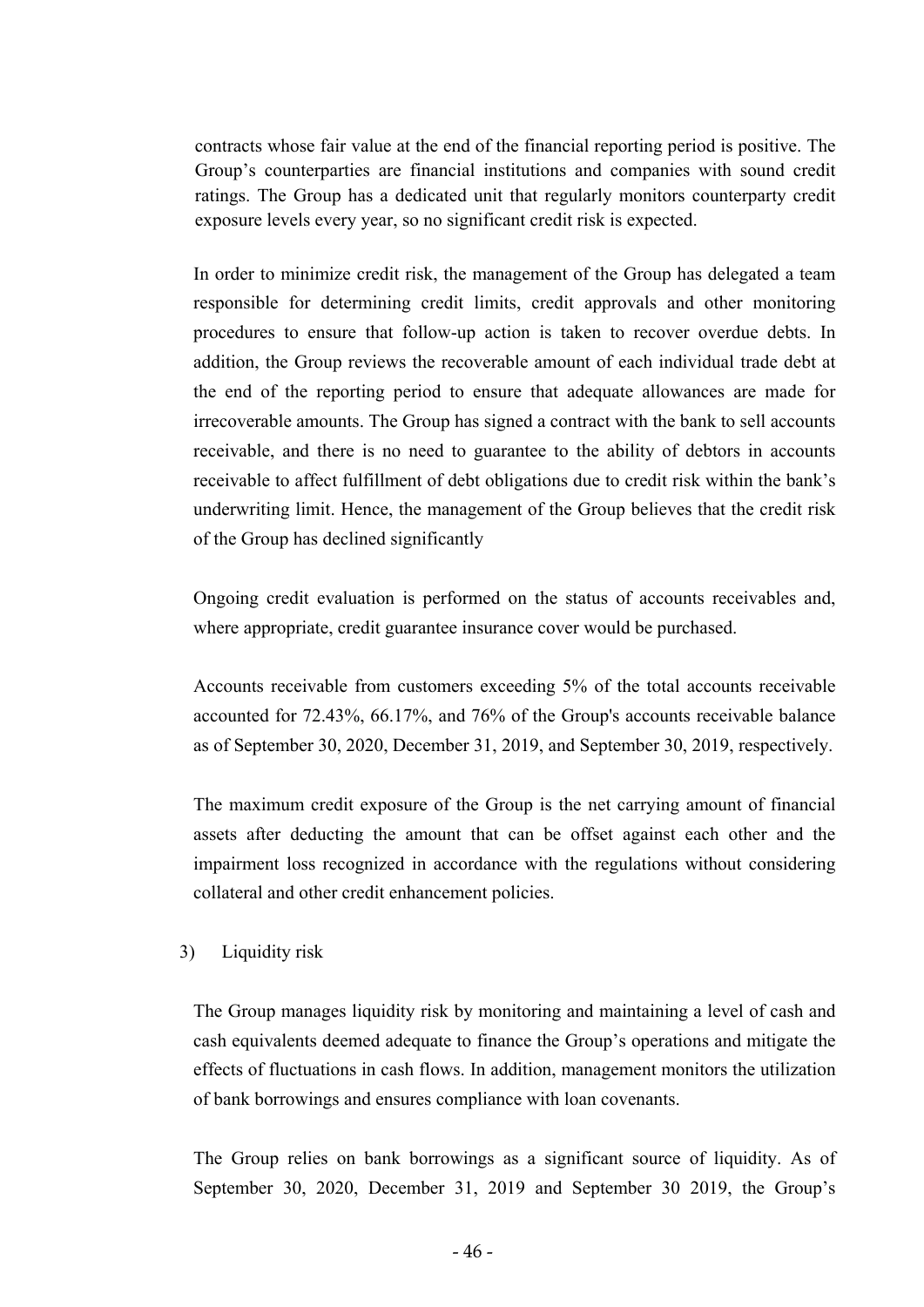contracts whose fair value at the end of the financial reporting period is positive. The Group's counterparties are financial institutions and companies with sound credit ratings. The Group has a dedicated unit that regularly monitors counterparty credit exposure levels every year, so no significant credit risk is expected.

In order to minimize credit risk, the management of the Group has delegated a team responsible for determining credit limits, credit approvals and other monitoring procedures to ensure that follow-up action is taken to recover overdue debts. In addition, the Group reviews the recoverable amount of each individual trade debt at the end of the reporting period to ensure that adequate allowances are made for irrecoverable amounts. The Group has signed a contract with the bank to sell accounts receivable, and there is no need to guarantee to the ability of debtors in accounts receivable to affect fulfillment of debt obligations due to credit risk within the bank's underwriting limit. Hence, the management of the Group believes that the credit risk of the Group has declined significantly

Ongoing credit evaluation is performed on the status of accounts receivables and, where appropriate, credit guarantee insurance cover would be purchased.

Accounts receivable from customers exceeding 5% of the total accounts receivable accounted for 72.43%, 66.17%, and 76% of the Group's accounts receivable balance as of September 30, 2020, December 31, 2019, and September 30, 2019, respectively.

The maximum credit exposure of the Group is the net carrying amount of financial assets after deducting the amount that can be offset against each other and the impairment loss recognized in accordance with the regulations without considering collateral and other credit enhancement policies.

3) Liquidity risk

The Group manages liquidity risk by monitoring and maintaining a level of cash and cash equivalents deemed adequate to finance the Group's operations and mitigate the effects of fluctuations in cash flows. In addition, management monitors the utilization of bank borrowings and ensures compliance with loan covenants.

The Group relies on bank borrowings as a significant source of liquidity. As of September 30, 2020, December 31, 2019 and September 30 2019, the Group's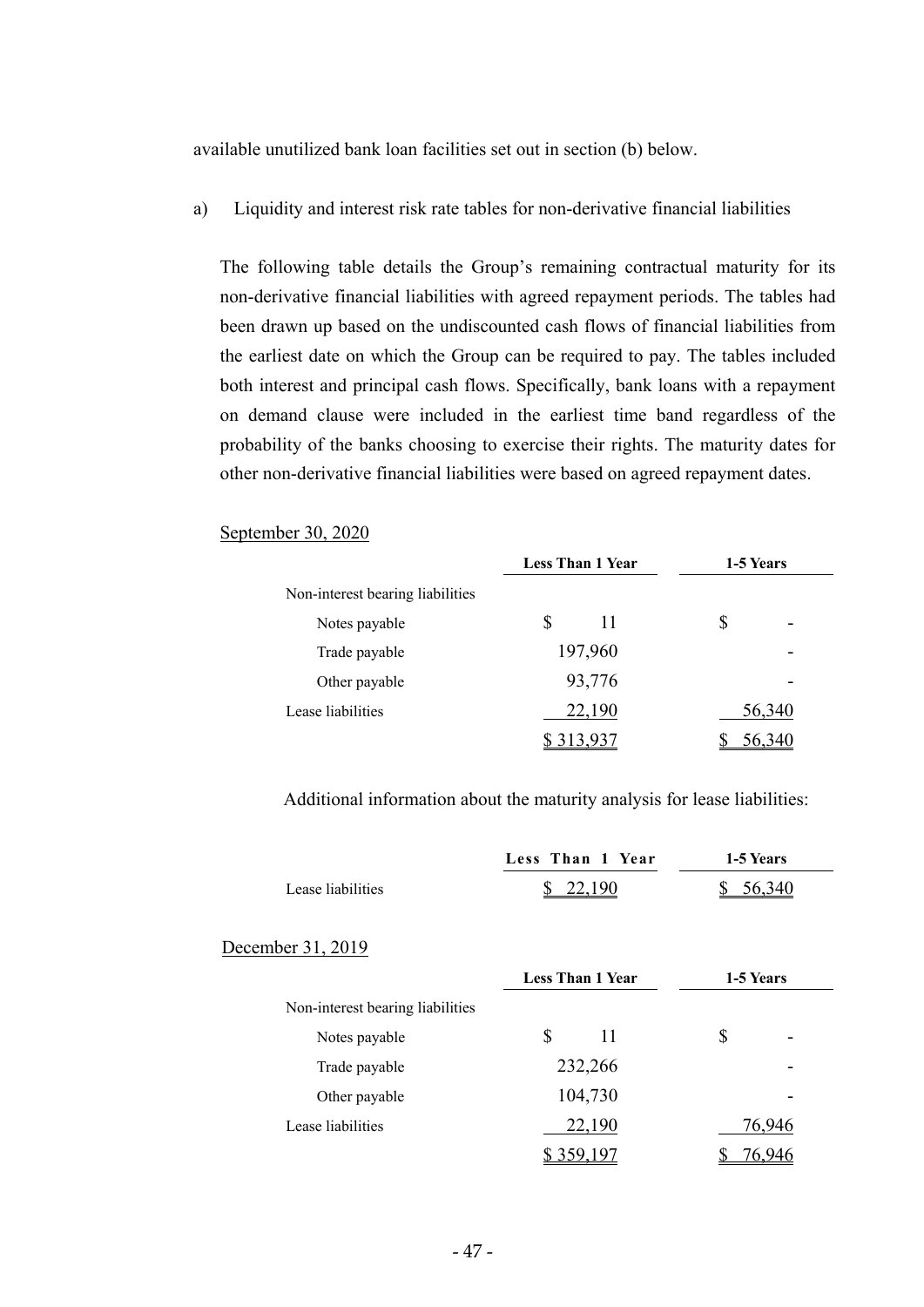available unutilized bank loan facilities set out in section (b) below.

a) Liquidity and interest risk rate tables for non-derivative financial liabilities

The following table details the Group's remaining contractual maturity for its non-derivative financial liabilities with agreed repayment periods. The tables had been drawn up based on the undiscounted cash flows of financial liabilities from the earliest date on which the Group can be required to pay. The tables included both interest and principal cash flows. Specifically, bank loans with a repayment on demand clause were included in the earliest time band regardless of the probability of the banks choosing to exercise their rights. The maturity dates for other non-derivative financial liabilities were based on agreed repayment dates.

September 30, 2020

| | Less Than 1 Year | 1-5 Years |
|---|---|---|
| Non-interest bearing liabilities | | |
| Notes payable | $ 11 | $ - |
| Trade payable | 197,960 | - |
| Other payable | 93,776 | - |
| Lease liabilities | 22,190 | 56,340 |
| | $ 313,937 | $ 56,340 |

Additional information about the maturity analysis for lease liabilities:

| | Less Than 1 Year | 1-5 Years |
|---|---|---|
| Lease liabilities | $ 22,190 | $ 56,340 |

December 31, 2019

| | Less Than 1 Year | 1-5 Years |
|---|---|---|
| Non-interest bearing liabilities | | |
| Notes payable | $ 11 | $ - |
| Trade payable | 232,266 | - |
| Other payable | 104,730 | - |
| Lease liabilities | 22,190 | 76,946 |
| | $ 359,197 | $ 76,946 |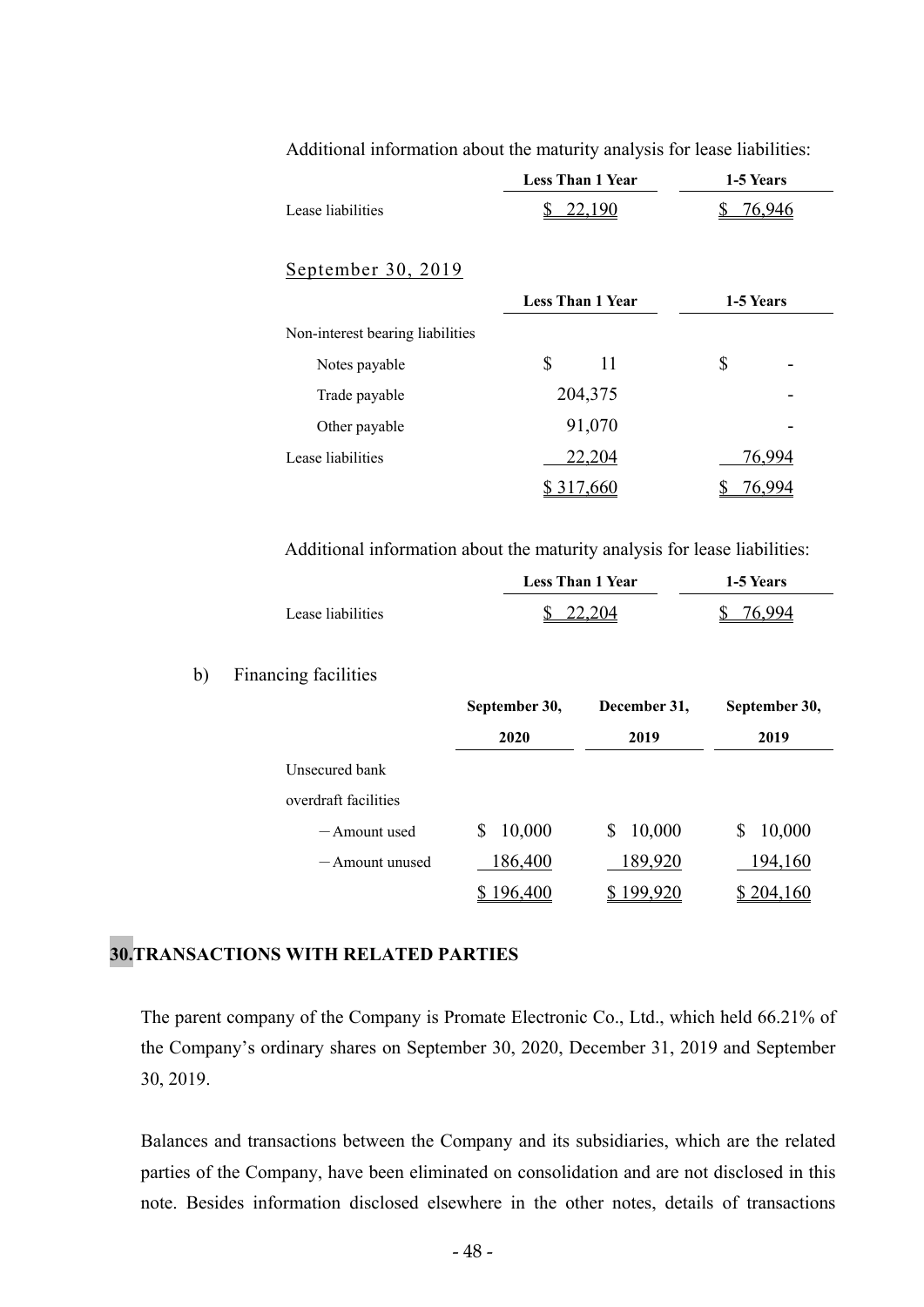Additional information about the maturity analysis for lease liabilities:

| | Less Than 1 Year | 1-5 Years |
|---|---|---|
| Lease liabilities | $ 22,190 | $ 76,946 |

September 30, 2019

| | Less Than 1 Year | 1-5 Years |
|---|---|---|
| Non-interest bearing liabilities | | |
| Notes payable | $ 11 | $ - |
| Trade payable | 204,375 | - |
| Other payable | 91,070 | - |
| Lease liabilities | 22,204 | 76,994 |
| | $ 317,660 | $ 76,994 |

Additional information about the maturity analysis for lease liabilities:

| | Less Than 1 Year | 1-5 Years |
|---|---|---|
| Lease liabilities | $ 22,204 | $ 76,994 |

b) Financing facilities

| | September 30, 2020 | December 31, 2019 | September 30, 2019 |
|---|---|---|---|
| Unsecured bank overdraft facilities | | | |
| －Amount used | $ 10,000 | $ 10,000 | $ 10,000 |
| －Amount unused | 186,400 | 189,920 | 194,160 |
| | $ 196,400 | $ 199,920 | $ 204,160 |

## 30. TRANSACTIONS WITH RELATED PARTIES

The parent company of the Company is Promate Electronic Co., Ltd., which held 66.21% of the Company's ordinary shares on September 30, 2020, December 31, 2019 and September 30, 2019.

Balances and transactions between the Company and its subsidiaries, which are the related parties of the Company, have been eliminated on consolidation and are not disclosed in this note. Besides information disclosed elsewhere in the other notes, details of transactions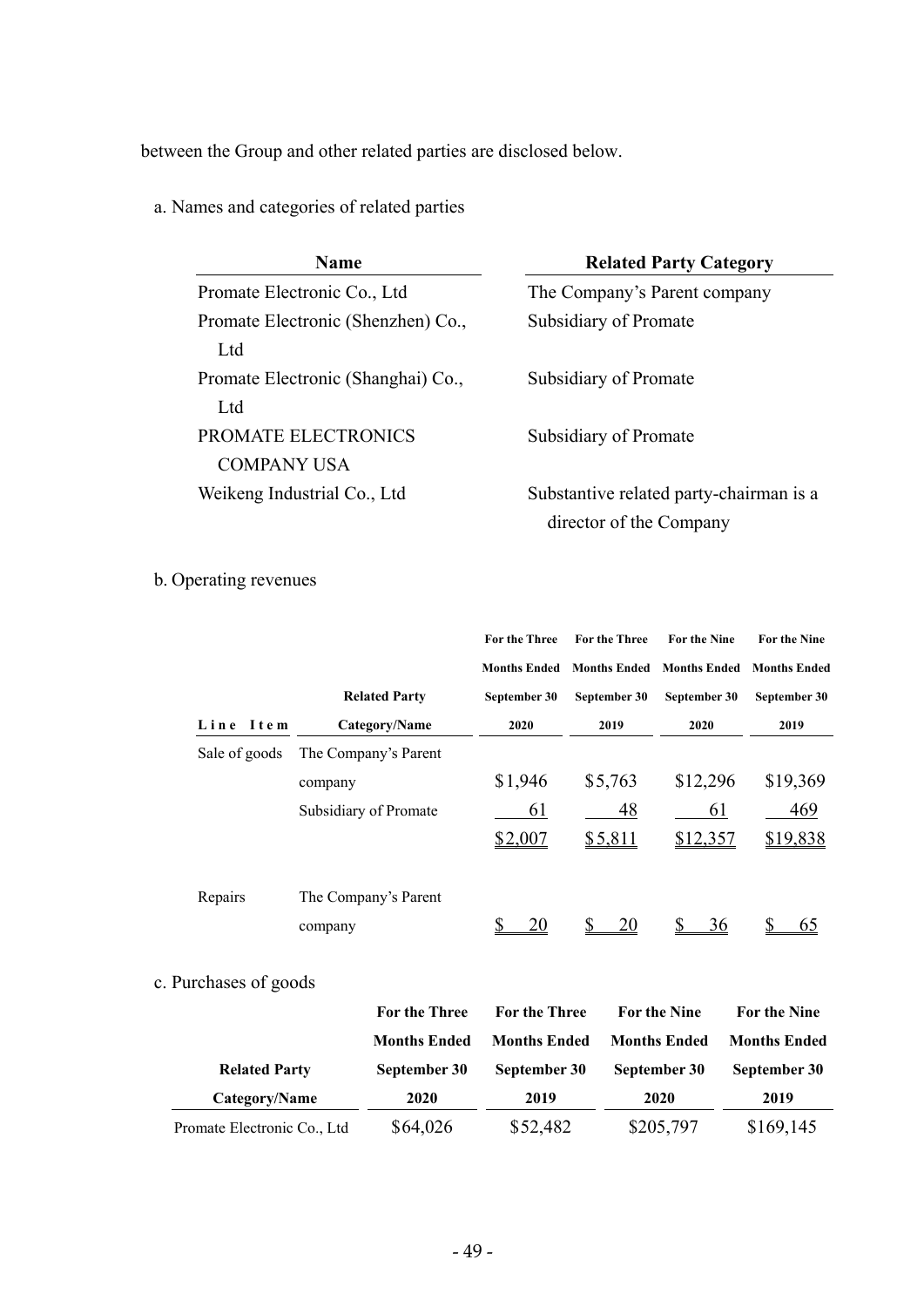between the Group and other related parties are disclosed below.

a. Names and categories of related parties

| Name | Related Party Category |
|---|---|
| Promate Electronic Co., Ltd | The Company's Parent company |
| Promate Electronic (Shenzhen) Co., Ltd | Subsidiary of Promate |
| Promate Electronic (Shanghai) Co., Ltd | Subsidiary of Promate |
| PROMATE ELECTRONICS COMPANY USA | Subsidiary of Promate |
| Weikeng Industrial Co., Ltd | Substantive related party-chairman is a director of the Company |

b. Operating revenues

| Line Item | Related Party Category/Name | For the Three Months Ended September 30 2020 | For the Three Months Ended September 30 2019 | For the Nine Months Ended September 30 2020 | For the Nine Months Ended September 30 2019 |
|---|---|---|---|---|---|
| Sale of goods | The Company's Parent company | $1,946 | $5,763 | $12,296 | $19,369 |
| | Subsidiary of Promate | 61 | 48 | 61 | 469 |
| | | $2,007 | $5,811 | $12,357 | $19,838 |
| Repairs | The Company's Parent company | $ 20 | $ 20 | $ 36 | $ 65 |

c. Purchases of goods

| Related Party Category/Name | For the Three Months Ended September 30 2020 | For the Three Months Ended September 30 2019 | For the Nine Months Ended September 30 2020 | For the Nine Months Ended September 30 2019 |
|---|---|---|---|---|
| Promate Electronic Co., Ltd | $64,026 | $52,482 | $205,797 | $169,145 |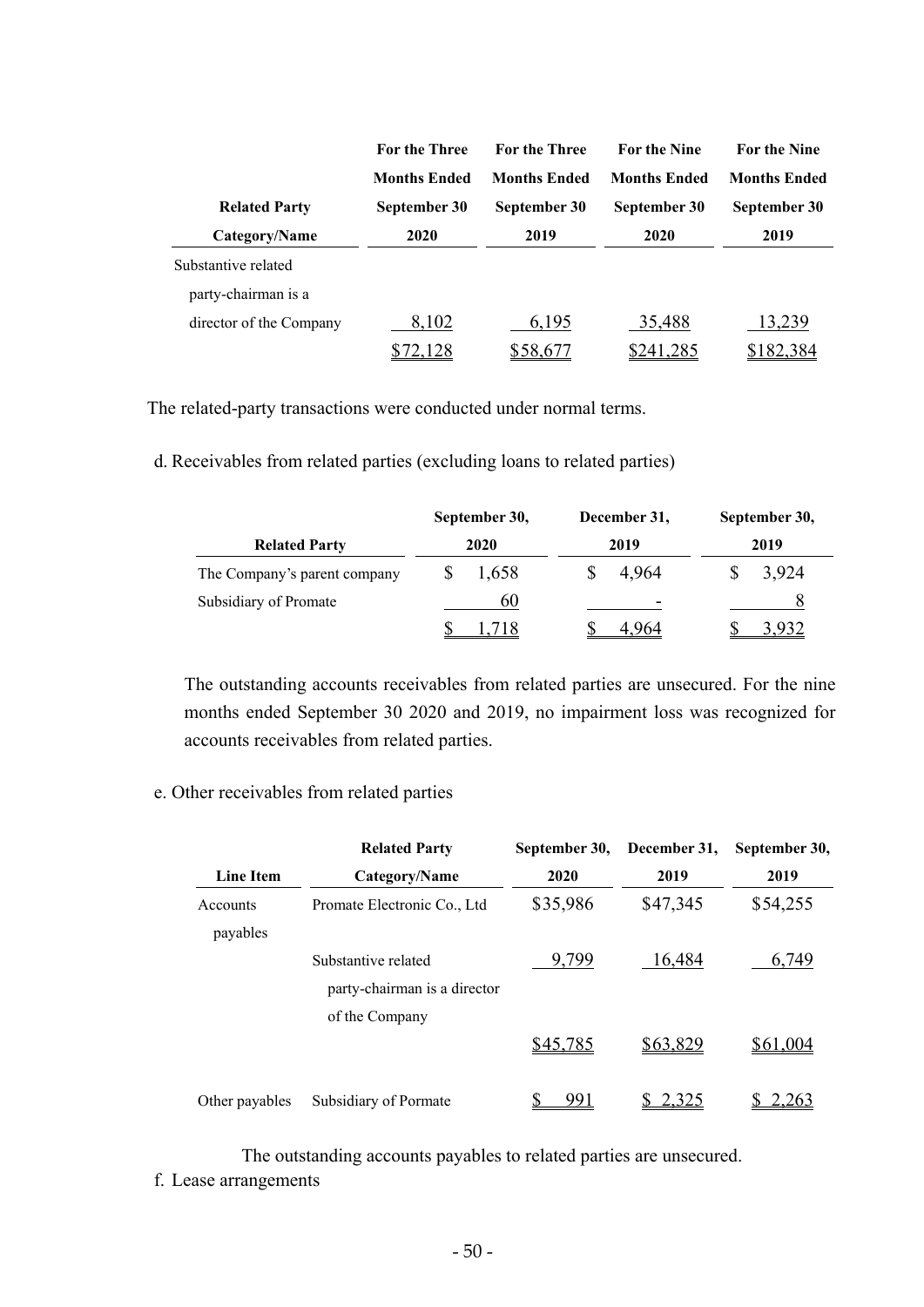| Related Party Category/Name | For the Three Months Ended September 30 2020 | For the Three Months Ended September 30 2019 | For the Nine Months Ended September 30 2020 | For the Nine Months Ended September 30 2019 |
|---|---|---|---|---|
| Substantive related party-chairman is a director of the Company | 8,102 | 6,195 | 35,488 | 13,239 |
| | $72,128 | $58,677 | $241,285 | $182,384 |

The related-party transactions were conducted under normal terms.

d. Receivables from related parties (excluding loans to related parties)

| Related Party | September 30, 2020 | December 31, 2019 | September 30, 2019 |
|---|---|---|---|
| The Company's parent company | $ 1,658 | $ 4,964 | $ 3,924 |
| Subsidiary of Promate | 60 | - | 8 |
| | $ 1,718 | $ 4,964 | $ 3,932 |

The outstanding accounts receivables from related parties are unsecured. For the nine months ended September 30 2020 and 2019, no impairment loss was recognized for accounts receivables from related parties.

e. Other receivables from related parties

| Line Item | Related Party Category/Name | September 30, 2020 | December 31, 2019 | September 30, 2019 |
|---|---|---|---|---|
| Accounts payables | Promate Electronic Co., Ltd | $35,986 | $47,345 | $54,255 |
| | Substantive related party-chairman is a director of the Company | 9,799 | 16,484 | 6,749 |
| | | $45,785 | $63,829 | $61,004 |
| Other payables | Subsidiary of Pormate | $ 991 | $ 2,325 | $ 2,263 |

The outstanding accounts payables to related parties are unsecured.

f. Lease arrangements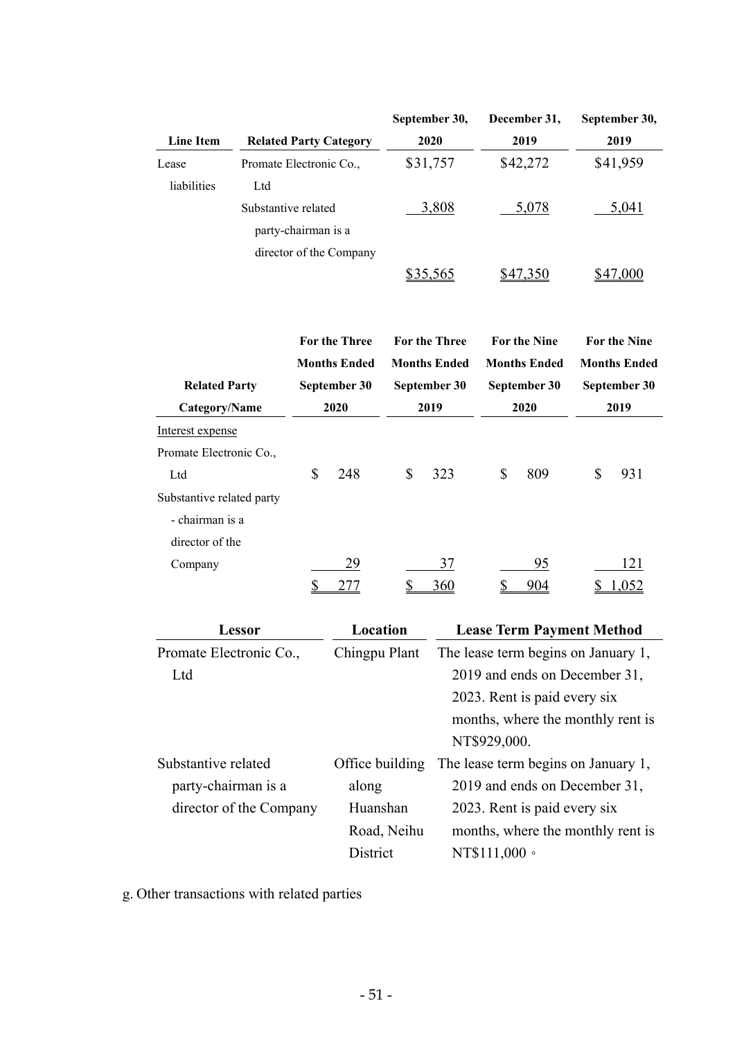| Line Item | Related Party Category | September 30, 2020 | December 31, 2019 | September 30, 2019 |
|---|---|---|---|---|
| Lease liabilities | Promate Electronic Co., Ltd | $31,757 | $42,272 | $41,959 |
| | Substantive related party-chairman is a director of the Company | 3,808 | 5,078 | 5,041 |
| | | $35,565 | $47,350 | $47,000 |

| Related Party Category/Name | For the Three Months Ended September 30 2020 | For the Three Months Ended September 30 2019 | For the Nine Months Ended September 30 2020 | For the Nine Months Ended September 30 2019 |
|---|---|---|---|---|
| Interest expense | | | | |
| Promate Electronic Co., Ltd | $ 248 | $ 323 | $ 809 | $ 931 |
| Substantive related party - chairman is a director of the Company | 29 | 37 | 95 | 121 |
| | $ 277 | $ 360 | $ 904 | $ 1,052 |

| Lessor | Location | Lease Term Payment Method |
|---|---|---|
| Promate Electronic Co., Ltd | Chingpu Plant | The lease term begins on January 1, 2019 and ends on December 31, 2023. Rent is paid every six months, where the monthly rent is NT$929,000. |
| Substantive related party-chairman is a director of the Company | Office building along Huanshan Road, Neihu District | The lease term begins on January 1, 2019 and ends on December 31, 2023. Rent is paid every six months, where the monthly rent is NT$111,000。 |

g. Other transactions with related parties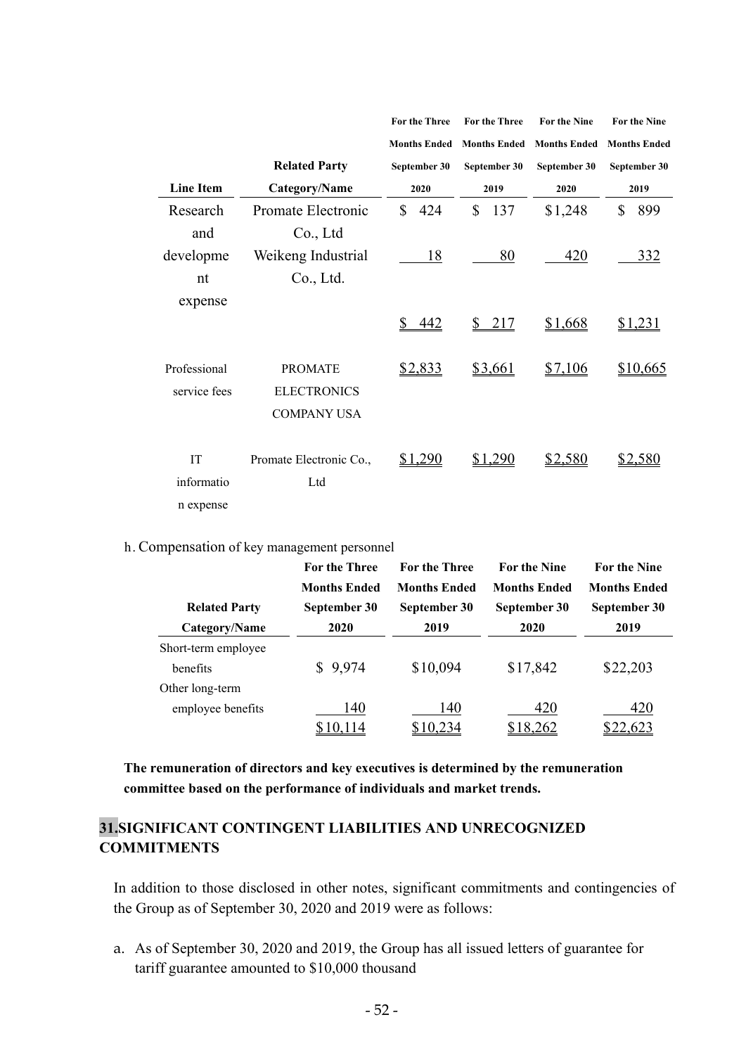| Line Item | Related Party Category/Name | For the Three Months Ended September 30 2020 | For the Three Months Ended September 30 2019 | For the Nine Months Ended September 30 2020 | For the Nine Months Ended September 30 2019 |
|---|---|---|---|---|---|
| Research and development expense | Promate Electronic Co., Ltd | $ 424 | $ 137 | $1,248 | $ 899 |
| | Weikeng Industrial Co., Ltd. | 18 | 80 | 420 | 332 |
| | | $ 442 | $ 217 | $1,668 | $1,231 |
| Professional service fees | PROMATE ELECTRONICS COMPANY USA | $2,833 | $3,661 | $7,106 | $10,665 |
| IT information expense | Promate Electronic Co., Ltd | $1,290 | $1,290 | $2,580 | $2,580 |

h. Compensation of key management personnel

| Related Party Category/Name | For the Three Months Ended September 30 2020 | For the Three Months Ended September 30 2019 | For the Nine Months Ended September 30 2020 | For the Nine Months Ended September 30 2019 |
|---|---|---|---|---|
| Short-term employee benefits | $ 9,974 | $10,094 | $17,842 | $22,203 |
| Other long-term employee benefits | 140 | 140 | 420 | 420 |
| | $10,114 | $10,234 | $18,262 | $22,623 |

**The remuneration of directors and key executives is determined by the remuneration committee based on the performance of individuals and market trends.**

## 31.SIGNIFICANT CONTINGENT LIABILITIES AND UNRECOGNIZED COMMITMENTS

In addition to those disclosed in other notes, significant commitments and contingencies of the Group as of September 30, 2020 and 2019 were as follows:

a. As of September 30, 2020 and 2019, the Group has all issued letters of guarantee for tariff guarantee amounted to $10,000 thousand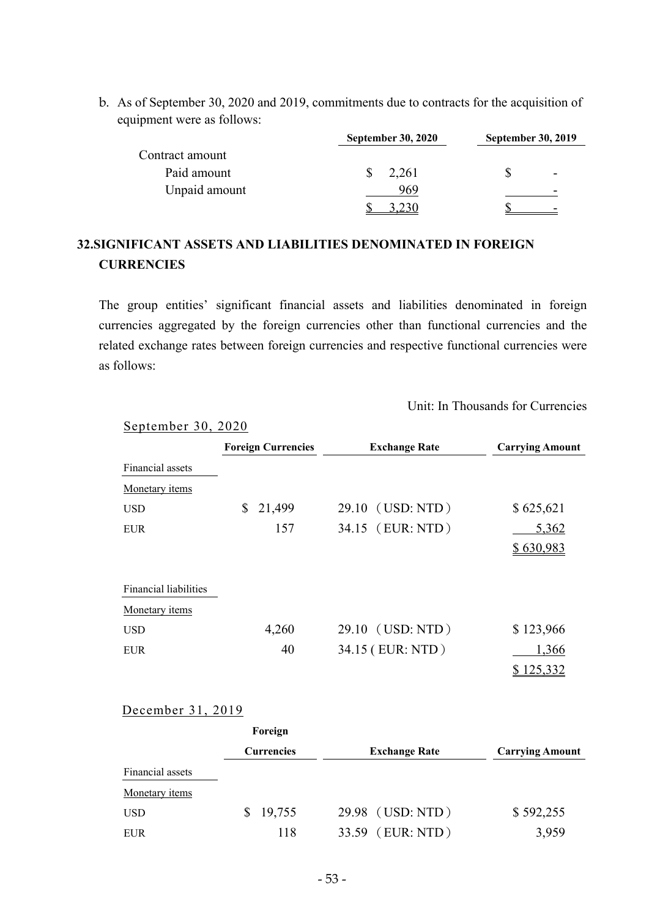b. As of September 30, 2020 and 2019, commitments due to contracts for the acquisition of equipment were as follows:

| | September 30, 2020 | September 30, 2019 |
|---|---|---|
| Contract amount | | |
| Paid amount | $ 2,261 | $ - |
| Unpaid amount | 969 | - |
| | $ 3,230 | $ - |

## 32.SIGNIFICANT ASSETS AND LIABILITIES DENOMINATED IN FOREIGN CURRENCIES

The group entities' significant financial assets and liabilities denominated in foreign currencies aggregated by the foreign currencies other than functional currencies and the related exchange rates between foreign currencies and respective functional currencies were as follows:

Unit: In Thousands for Currencies

September 30, 2020

| | Foreign Currencies | Exchange Rate | Carrying Amount |
|---|---|---|---|
| Financial assets | | | |
| Monetary items | | | |
| USD | $ 21,499 | 29.10 (USD: NTD) | $ 625,621 |
| EUR | 157 | 34.15 (EUR: NTD) | 5,362 |
| | | | $ 630,983 |
| Financial liabilities | | | |
| Monetary items | | | |
| USD | 4,260 | 29.10 (USD: NTD) | $ 123,966 |
| EUR | 40 | 34.15 ( EUR: NTD) | 1,366 |
| | | | $ 125,332 |

December 31, 2019

| | Foreign Currencies | Exchange Rate | Carrying Amount |
|---|---|---|---|
| Financial assets | | | |
| Monetary items | | | |
| USD | $ 19,755 | 29.98 (USD: NTD) | $ 592,255 |
| EUR | 118 | 33.59 (EUR: NTD) | 3,959 |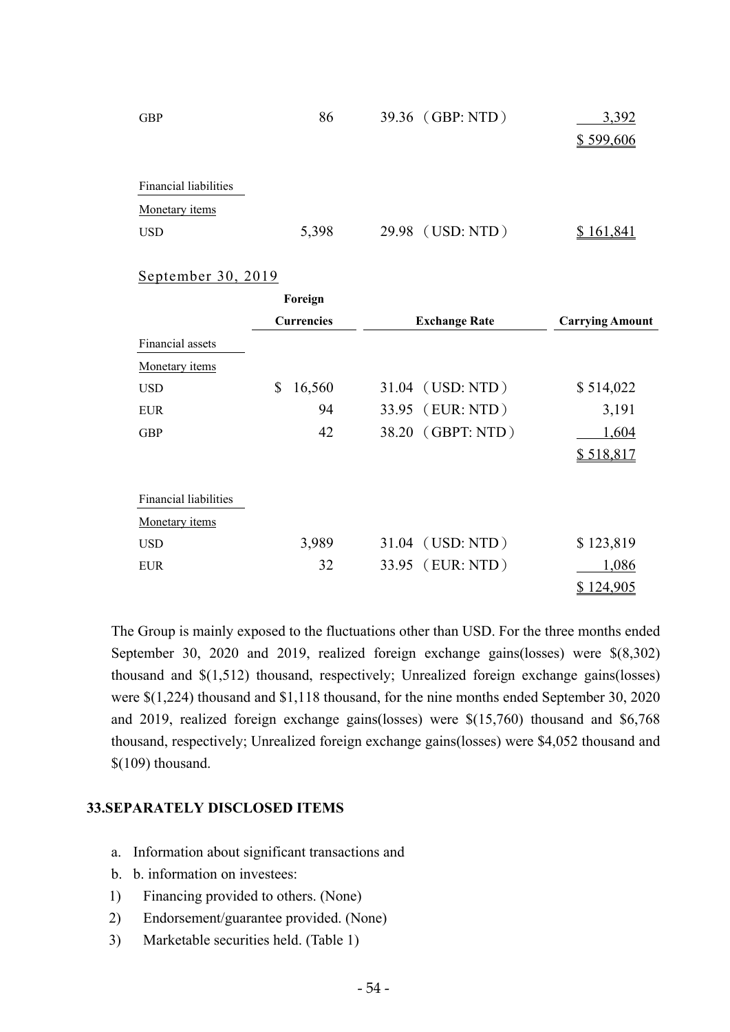| | | | |
|---|---|---|---|
| GBP | 86 | 39.36 （GBP: NTD） | 3,392 |
| | | | $ 599,606 |
| | | | |
| Financial liabilities | | | |
| Monetary items | | | |
| USD | 5,398 | 29.98 （USD: NTD） | $ 161,841 |

September 30, 2019

| | Foreign Currencies | Exchange Rate | Carrying Amount |
|---|---|---|---|
| Financial assets | | | |
| Monetary items | | | |
| USD | $ 16,560 | 31.04 （USD: NTD） | $ 514,022 |
| EUR | 94 | 33.95 （EUR: NTD） | 3,191 |
| GBP | 42 | 38.20 （GBPT: NTD） | 1,604 |
| | | | $ 518,817 |
| | | | |
| Financial liabilities | | | |
| Monetary items | | | |
| USD | 3,989 | 31.04 （USD: NTD） | $ 123,819 |
| EUR | 32 | 33.95 （EUR: NTD） | 1,086 |
| | | | $ 124,905 |

The Group is mainly exposed to the fluctuations other than USD. For the three months ended September 30, 2020 and 2019, realized foreign exchange gains(losses) were $(8,302) thousand and $(1,512) thousand, respectively; Unrealized foreign exchange gains(losses) were $(1,224) thousand and $1,118 thousand, for the nine months ended September 30, 2020 and 2019, realized foreign exchange gains(losses) were $(15,760) thousand and $6,768 thousand, respectively; Unrealized foreign exchange gains(losses) were $4,052 thousand and $(109) thousand.

## 33.SEPARATELY DISCLOSED ITEMS

a. Information about significant transactions and

b. b. information on investees:

1) Financing provided to others. (None)

2) Endorsement/guarantee provided. (None)

3) Marketable securities held. (Table 1)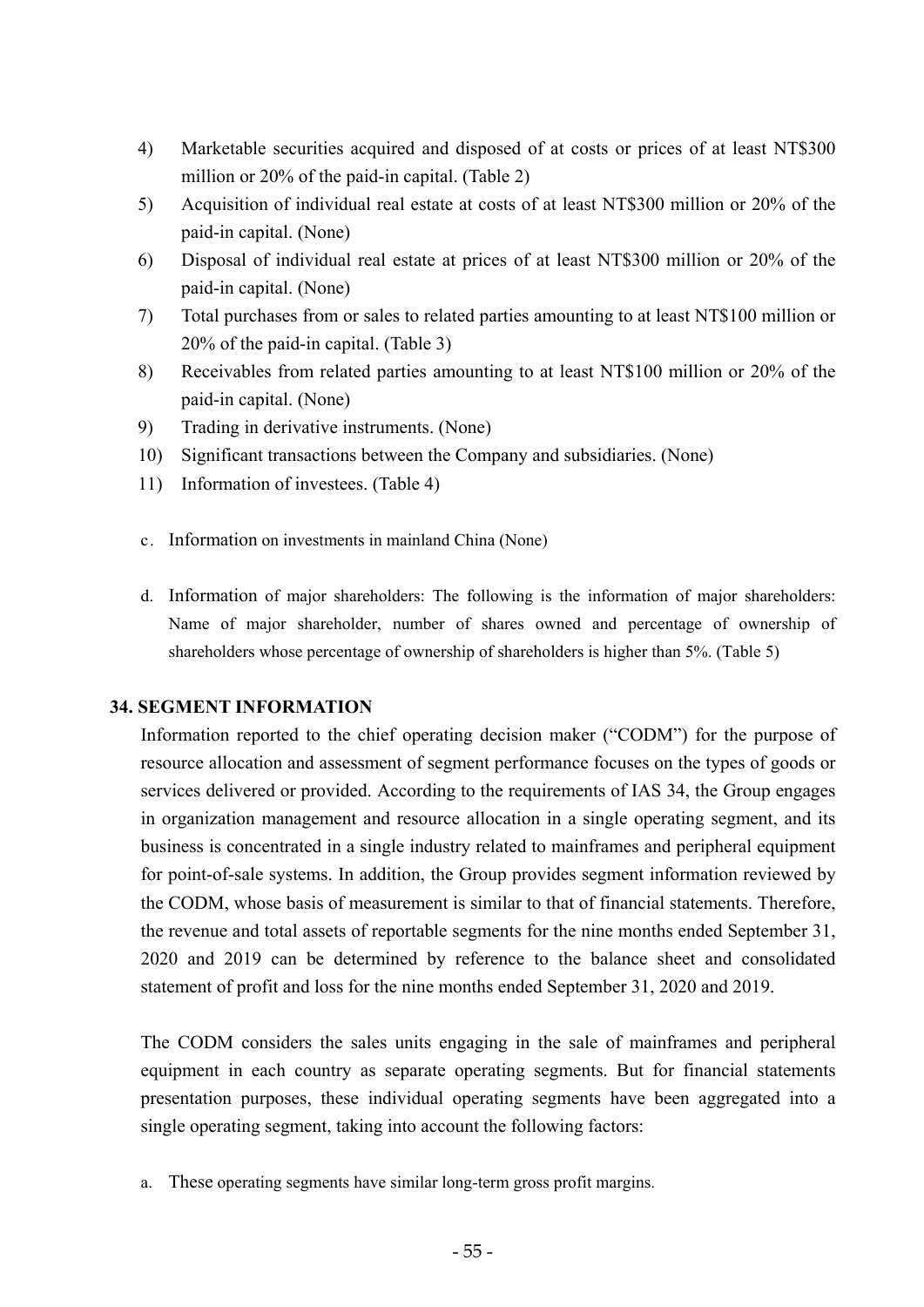4) Marketable securities acquired and disposed of at costs or prices of at least NT$300 million or 20% of the paid-in capital. (Table 2)
5) Acquisition of individual real estate at costs of at least NT$300 million or 20% of the paid-in capital. (None)
6) Disposal of individual real estate at prices of at least NT$300 million or 20% of the paid-in capital. (None)
7) Total purchases from or sales to related parties amounting to at least NT$100 million or 20% of the paid-in capital. (Table 3)
8) Receivables from related parties amounting to at least NT$100 million or 20% of the paid-in capital. (None)
9) Trading in derivative instruments. (None)
10) Significant transactions between the Company and subsidiaries. (None)
11) Information of investees. (Table 4)

c. Information on investments in mainland China (None)

d. Information of major shareholders: The following is the information of major shareholders: Name of major shareholder, number of shares owned and percentage of ownership of shareholders whose percentage of ownership of shareholders is higher than 5%. (Table 5)

## 34. SEGMENT INFORMATION

Information reported to the chief operating decision maker ("CODM") for the purpose of resource allocation and assessment of segment performance focuses on the types of goods or services delivered or provided. According to the requirements of IAS 34, the Group engages in organization management and resource allocation in a single operating segment, and its business is concentrated in a single industry related to mainframes and peripheral equipment for point-of-sale systems. In addition, the Group provides segment information reviewed by the CODM, whose basis of measurement is similar to that of financial statements. Therefore, the revenue and total assets of reportable segments for the nine months ended September 31, 2020 and 2019 can be determined by reference to the balance sheet and consolidated statement of profit and loss for the nine months ended September 31, 2020 and 2019.

The CODM considers the sales units engaging in the sale of mainframes and peripheral equipment in each country as separate operating segments. But for financial statements presentation purposes, these individual operating segments have been aggregated into a single operating segment, taking into account the following factors:

a. These operating segments have similar long-term gross profit margins.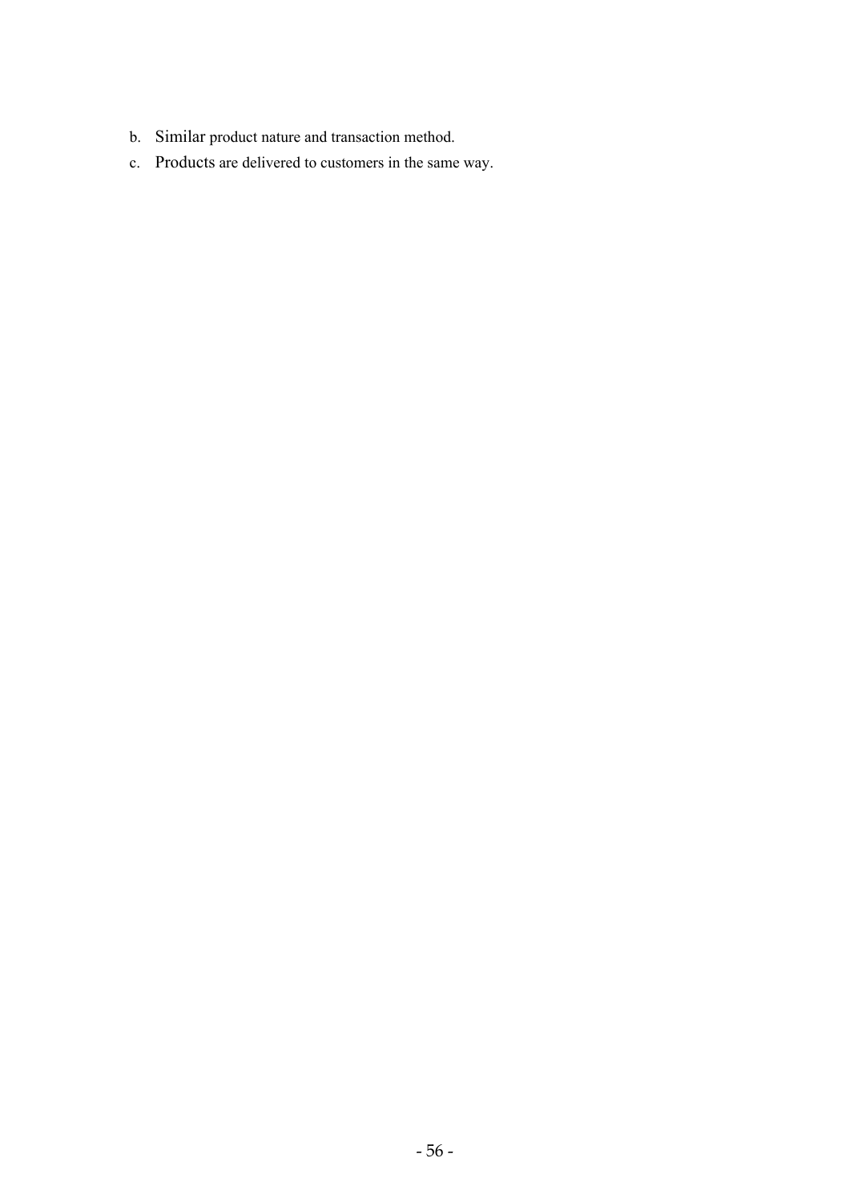b. Similar product nature and transaction method.
c. Products are delivered to customers in the same way.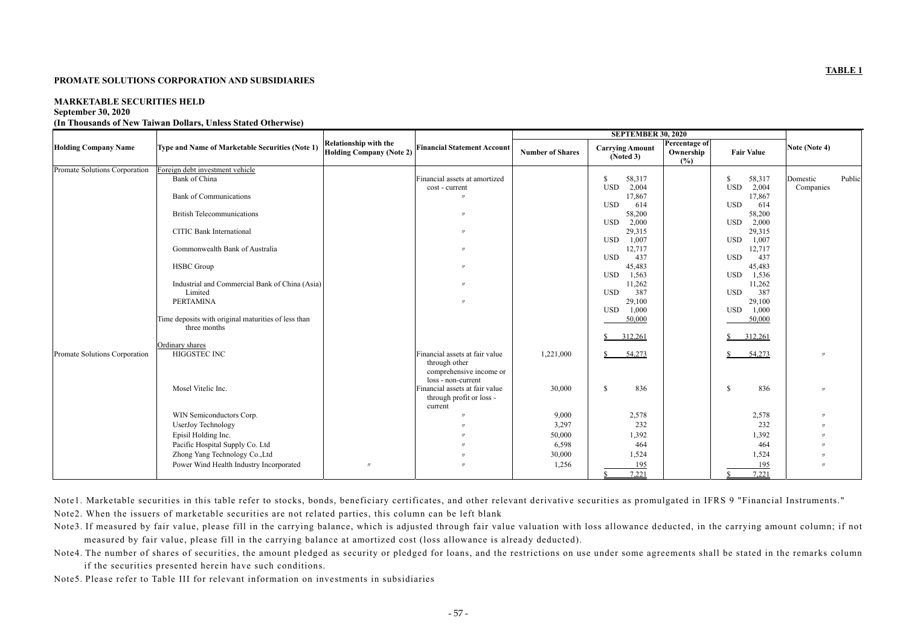**TABLE 1**

**PROMATE SOLUTIONS CORPORATION AND SUBSIDIARIES**

**MARKETABLE SECURITIES HELD**
**September 30, 2020**
**(In Thousands of New Taiwan Dollars, Unless Stated Otherwise)**

| Holding Company Name | Type and Name of Marketable Securities (Note 1) | Relationship with the Holding Company (Note 2) | Financial Statement Account | SEPTEMBER 30, 2020 | | | | Note (Note 4) |
|---|---|---|---|---|---|---|---|---|
| | | | | Number of Shares | Carrying Amount (Noted 3) | Percentage of Ownership (%) | Fair Value | |
| Promate Solutions Corporation | Foreign debt investment vehicle | | | | | | | |
| | Bank of China | | Financial assets at amortized cost - current | | $ 58,317 USD 2,004 | | $ 58,317 USD 2,004 | Domestic Public Companies |
| | Bank of Communications | | 〃 | | 17,867 USD 614 | | 17,867 USD 614 | |
| | British Telecommunications | | 〃 | | 58,200 USD 2,000 | | 58,200 USD 2,000 | |
| | CITIC Bank International | | 〃 | | 29,315 USD 1,007 | | 29,315 USD 1,007 | |
| | Gommonwealth Bank of Australia | | 〃 | | 12,717 USD 437 | | 12,717 USD 437 | |
| | HSBC Group | | 〃 | | 45,483 USD 1,563 | | 45,483 USD 1,536 | |
| | Industrial and Commercial Bank of China (Asia) Limited | | 〃 | | 11,262 USD 387 | | 11,262 USD 387 | |
| | PERTAMINA | | 〃 | | 29,100 USD 1,000 | | 29,100 USD 1,000 | |
| | Time deposits with original maturities of less than three months | | | | 50,000 | | 50,000 | |
| | | | | | $ 312,261 | | $ 312,261 | |
| | Ordinary shares | | | | | | | |
| Promate Solutions Corporation | HIGGSTEC INC | | Financial assets at fair value through other comprehensive income or loss - non-current | 1,221,000 | $ 54,273 | | $ 54,273 | 〃 |
| | Mosel Vitelic Inc. | | Financial assets at fair value through profit or loss - current | 30,000 | $ 836 | | $ 836 | 〃 |
| | WIN Semiconductors Corp. | | 〃 | 9,000 | 2,578 | | 2,578 | 〃 |
| | UserJoy Technology | | 〃 | 3,297 | 232 | | 232 | 〃 |
| | Episil Holding Inc. | | 〃 | 50,000 | 1,392 | | 1,392 | 〃 |
| | Pacific Hospital Supply Co. Ltd | | 〃 | 6,598 | 464 | | 464 | 〃 |
| | Zhong Yang Technology Co.,Ltd | | 〃 | 30,000 | 1,524 | | 1,524 | 〃 |
| | Power Wind Health Industry Incorporated | 〃 | 〃 | 1,256 | 195 | | 195 | 〃 |
| | | | | | $ 7,221 | | $ 7,221 | |

Note1. Marketable securities in this table refer to stocks, bonds, beneficiary certificates, and other relevant derivative securities as promulgated in IFRS 9 "Financial Instruments."

Note2. When the issuers of marketable securities are not related parties, this column can be left blank

Note3. If measured by fair value, please fill in the carrying balance, which is adjusted through fair value valuation with loss allowance deducted, in the carrying amount column; if not measured by fair value, please fill in the carrying balance at amortized cost (loss allowance is already deducted).

Note4. The number of shares of securities, the amount pledged as security or pledged for loans, and the restrictions on use under some agreements shall be stated in the remarks column if the securities presented herein have such conditions.

Note5. Please refer to Table III for relevant information on investments in subsidiaries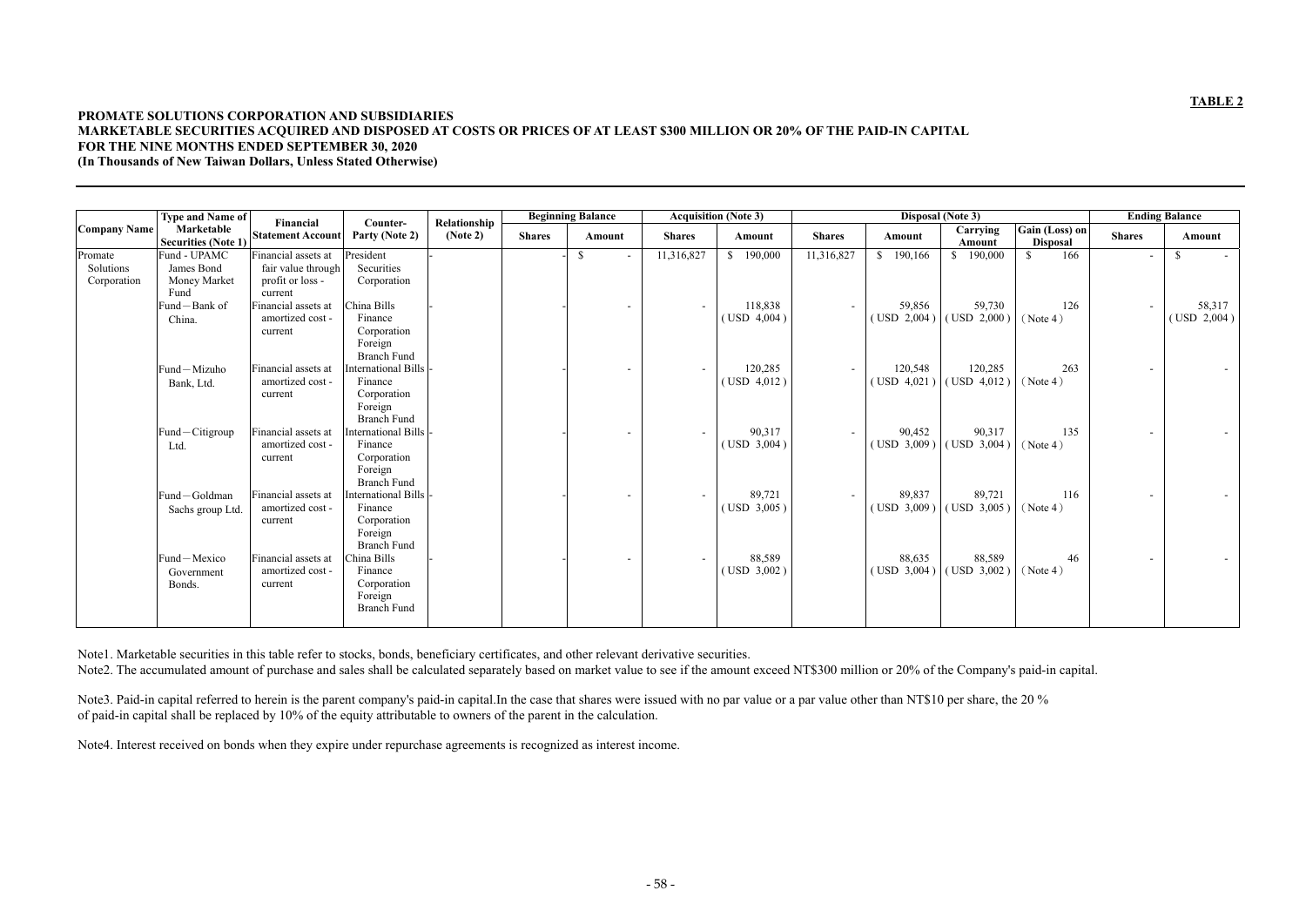**TABLE 2**

**PROMATE SOLUTIONS CORPORATION AND SUBSIDIARIES**
**MARKETABLE SECURITIES ACQUIRED AND DISPOSED AT COSTS OR PRICES OF AT LEAST $300 MILLION OR 20% OF THE PAID-IN CAPITAL**
**FOR THE NINE MONTHS ENDED SEPTEMBER 30, 2020**
**(In Thousands of New Taiwan Dollars, Unless Stated Otherwise)**

| Company Name | Type and Name of Marketable Securities (Note 1) | Financial Statement Account | Counter-Party (Note 2) | Relationship (Note 2) | Beginning Balance | | Acquisition (Note 3) | | Disposal (Note 3) | | | | Ending Balance | |
|---|---|---|---|---|---|---|---|---|---|---|---|---|---|---|
| | | | | | Shares | Amount | Shares | Amount | Shares | Amount | Carrying Amount | Gain (Loss) on Disposal | Shares | Amount |
| Promate Solutions Corporation | Fund - UPAMC James Bond Money Market Fund | Financial assets at fair value through profit or loss - current | President Securities Corporation | - | - | $ - | 11,316,827 | $ 190,000 | 11,316,827 | $ 190,166 | $ 190,000 | $ 166 | - | $ - |
| | Fund－Bank of China. | Financial assets at amortized cost - current | China Bills Finance Corporation Foreign Branch Fund | - | - | - | - | 118,838 (USD 4,004) | - | 59,856 (USD 2,004) | 59,730 (USD 2,000) | 126 (Note 4) | - | 58,317 (USD 2,004) |
| | Fund－Mizuho Bank, Ltd. | Financial assets at amortized cost - current | International Bills Finance Corporation Foreign Branch Fund | - | - | - | - | 120,285 (USD 4,012) | - | 120,548 (USD 4,021) | 120,285 (USD 4,012) | 263 (Note 4) | - | - |
| | Fund－Citigroup Ltd. | Financial assets at amortized cost - current | International Bills Finance Corporation Foreign Branch Fund | - | - | - | - | 90,317 (USD 3,004) | - | 90,452 (USD 3,009) | 90,317 (USD 3,004) | 135 (Note 4) | - | - |
| | Fund－Goldman Sachs group Ltd. | Financial assets at amortized cost - current | International Bills Finance Corporation Foreign Branch Fund | - | - | - | - | 89,721 (USD 3,005) | - | 89,837 (USD 3,009) | 89,721 (USD 3,005) | 116 (Note 4) | - | - |
| | Fund－Mexico Government Bonds. | Financial assets at amortized cost - current | China Bills Finance Corporation Foreign Branch Fund | - | - | - | - | 88,589 (USD 3,002) | | 88,635 (USD 3,004) | 88,589 (USD 3,002) | 46 (Note 4) | - | - |

Note1. Marketable securities in this table refer to stocks, bonds, beneficiary certificates, and other relevant derivative securities.

Note2. The accumulated amount of purchase and sales shall be calculated separately based on market value to see if the amount exceed NT$300 million or 20% of the Company's paid-in capital.

Note3. Paid-in capital referred to herein is the parent company's paid-in capital.In the case that shares were issued with no par value or a par value other than NT$10 per share, the 20 % of paid-in capital shall be replaced by 10% of the equity attributable to owners of the parent in the calculation.

Note4. Interest received on bonds when they expire under repurchase agreements is recognized as interest income.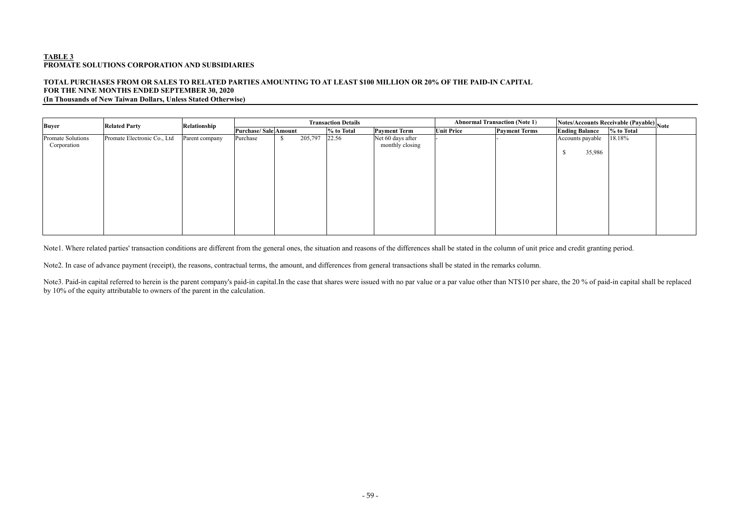**TABLE 3**
**PROMATE SOLUTIONS CORPORATION AND SUBSIDIARIES**

**TOTAL PURCHASES FROM OR SALES TO RELATED PARTIES AMOUNTING TO AT LEAST $100 MILLION OR 20% OF THE PAID-IN CAPITAL**
**FOR THE NINE MONTHS ENDED SEPTEMBER 30, 2020**
**(In Thousands of New Taiwan Dollars, Unless Stated Otherwise)**

| Buyer | Related Party | Relationship | Transaction Details | | | | Abnormal Transaction (Note 1) | | Notes/Accounts Receivable (Payable) | | Note |
|---|---|---|---|---|---|---|---|---|---|---|---|
| | | | Purchase/ Sale | Amount | % to Total | Payment Term | Unit Price | Payment Terms | Ending Balance | % to Total | |
| Promate Solutions Corporation | Promate Electronic Co., Ltd | Parent company | Purchase | $ 205,797 | 22.56 | Net 60 days after monthly closing | - | - | Accounts payable $ 35,986 | 18.18% | |

Note1. Where related parties' transaction conditions are different from the general ones, the situation and reasons of the differences shall be stated in the column of unit price and credit granting period.

Note2. In case of advance payment (receipt), the reasons, contractual terms, the amount, and differences from general transactions shall be stated in the remarks column.

Note3. Paid-in capital referred to herein is the parent company's paid-in capital.In the case that shares were issued with no par value or a par value other than NT$10 per share, the 20 % of paid-in capital shall be replaced by 10% of the equity attributable to owners of the parent in the calculation.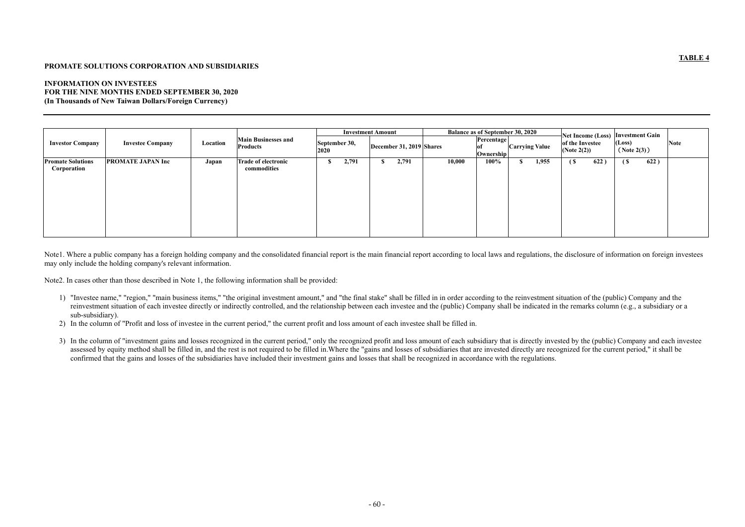**TABLE 4**

**PROMATE SOLUTIONS CORPORATION AND SUBSIDIARIES**

**INFORMATION ON INVESTEES**
**FOR THE NINE MONTHS ENDED SEPTEMBER 30, 2020**
**(In Thousands of New Taiwan Dollars/Foreign Currency)**

| Investor Company | Investee Company | Location | Main Businesses and Products | Investment Amount | | Balance as of September 30, 2020 | | | Net Income (Loss) of the Investee (Note 2(2)) | Investment Gain (Loss) (Note 2(3)) | Note |
|---|---|---|---|---|---|---|---|---|---|---|---|
| | | | | September 30, 2020 | December 31, 2019 | Shares | Percentage of Ownership | Carrying Value | | | |
| Promate Solutions Corporation | PROMATE JAPAN Inc | Japan | Trade of electronic commodities | $ 2,791 | $ 2,791 | 10,000 | 100% | $ 1,955 | ( $ 622 ) | ( $ 622 ) | |

Note1. Where a public company has a foreign holding company and the consolidated financial report is the main financial report according to local laws and regulations, the disclosure of information on foreign investees may only include the holding company's relevant information.

Note2. In cases other than those described in Note 1, the following information shall be provided:

1) "Investee name," "region," "main business items," "the original investment amount," and "the final stake" shall be filled in in order according to the reinvestment situation of the (public) Company and the reinvestment situation of each investee directly or indirectly controlled, and the relationship between each investee and the (public) Company shall be indicated in the remarks column (e.g., a subsidiary or a sub-subsidiary).
2) In the column of "Profit and loss of investee in the current period," the current profit and loss amount of each investee shall be filled in.
3) In the column of "investment gains and losses recognized in the current period," only the recognized profit and loss amount of each subsidiary that is directly invested by the (public) Company and each investee assessed by equity method shall be filled in, and the rest is not required to be filled in.Where the "gains and losses of subsidiaries that are invested directly are recognized for the current period," it shall be confirmed that the gains and losses of the subsidiaries have included their investment gains and losses that shall be recognized in accordance with the regulations.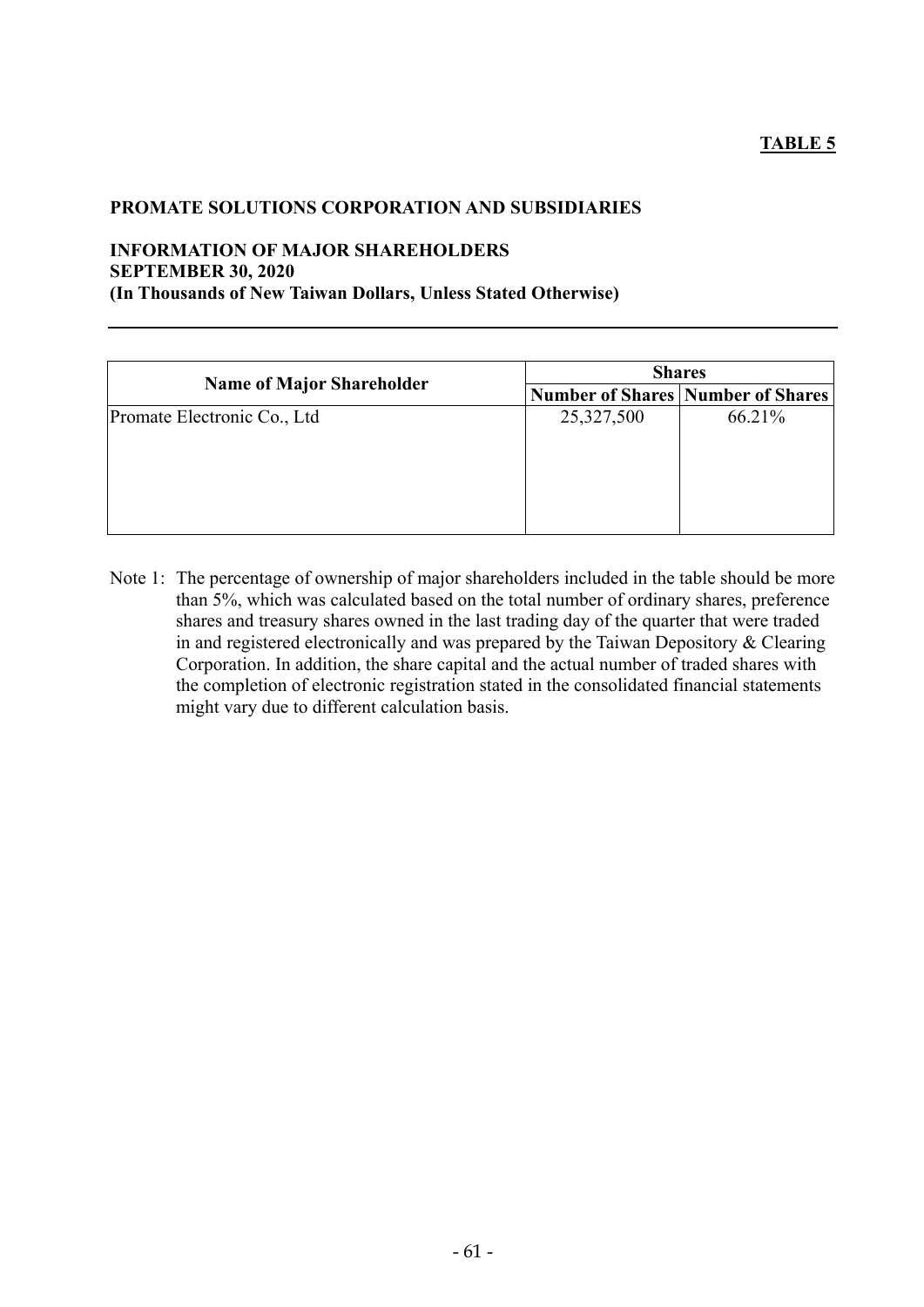**TABLE 5**

**PROMATE SOLUTIONS CORPORATION AND SUBSIDIARIES**

**INFORMATION OF MAJOR SHAREHOLDERS**
**SEPTEMBER 30, 2020**
**(In Thousands of New Taiwan Dollars, Unless Stated Otherwise)**

| Name of Major Shareholder | Shares | |
|---|---|---|
| | Number of Shares | Number of Shares |
| Promate Electronic Co., Ltd | 25,327,500 | 66.21% |

Note 1: The percentage of ownership of major shareholders included in the table should be more than 5%, which was calculated based on the total number of ordinary shares, preference shares and treasury shares owned in the last trading day of the quarter that were traded in and registered electronically and was prepared by the Taiwan Depository & Clearing Corporation. In addition, the share capital and the actual number of traded shares with the completion of electronic registration stated in the consolidated financial statements might vary due to different calculation basis.